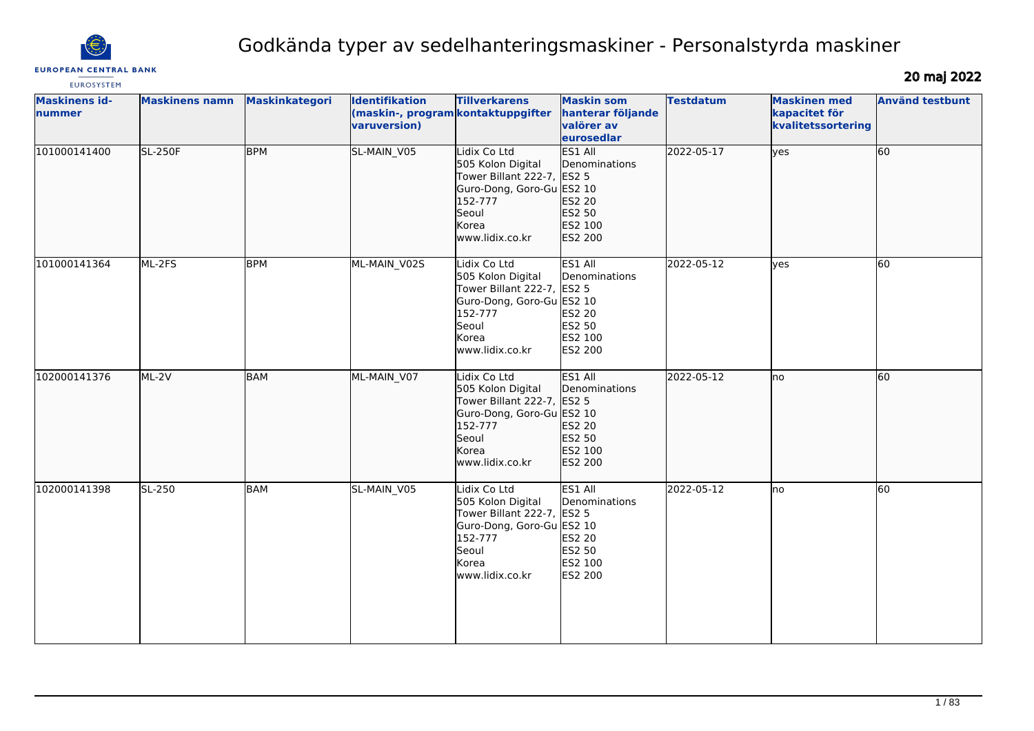# Godkända typer av sedelhanteringsmaskiner - Personalstyrda maskiner

EUROPEAN CENTRAL BANK
EUROSYSTEM

**20 maj 2022**

| Maskinens id-nummer | Maskinens namn | Maskinkategori | Identifikation (maskin-, programvaruversion) | Tillverkarens kontaktuppgifter | Maskin som hanterar följande valörer av eurosedlar | Testdatum | Maskinen med kapacitet för kvalitetssortering | Använd testbunt |
|---|---|---|---|---|---|---|---|---|
| 101000141400 | SL-250F | BPM | SL-MAIN_V05 | Lidix Co Ltd<br>505 Kolon Digital Tower Billant 222-7, Guro-Dong, Goro-Gu 152-777<br>Seoul<br>Korea<br>www.lidix.co.kr | ES1 All Denominations<br>ES2 5<br>ES2 10<br>ES2 20<br>ES2 50<br>ES2 100<br>ES2 200 | 2022-05-17 | yes | 60 |
| 101000141364 | ML-2FS | BPM | ML-MAIN_V02S | Lidix Co Ltd<br>505 Kolon Digital Tower Billant 222-7, Guro-Dong, Goro-Gu 152-777<br>Seoul<br>Korea<br>www.lidix.co.kr | ES1 All Denominations<br>ES2 5<br>ES2 10<br>ES2 20<br>ES2 50<br>ES2 100<br>ES2 200 | 2022-05-12 | yes | 60 |
| 102000141376 | ML-2V | BAM | ML-MAIN_V07 | Lidix Co Ltd<br>505 Kolon Digital Tower Billant 222-7, Guro-Dong, Goro-Gu 152-777<br>Seoul<br>Korea<br>www.lidix.co.kr | ES1 All Denominations<br>ES2 5<br>ES2 10<br>ES2 20<br>ES2 50<br>ES2 100<br>ES2 200 | 2022-05-12 | no | 60 |
| 102000141398 | SL-250 | BAM | SL-MAIN_V05 | Lidix Co Ltd<br>505 Kolon Digital Tower Billant 222-7, Guro-Dong, Goro-Gu 152-777<br>Seoul<br>Korea<br>www.lidix.co.kr | ES1 All Denominations<br>ES2 5<br>ES2 10<br>ES2 20<br>ES2 50<br>ES2 100<br>ES2 200 | 2022-05-12 | no | 60 |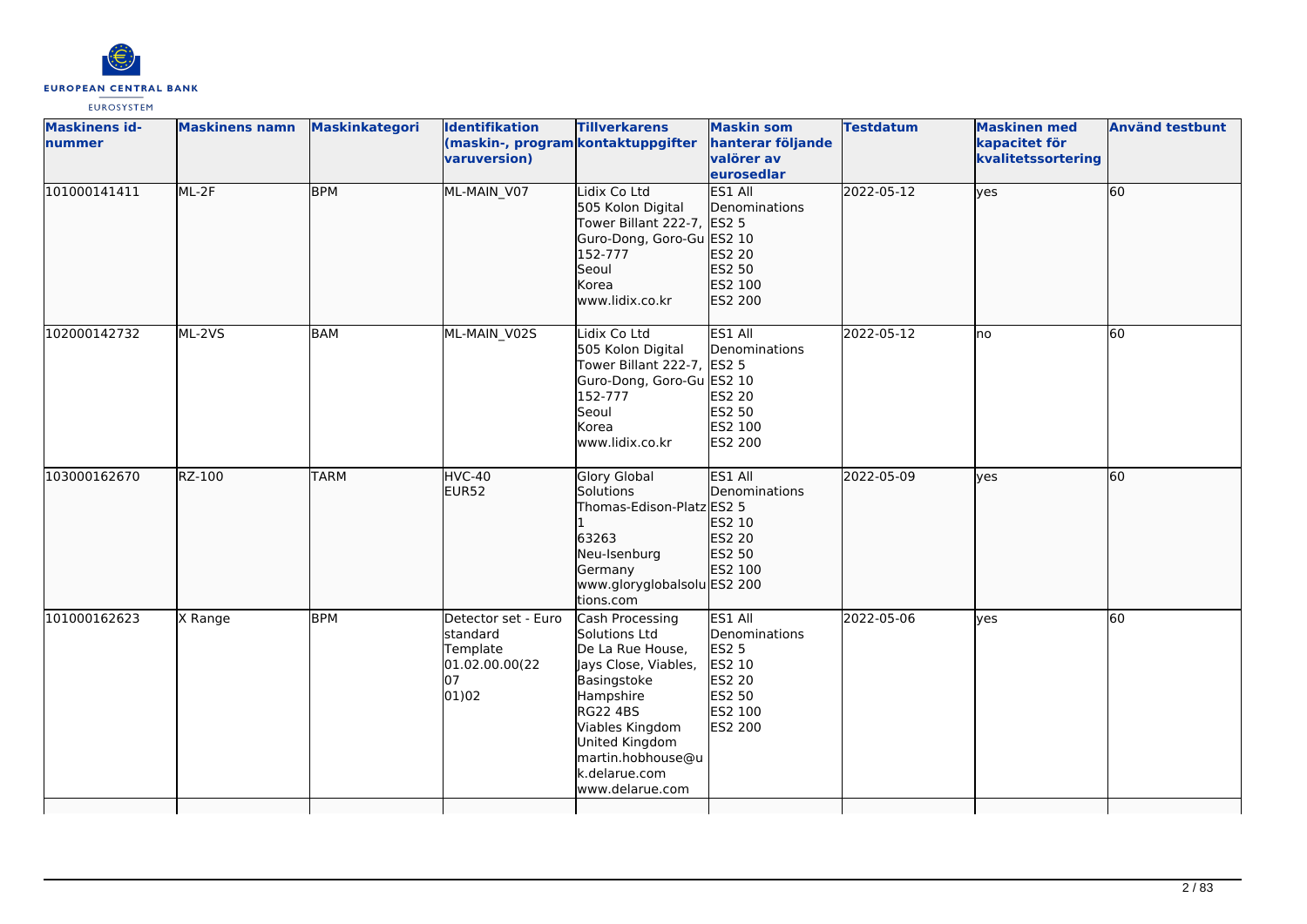| Maskinens id-nummer | Maskinens namn | Maskinkategori | Identifikation (maskin-, programvaruversion) | Tillverkarens kontaktuppgifter | Maskin som hanterar följande valörer av eurosedlar | Testdatum | Maskinen med kapacitet för kvalitetssortering | Använd testbunt |
|---|---|---|---|---|---|---|---|---|
| 101000141411 | ML-2F | BPM | ML-MAIN_V07 | Lidix Co Ltd 505 Kolon Digital Tower Billant 222-7, Guro-Dong, Goro-Gu 152-777 Seoul Korea www.lidix.co.kr | ES1 All Denominations ES2 5 ES2 10 ES2 20 ES2 50 ES2 100 ES2 200 | 2022-05-12 | yes | 60 |
| 102000142732 | ML-2VS | BAM | ML-MAIN_V02S | Lidix Co Ltd 505 Kolon Digital Tower Billant 222-7, Guro-Dong, Goro-Gu 152-777 Seoul Korea www.lidix.co.kr | ES1 All Denominations ES2 5 ES2 10 ES2 20 ES2 50 ES2 100 ES2 200 | 2022-05-12 | no | 60 |
| 103000162670 | RZ-100 | TARM | HVC-40 EUR52 | Glory Global Solutions Thomas-Edison-Platz 1 63263 Neu-Isenburg Germany www.gloryglobalsolutions.com | ES1 All Denominations ES2 5 ES2 10 ES2 20 ES2 50 ES2 100 ES2 200 | 2022-05-09 | yes | 60 |
| 101000162623 | X Range | BPM | Detector set - Euro standard Template 01.02.00.00(22 07 01)02 | Cash Processing Solutions Ltd De La Rue House, Jays Close, Viables, Basingstoke Hampshire RG22 4BS Viables Kingdom United Kingdom martin.hobhouse@uk.delarue.com www.delarue.com | ES1 All Denominations ES2 5 ES2 10 ES2 20 ES2 50 ES2 100 ES2 200 | 2022-05-06 | yes | 60 |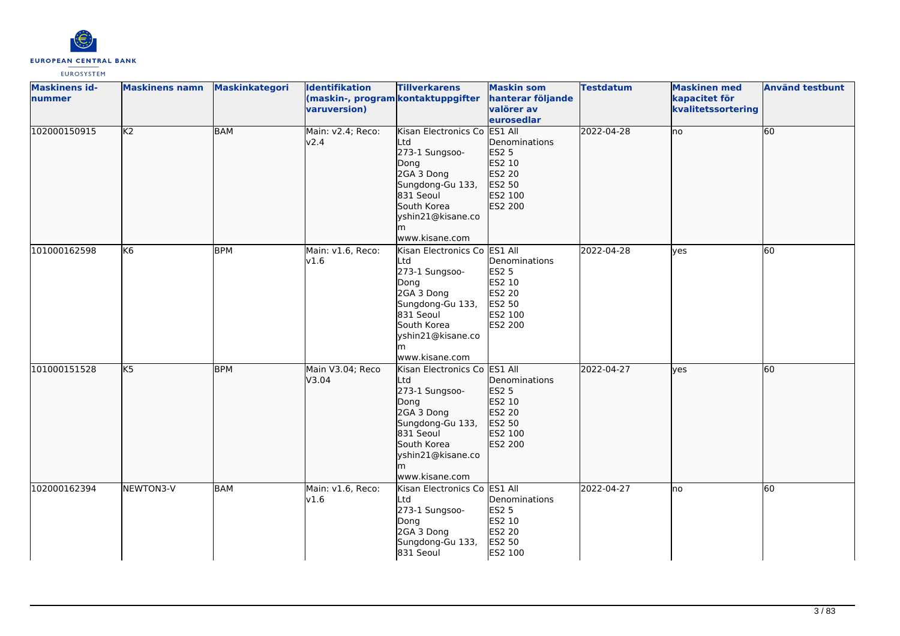| Maskinens id-nummer | Maskinens namn | Maskinkategori | Identifikation (maskin-, programvaruversion) | Tillverkarens kontaktuppgifter | Maskin som hanterar följande valörer av eurosedlar | Testdatum | Maskinen med kapacitet för kvalitetssortering | Använd testbunt |
|---|---|---|---|---|---|---|---|---|
| 102000150915 | K2 | BAM | Main: v2.4; Reco: v2.4 | Kisan Electronics Co Ltd 273-1 Sungsoo-Dong 2GA 3 Dong Sungdong-Gu 133, 831 Seoul South Korea yshin21@kisane.com www.kisane.com | ES1 All Denominations ES2 5 ES2 10 ES2 20 ES2 50 ES2 100 ES2 200 | 2022-04-28 | no | 60 |
| 101000162598 | K6 | BPM | Main: v1.6, Reco: v1.6 | Kisan Electronics Co Ltd 273-1 Sungsoo-Dong 2GA 3 Dong Sungdong-Gu 133, 831 Seoul South Korea yshin21@kisane.com www.kisane.com | ES1 All Denominations ES2 5 ES2 10 ES2 20 ES2 50 ES2 100 ES2 200 | 2022-04-28 | yes | 60 |
| 101000151528 | K5 | BPM | Main V3.04; Reco V3.04 | Kisan Electronics Co Ltd 273-1 Sungsoo-Dong 2GA 3 Dong Sungdong-Gu 133, 831 Seoul South Korea yshin21@kisane.com www.kisane.com | ES1 All Denominations ES2 5 ES2 10 ES2 20 ES2 50 ES2 100 ES2 200 | 2022-04-27 | yes | 60 |
| 102000162394 | NEWTON3-V | BAM | Main: v1.6, Reco: v1.6 | Kisan Electronics Co Ltd 273-1 Sungsoo-Dong 2GA 3 Dong Sungdong-Gu 133, 831 Seoul | ES1 All Denominations ES2 5 ES2 10 ES2 20 ES2 50 ES2 100 | 2022-04-27 | no | 60 |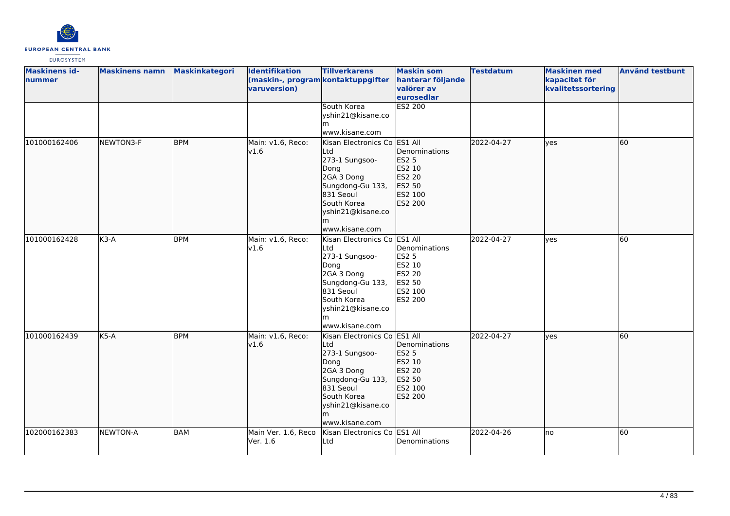| Maskinens id-nummer | Maskinens namn | Maskinkategori | Identifikation (maskin-, programvaruversion) | Tillverkarens kontaktuppgifter | Maskin som hanterar följande valörer av eurosedlar | Testdatum | Maskinen med kapacitet för kvalitetssortering | Använd testbunt |
|---|---|---|---|---|---|---|---|---|
| | | | | South Korea<br>yshin21@kisane.com<br>www.kisane.com | ES2 200 | | | |
| 101000162406 | NEWTON3-F | BPM | Main: v1.6, Reco: v1.6 | Kisan Electronics Co Ltd<br>273-1 Sungsoo-Dong<br>2GA 3 Dong<br>Sungdong-Gu 133, 831 Seoul<br>South Korea<br>yshin21@kisane.com<br>www.kisane.com | ES1 All Denominations<br>ES2 5<br>ES2 10<br>ES2 20<br>ES2 50<br>ES2 100<br>ES2 200 | 2022-04-27 | yes | 60 |
| 101000162428 | K3-A | BPM | Main: v1.6, Reco: v1.6 | Kisan Electronics Co Ltd<br>273-1 Sungsoo-Dong<br>2GA 3 Dong<br>Sungdong-Gu 133, 831 Seoul<br>South Korea<br>yshin21@kisane.com<br>www.kisane.com | ES1 All Denominations<br>ES2 5<br>ES2 10<br>ES2 20<br>ES2 50<br>ES2 100<br>ES2 200 | 2022-04-27 | yes | 60 |
| 101000162439 | K5-A | BPM | Main: v1.6, Reco: v1.6 | Kisan Electronics Co Ltd<br>273-1 Sungsoo-Dong<br>2GA 3 Dong<br>Sungdong-Gu 133, 831 Seoul<br>South Korea<br>yshin21@kisane.com<br>www.kisane.com | ES1 All Denominations<br>ES2 5<br>ES2 10<br>ES2 20<br>ES2 50<br>ES2 100<br>ES2 200 | 2022-04-27 | yes | 60 |
| 102000162383 | NEWTON-A | BAM | Main Ver. 1.6, Reco Ver. 1.6 | Kisan Electronics Co Ltd | ES1 All Denominations | 2022-04-26 | no | 60 |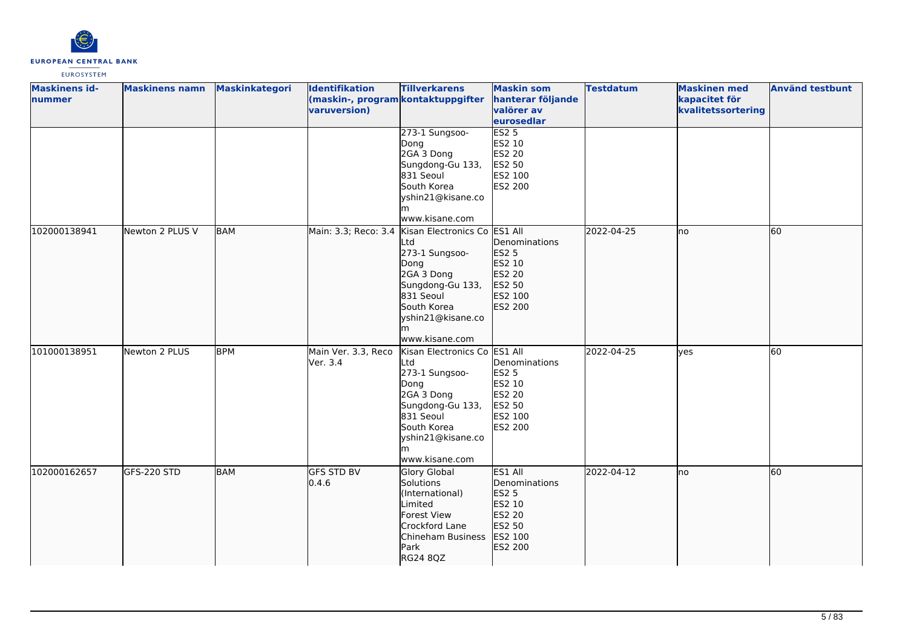| Maskinens id-nummer | Maskinens namn | Maskinkategori | Identifikation (maskin-, program varuversion) | Tillverkarens kontaktuppgifter | Maskin som hanterar följande valörer av eurosedlar | Testdatum | Maskinen med kapacitet för kvalitetssortering | Använd testbunt |
|---|---|---|---|---|---|---|---|---|
| | | | | 273-1 Sungsoo-Dong 2GA 3 Dong Sungdong-Gu 133, 831 Seoul South Korea yshin21@kisane.com www.kisane.com | ES2 5 ES2 10 ES2 20 ES2 50 ES2 100 ES2 200 | | | |
| 102000138941 | Newton 2 PLUS V | BAM | Main: 3.3; Reco: 3.4 | Kisan Electronics Co Ltd 273-1 Sungsoo-Dong 2GA 3 Dong Sungdong-Gu 133, 831 Seoul South Korea yshin21@kisane.com www.kisane.com | ES1 All Denominations ES2 5 ES2 10 ES2 20 ES2 50 ES2 100 ES2 200 | 2022-04-25 | no | 60 |
| 101000138951 | Newton 2 PLUS | BPM | Main Ver. 3.3, Reco Ver. 3.4 | Kisan Electronics Co Ltd 273-1 Sungsoo-Dong 2GA 3 Dong Sungdong-Gu 133, 831 Seoul South Korea yshin21@kisane.com www.kisane.com | ES1 All Denominations ES2 5 ES2 10 ES2 20 ES2 50 ES2 100 ES2 200 | 2022-04-25 | yes | 60 |
| 102000162657 | GFS-220 STD | BAM | GFS STD BV 0.4.6 | Glory Global Solutions (International) Limited Forest View Crockford Lane Chineham Business Park RG24 8QZ | ES1 All Denominations ES2 5 ES2 10 ES2 20 ES2 50 ES2 100 ES2 200 | 2022-04-12 | no | 60 |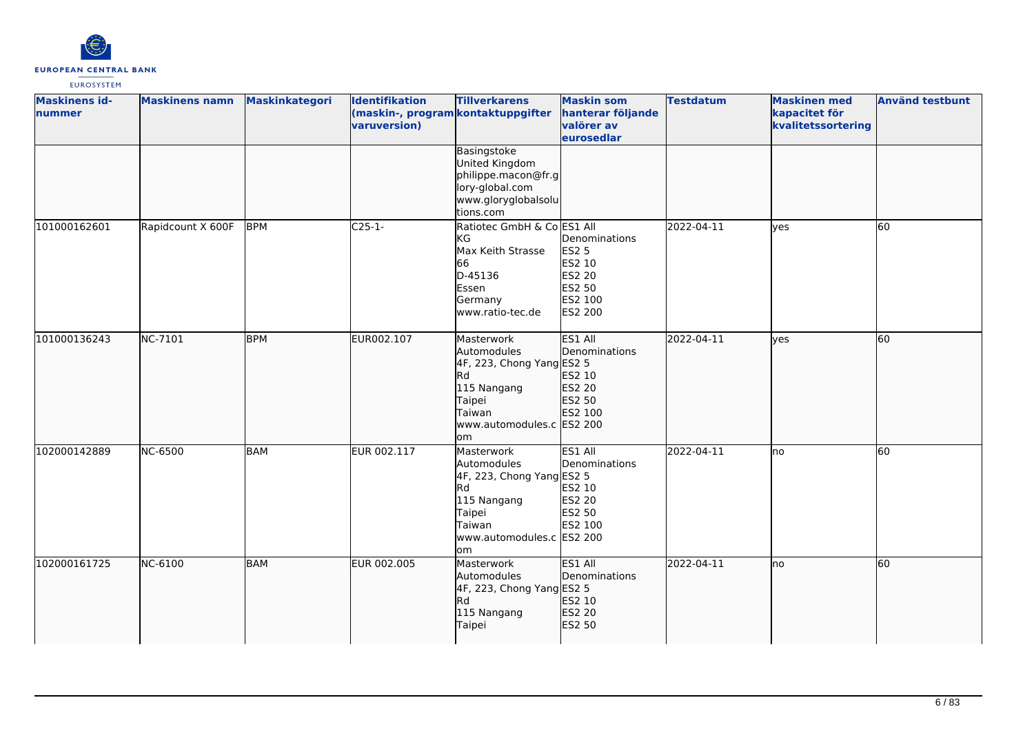| Maskinens id-nummer | Maskinens namn | Maskinkategori | Identifikation (maskin-, programvaruversion) | Tillverkarens kontaktuppgifter | Maskin som hanterar följande valörer av eurosedlar | Testdatum | Maskinen med kapacitet för kvalitetssortering | Använd testbunt |
|---|---|---|---|---|---|---|---|---|
| | | | | Basingstoke United Kingdom philippe.macon@fr.glory-global.com www.gloryglobalsolutions.com | | | | |
| 101000162601 | Rapidcount X 600F | BPM | C25-1- | Ratiotec GmbH & Co KG Max Keith Strasse 66 D-45136 Essen Germany www.ratio-tec.de | ES1 All Denominations ES2 5 ES2 10 ES2 20 ES2 50 ES2 100 ES2 200 | 2022-04-11 | yes | 60 |
| 101000136243 | NC-7101 | BPM | EUR002.107 | Masterwork Automodules 4F, 223, Chong Yang Rd 115 Nangang Taipei Taiwan www.automodules.com | ES1 All Denominations ES2 5 ES2 10 ES2 20 ES2 50 ES2 100 ES2 200 | 2022-04-11 | yes | 60 |
| 102000142889 | NC-6500 | BAM | EUR 002.117 | Masterwork Automodules 4F, 223, Chong Yang Rd 115 Nangang Taipei Taiwan www.automodules.com | ES1 All Denominations ES2 5 ES2 10 ES2 20 ES2 50 ES2 100 ES2 200 | 2022-04-11 | no | 60 |
| 102000161725 | NC-6100 | BAM | EUR 002.005 | Masterwork Automodules 4F, 223, Chong Yang Rd 115 Nangang Taipei | ES1 All Denominations ES2 5 ES2 10 ES2 20 ES2 50 | 2022-04-11 | no | 60 |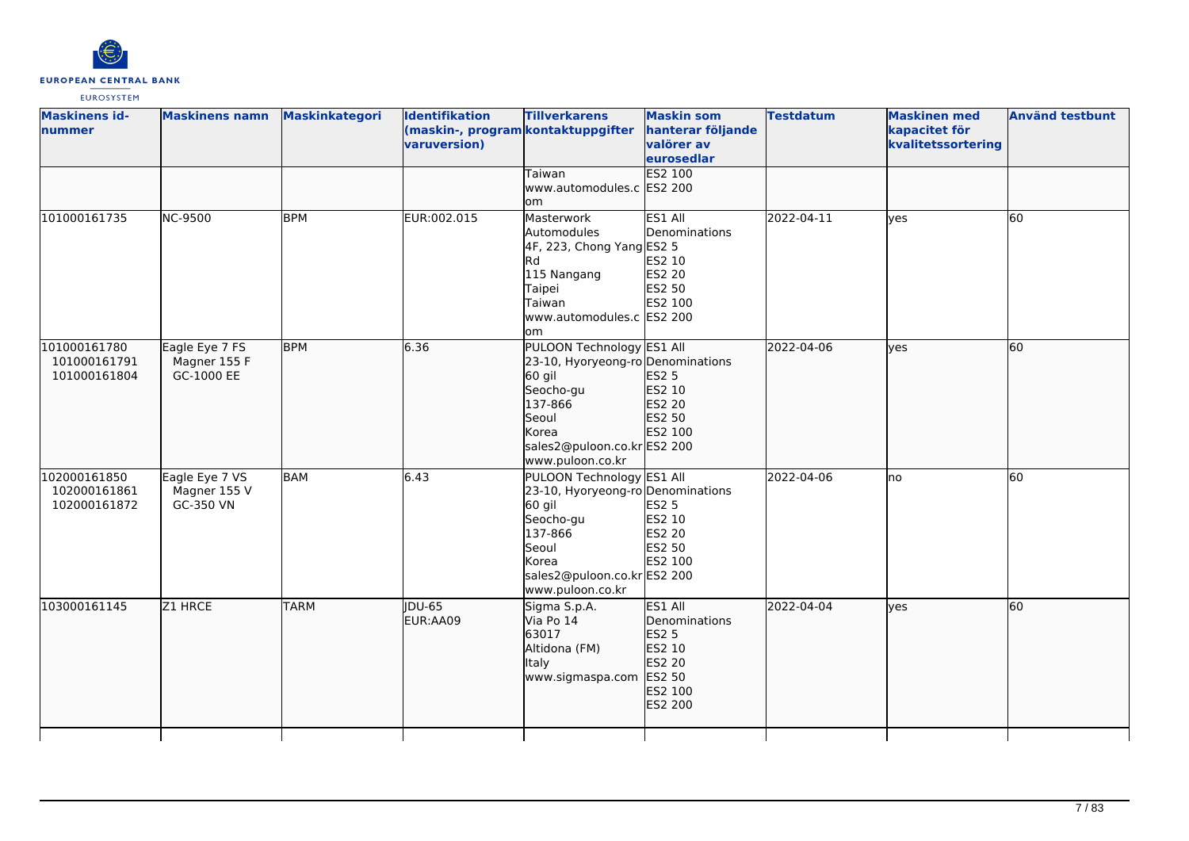| Maskinens id-nummer | Maskinens namn | Maskinkategori | Identifikation (maskin-, program varuversion) | Tillverkarens kontaktuppgifter | Maskin som hanterar följande valörer av eurosedlar | Testdatum | Maskinen med kapacitet för kvalitetssortering | Använd testbunt |
|---|---|---|---|---|---|---|---|---|
| | | | | Taiwan<br>www.automodules.com | ES2 100<br>ES2 200 | | | |
| 101000161735 | NC-9500 | BPM | EUR:002.015 | Masterwork Automodules<br>4F, 223, Chong Yang Rd<br>115 Nangang<br>Taipei<br>Taiwan<br>www.automodules.com | ES1 All Denominations<br>ES2 5<br>ES2 10<br>ES2 20<br>ES2 50<br>ES2 100<br>ES2 200 | 2022-04-11 | yes | 60 |
| 101000161780<br>101000161791<br>101000161804 | Eagle Eye 7 FS<br>Magner 155 F<br>GC-1000 EE | BPM | 6.36 | PULOON Technology<br>23-10, Hyoryeong-ro 60 gil<br>Seocho-gu<br>137-866<br>Seoul<br>Korea<br>sales2@puloon.co.kr<br>www.puloon.co.kr | ES1 All Denominations<br>ES2 5<br>ES2 10<br>ES2 20<br>ES2 50<br>ES2 100<br>ES2 200 | 2022-04-06 | yes | 60 |
| 102000161850<br>102000161861<br>102000161872 | Eagle Eye 7 VS<br>Magner 155 V<br>GC-350 VN | BAM | 6.43 | PULOON Technology<br>23-10, Hyoryeong-ro 60 gil<br>Seocho-gu<br>137-866<br>Seoul<br>Korea<br>sales2@puloon.co.kr<br>www.puloon.co.kr | ES1 All Denominations<br>ES2 5<br>ES2 10<br>ES2 20<br>ES2 50<br>ES2 100<br>ES2 200 | 2022-04-06 | no | 60 |
| 103000161145 | Z1 HRCE | TARM | JDU-65<br>EUR:AA09 | Sigma S.p.A.<br>Via Po 14<br>63017<br>Altidona (FM)<br>Italy<br>www.sigmaspa.com | ES1 All Denominations<br>ES2 5<br>ES2 10<br>ES2 20<br>ES2 50<br>ES2 100<br>ES2 200 | 2022-04-04 | yes | 60 |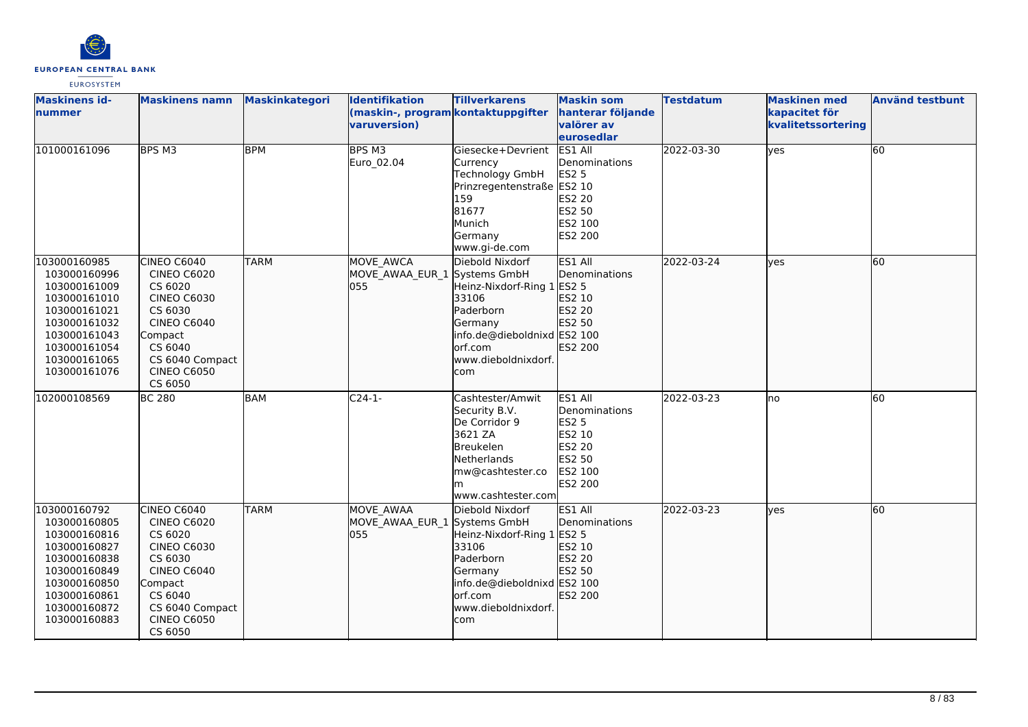| Maskinens id-nummer | Maskinens namn | Maskinkategori | Identifikation (maskin-, program varuversion) | Tillverkarens kontaktuppgifter | Maskin som hanterar följande valörer av eurosedlar | Testdatum | Maskinen med kapacitet för kvalitetssortering | Använd testbunt |
|---|---|---|---|---|---|---|---|---|
| 101000161096 | BPS M3 | BPM | BPS M3<br>Euro_02.04 | Giesecke+Devrient Currency Technology GmbH<br>Prinzregentenstraße 159<br>81677<br>Munich<br>Germany<br>www.gi-de.com | ES1 All Denominations<br>ES2 5<br>ES2 10<br>ES2 20<br>ES2 50<br>ES2 100<br>ES2 200 | 2022-03-30 | yes | 60 |
| 103000160985<br>103000160996<br>103000161009<br>103000161010<br>103000161021<br>103000161032<br>103000161043<br>103000161054<br>103000161065<br>103000161076 | CINEO C6040<br>CINEO C6020<br>CS 6020<br>CINEO C6030<br>CS 6030<br>CINEO C6040 Compact<br>CS 6040<br>CS 6040 Compact<br>CINEO C6050<br>CS 6050 | TARM | MOVE_AWCA<br>MOVE_AWAA_EUR_1055 | Diebold Nixdorf Systems GmbH<br>Heinz-Nixdorf-Ring 1<br>33106<br>Paderborn<br>Germany<br>info.de@dieboldnixdorf.com<br>www.dieboldnixdorf.com | ES1 All Denominations<br>ES2 5<br>ES2 10<br>ES2 20<br>ES2 50<br>ES2 100<br>ES2 200 | 2022-03-24 | yes | 60 |
| 102000108569 | BC 280 | BAM | C24-1- | Cashtester/Amwit Security B.V.<br>De Corridor 9<br>3621 ZA<br>Breukelen<br>Netherlands<br>mw@cashtester.com<br>www.cashtester.com | ES1 All Denominations<br>ES2 5<br>ES2 10<br>ES2 20<br>ES2 50<br>ES2 100<br>ES2 200 | 2022-03-23 | no | 60 |
| 103000160792<br>103000160805<br>103000160816<br>103000160827<br>103000160838<br>103000160849<br>103000160850<br>103000160861<br>103000160872<br>103000160883 | CINEO C6040<br>CINEO C6020<br>CS 6020<br>CINEO C6030<br>CS 6030<br>CINEO C6040 Compact<br>CS 6040<br>CS 6040 Compact<br>CINEO C6050<br>CS 6050 | TARM | MOVE_AWAA<br>MOVE_AWAA_EUR_1055 | Diebold Nixdorf Systems GmbH<br>Heinz-Nixdorf-Ring 1<br>33106<br>Paderborn<br>Germany<br>info.de@dieboldnixdorf.com<br>www.dieboldnixdorf.com | ES1 All Denominations<br>ES2 5<br>ES2 10<br>ES2 20<br>ES2 50<br>ES2 100<br>ES2 200 | 2022-03-23 | yes | 60 |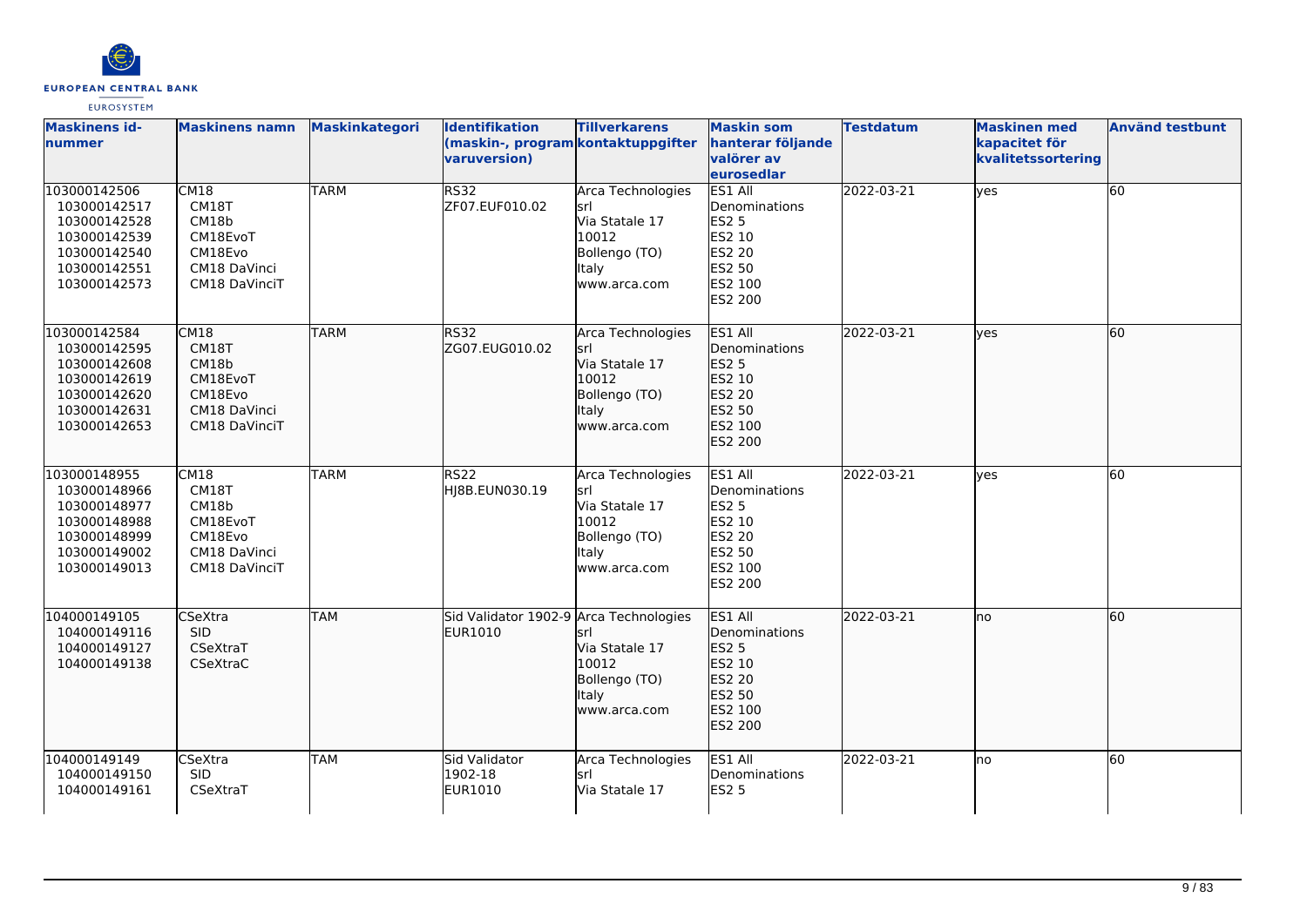| Maskinens id-nummer | Maskinens namn | Maskinkategori | Identifikation (maskin-, programvaruversion) | Tillverkarens kontaktuppgifter | Maskin som hanterar följande valörer av eurosedlar | Testdatum | Maskinen med kapacitet för kvalitetssortering | Använd testbunt |
|---|---|---|---|---|---|---|---|---|
| 103000142506<br>103000142517<br>103000142528<br>103000142539<br>103000142540<br>103000142551<br>103000142573 | CM18<br>CM18T<br>CM18b<br>CM18EvoT<br>CM18Evo<br>CM18 DaVinci<br>CM18 DaVinciT | TARM | RS32<br>ZF07.EUF010.02 | Arca Technologies srl<br>Via Statale 17<br>10012<br>Bollengo (TO)<br>Italy<br>www.arca.com | ES1 All Denominations<br>ES2 5<br>ES2 10<br>ES2 20<br>ES2 50<br>ES2 100<br>ES2 200 | 2022-03-21 | yes | 60 |
| 103000142584<br>103000142595<br>103000142608<br>103000142619<br>103000142620<br>103000142631<br>103000142653 | CM18<br>CM18T<br>CM18b<br>CM18EvoT<br>CM18Evo<br>CM18 DaVinci<br>CM18 DaVinciT | TARM | RS32<br>ZG07.EUG010.02 | Arca Technologies srl<br>Via Statale 17<br>10012<br>Bollengo (TO)<br>Italy<br>www.arca.com | ES1 All Denominations<br>ES2 5<br>ES2 10<br>ES2 20<br>ES2 50<br>ES2 100<br>ES2 200 | 2022-03-21 | yes | 60 |
| 103000148955<br>103000148966<br>103000148977<br>103000148988<br>103000148999<br>103000149002<br>103000149013 | CM18<br>CM18T<br>CM18b<br>CM18EvoT<br>CM18Evo<br>CM18 DaVinci<br>CM18 DaVinciT | TARM | RS22<br>HJ8B.EUN030.19 | Arca Technologies srl<br>Via Statale 17<br>10012<br>Bollengo (TO)<br>Italy<br>www.arca.com | ES1 All Denominations<br>ES2 5<br>ES2 10<br>ES2 20<br>ES2 50<br>ES2 100<br>ES2 200 | 2022-03-21 | yes | 60 |
| 104000149105<br>104000149116<br>104000149127<br>104000149138 | CSeXtra<br>SID<br>CSeXtraT<br>CSeXtraC | TAM | Sid Validator 1902-9<br>EUR1010 | Arca Technologies srl<br>Via Statale 17<br>10012<br>Bollengo (TO)<br>Italy<br>www.arca.com | ES1 All Denominations<br>ES2 5<br>ES2 10<br>ES2 20<br>ES2 50<br>ES2 100<br>ES2 200 | 2022-03-21 | no | 60 |
| 104000149149<br>104000149150<br>104000149161 | CSeXtra<br>SID<br>CSeXtraT | TAM | Sid Validator 1902-18<br>EUR1010 | Arca Technologies srl<br>Via Statale 17 | ES1 All Denominations<br>ES2 5 | 2022-03-21 | no | 60 |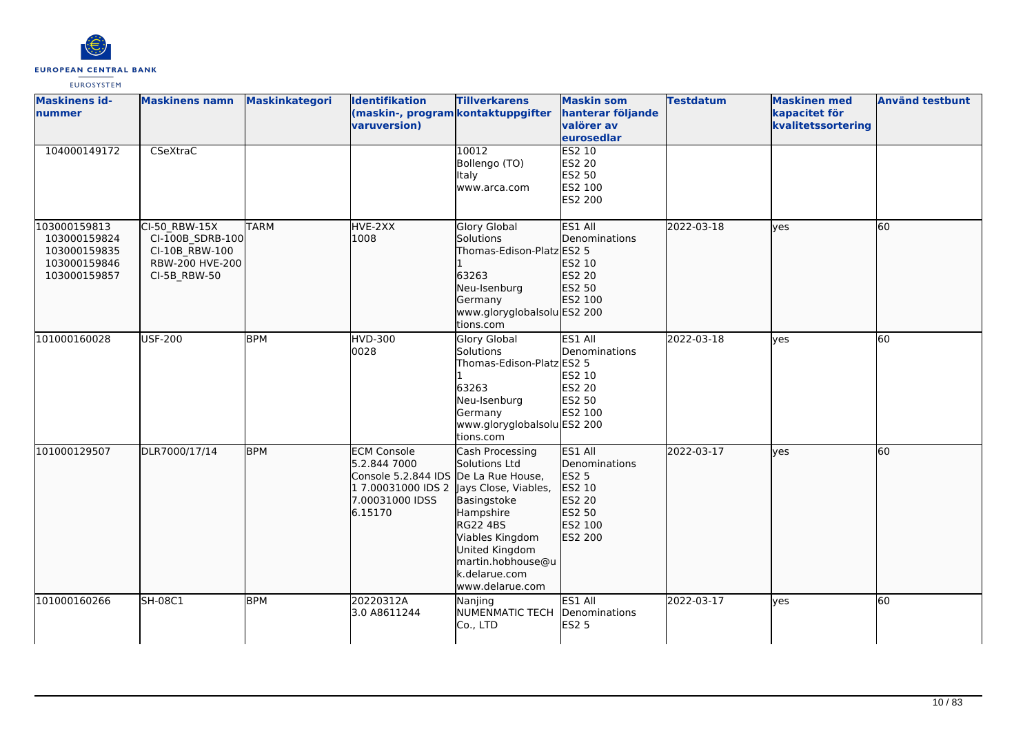| Maskinens id-nummer | Maskinens namn | Maskinkategori | Identifikation (maskin-, program varuversion) | Tillverkarens kontaktuppgifter | Maskin som hanterar följande valörer av eurosedlar | Testdatum | Maskinen med kapacitet för kvalitetssortering | Använd testbunt |
|---|---|---|---|---|---|---|---|---|
| 104000149172 | CSeXtraC | | | 10012<br>Bollengo (TO)<br>Italy<br>www.arca.com | ES2 10<br>ES2 20<br>ES2 50<br>ES2 100<br>ES2 200 | | | |
| 103000159813<br>103000159824<br>103000159835<br>103000159846<br>103000159857 | CI-50_RBW-15X<br>CI-100B_SDRB-100<br>CI-10B_RBW-100<br>RBW-200 HVE-200<br>CI-5B_RBW-50 | TARM | HVE-2XX<br>1008 | Glory Global Solutions<br>Thomas-Edison-Platz 1<br>63263<br>Neu-Isenburg<br>Germany<br>www.gloryglobalsolutions.com | ES1 All Denominations<br>ES2 5<br>ES2 10<br>ES2 20<br>ES2 50<br>ES2 100<br>ES2 200 | 2022-03-18 | yes | 60 |
| 101000160028 | USF-200 | BPM | HVD-300<br>0028 | Glory Global Solutions<br>Thomas-Edison-Platz 1<br>63263<br>Neu-Isenburg<br>Germany<br>www.gloryglobalsolutions.com | ES1 All Denominations<br>ES2 5<br>ES2 10<br>ES2 20<br>ES2 50<br>ES2 100<br>ES2 200 | 2022-03-18 | yes | 60 |
| 101000129507 | DLR7000/17/14 | BPM | ECM Console 5.2.844 7000 Console 5.2.844 IDS 1 7.00031000 IDS 2 7.00031000 IDSS 6.15170 | Cash Processing Solutions Ltd<br>De La Rue House, Jays Close, Viables, Basingstoke<br>Hampshire<br>RG22 4BS<br>Viables Kingdom<br>United Kingdom<br>martin.hobhouse@uk.delarue.com<br>www.delarue.com | ES1 All Denominations<br>ES2 5<br>ES2 10<br>ES2 20<br>ES2 50<br>ES2 100<br>ES2 200 | 2022-03-17 | yes | 60 |
| 101000160266 | SH-08C1 | BPM | 20220312A<br>3.0 A8611244 | Nanjing NUMENMATIC TECH Co., LTD | ES1 All Denominations<br>ES2 5 | 2022-03-17 | yes | 60 |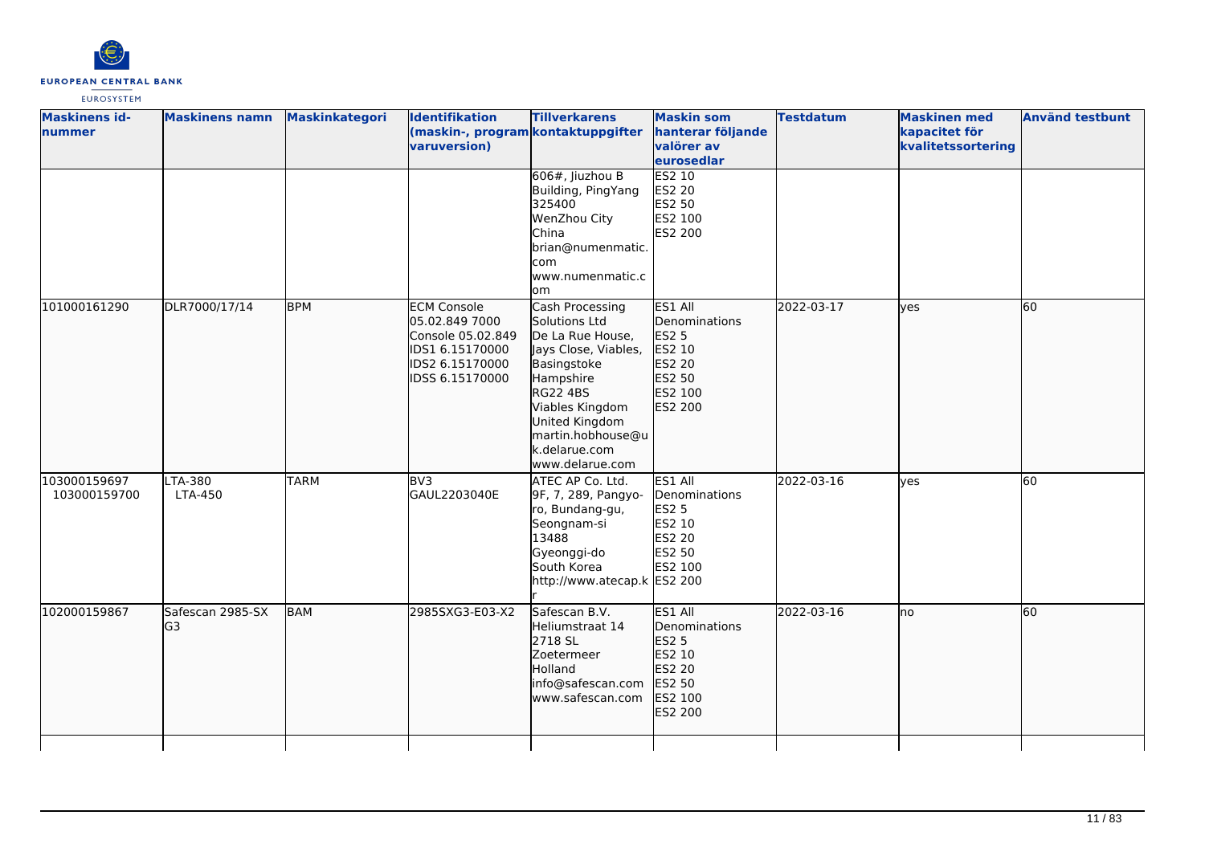| Maskinens id-nummer | Maskinens namn | Maskinkategori | Identifikation (maskin-, program varuversion) | Tillverkarens kontaktuppgifter | Maskin som hanterar följande valörer av eurosedlar | Testdatum | Maskinen med kapacitet för kvalitetssortering | Använd testbunt |
|---|---|---|---|---|---|---|---|---|
| | | | | 606#, Jiuzhou B Building, PingYang 325400 WenZhou City China brian@numenmatic.com www.numenmatic.com | ES2 10 ES2 20 ES2 50 ES2 100 ES2 200 | | | |
| 101000161290 | DLR7000/17/14 | BPM | ECM Console 05.02.849 7000 Console 05.02.849 IDS1 6.15170000 IDS2 6.15170000 IDSS 6.15170000 | Cash Processing Solutions Ltd De La Rue House, Jays Close, Viables, Basingstoke Hampshire RG22 4BS Viables Kingdom United Kingdom martin.hobhouse@uk.delarue.com www.delarue.com | ES1 All Denominations ES2 5 ES2 10 ES2 20 ES2 50 ES2 100 ES2 200 | 2022-03-17 | yes | 60 |
| 103000159697 103000159700 | LTA-380 LTA-450 | TARM | BV3 GAUL2203040E | ATEC AP Co. Ltd. 9F, 7, 289, Pangyo-ro, Bundang-gu, Seongnam-si 13488 Gyeonggi-do South Korea http://www.atecap.kr | ES1 All Denominations ES2 5 ES2 10 ES2 20 ES2 50 ES2 100 ES2 200 | 2022-03-16 | yes | 60 |
| 102000159867 | Safescan 2985-SX G3 | BAM | 2985SXG3-E03-X2 | Safescan B.V. Heliumstraat 14 2718 SL Zoetermeer Holland info@safescan.com www.safescan.com | ES1 All Denominations ES2 5 ES2 10 ES2 20 ES2 50 ES2 100 ES2 200 | 2022-03-16 | no | 60 |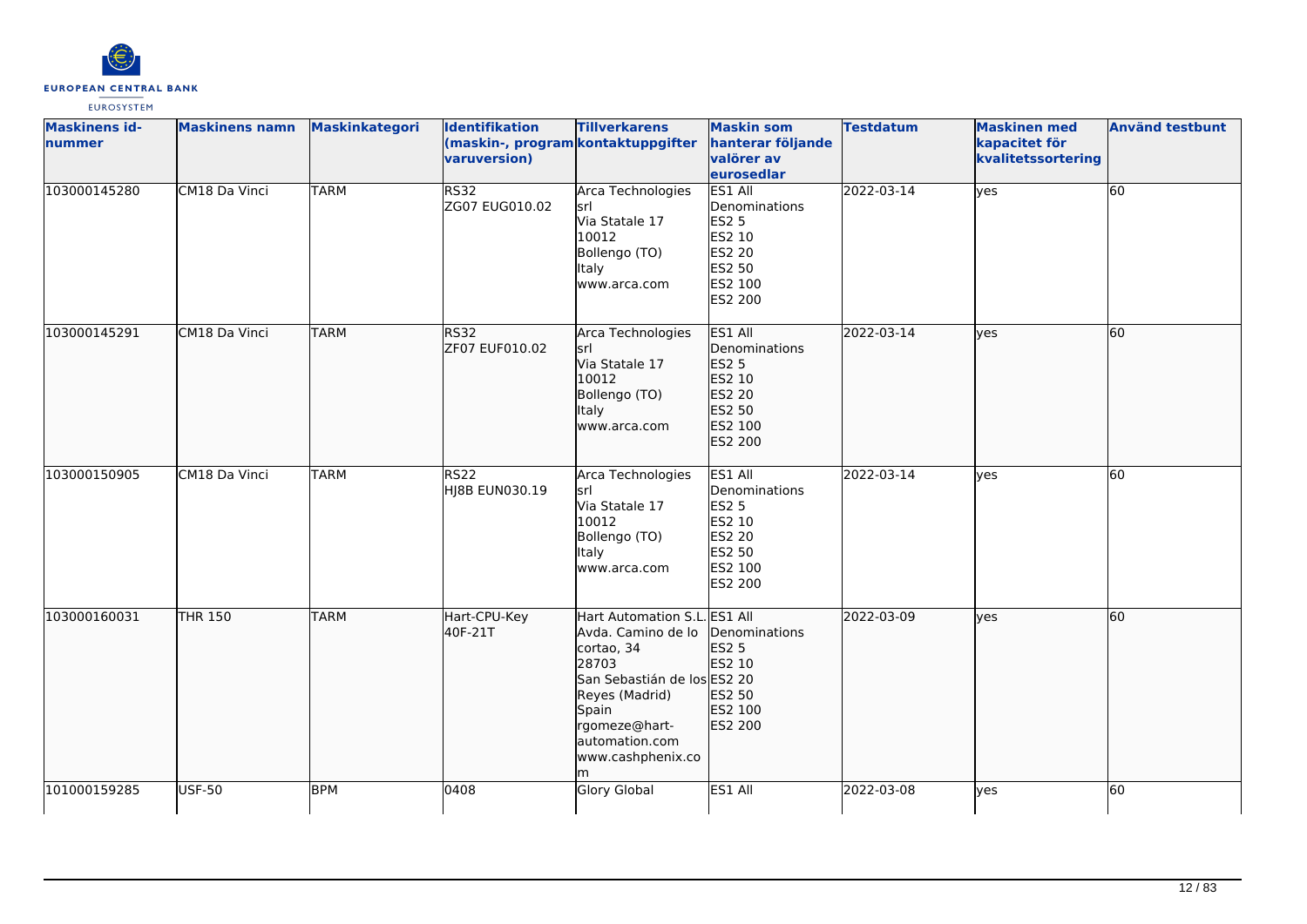| Maskinens id-nummer | Maskinens namn | Maskinkategori | Identifikation (maskin-, programvaruversion) | Tillverkarens kontaktuppgifter | Maskin som hanterar följande valörer av eurosedlar | Testdatum | Maskinen med kapacitet för kvalitetssortering | Använd testbunt |
|---|---|---|---|---|---|---|---|---|
| 103000145280 | CM18 Da Vinci | TARM | RS32<br>ZG07 EUG010.02 | Arca Technologies srl<br>Via Statale 17<br>10012<br>Bollengo (TO)<br>Italy<br>www.arca.com | ES1 All Denominations<br>ES2 5<br>ES2 10<br>ES2 20<br>ES2 50<br>ES2 100<br>ES2 200 | 2022-03-14 | yes | 60 |
| 103000145291 | CM18 Da Vinci | TARM | RS32<br>ZF07 EUF010.02 | Arca Technologies srl<br>Via Statale 17<br>10012<br>Bollengo (TO)<br>Italy<br>www.arca.com | ES1 All Denominations<br>ES2 5<br>ES2 10<br>ES2 20<br>ES2 50<br>ES2 100<br>ES2 200 | 2022-03-14 | yes | 60 |
| 103000150905 | CM18 Da Vinci | TARM | RS22<br>HJ8B EUN030.19 | Arca Technologies srl<br>Via Statale 17<br>10012<br>Bollengo (TO)<br>Italy<br>www.arca.com | ES1 All Denominations<br>ES2 5<br>ES2 10<br>ES2 20<br>ES2 50<br>ES2 100<br>ES2 200 | 2022-03-14 | yes | 60 |
| 103000160031 | THR 150 | TARM | Hart-CPU-Key<br>40F-21T | Hart Automation S.L.<br>Avda. Camino de lo cortao, 34<br>28703<br>San Sebastián de los Reyes (Madrid)<br>Spain<br>rgomeze@hart-automation.com<br>www.cashphenix.com | ES1 All Denominations<br>ES2 5<br>ES2 10<br>ES2 20<br>ES2 50<br>ES2 100<br>ES2 200 | 2022-03-09 | yes | 60 |
| 101000159285 | USF-50 | BPM | 0408 | Glory Global | ES1 All | 2022-03-08 | yes | 60 |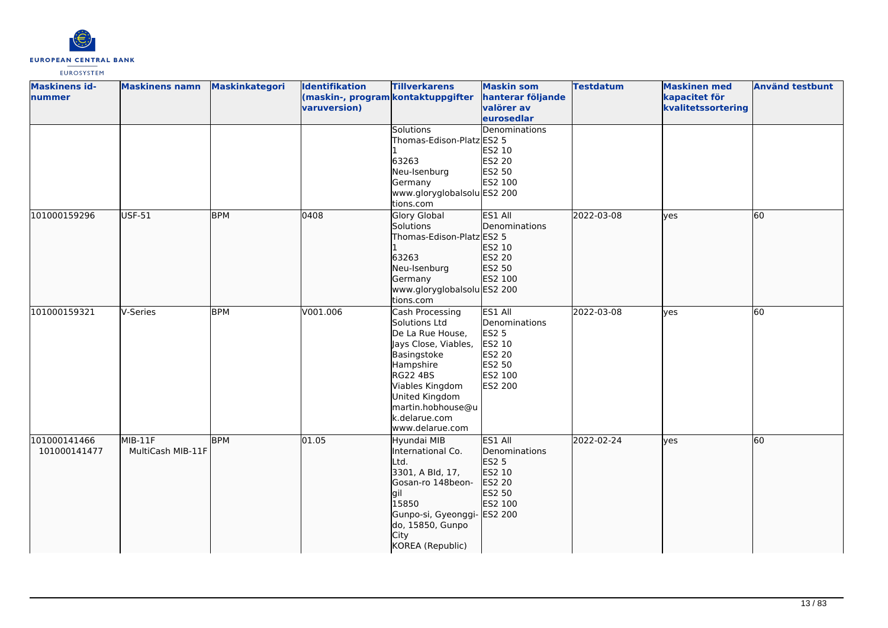| Maskinens id-nummer | Maskinens namn | Maskinkategori | Identifikation (maskin-, program varuversion) | Tillverkarens kontaktuppgifter | Maskin som hanterar följande valörer av eurosedlar | Testdatum | Maskinen med kapacitet för kvalitetssortering | Använd testbunt |
|---|---|---|---|---|---|---|---|---|
| | | | | Solutions<br>Thomas-Edison-Platz 1<br>63263<br>Neu-Isenburg<br>Germany<br>www.gloryglobalsolutions.com | Denominations<br>ES2 5<br>ES2 10<br>ES2 20<br>ES2 50<br>ES2 100<br>ES2 200 | | | |
| 101000159296 | USF-51 | BPM | 0408 | Glory Global Solutions<br>Thomas-Edison-Platz 1<br>63263<br>Neu-Isenburg<br>Germany<br>www.gloryglobalsolutions.com | ES1 All Denominations<br>ES2 5<br>ES2 10<br>ES2 20<br>ES2 50<br>ES2 100<br>ES2 200 | 2022-03-08 | yes | 60 |
| 101000159321 | V-Series | BPM | V001.006 | Cash Processing Solutions Ltd<br>De La Rue House, Jays Close, Viables, Basingstoke<br>Hampshire<br>RG22 4BS<br>Viables Kingdom<br>United Kingdom<br>martin.hobhouse@uk.delarue.com<br>www.delarue.com | ES1 All Denominations<br>ES2 5<br>ES2 10<br>ES2 20<br>ES2 50<br>ES2 100<br>ES2 200 | 2022-03-08 | yes | 60 |
| 101000141466<br>101000141477 | MIB-11F<br>MultiCash MIB-11F | BPM | 01.05 | Hyundai MIB International Co. Ltd.<br>3301, A Bld, 17, Gosan-ro 148beon-gil<br>15850<br>Gunpo-si, Gyeonggi-do, 15850, Gunpo City<br>KOREA (Republic) | ES1 All Denominations<br>ES2 5<br>ES2 10<br>ES2 20<br>ES2 50<br>ES2 100<br>ES2 200 | 2022-02-24 | yes | 60 |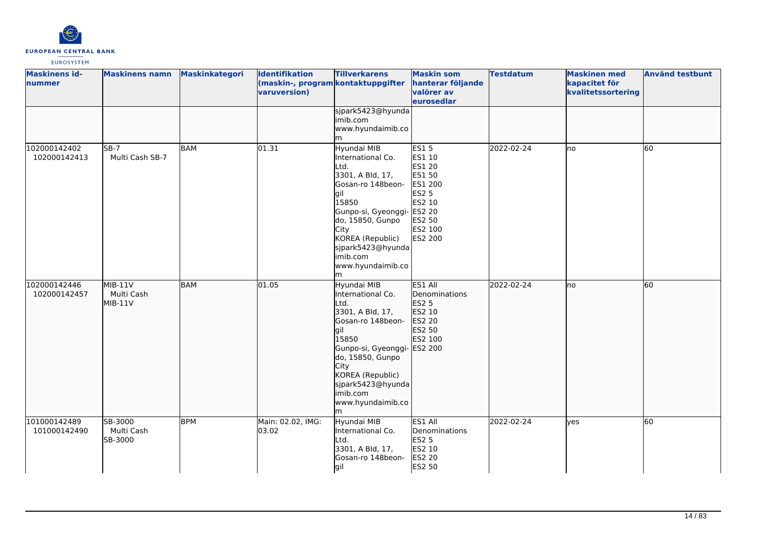| Maskinens id-nummer | Maskinens namn | Maskinkategori | Identifikation (maskin-, programvaruversion) | Tillverkarens kontaktuppgifter | Maskin som hanterar följande valörer av eurosedlar | Testdatum | Maskinen med kapacitet för kvalitetssortering | Använd testbunt |
|---|---|---|---|---|---|---|---|---|
| | | | | sjpark5423@hyundaimib.com www.hyundaimib.com | | | | |
| 102000142402 102000142413 | SB-7 Multi Cash SB-7 | BAM | 01.31 | Hyundai MIB International Co. Ltd. 3301, A Bld, 17, Gosan-ro 148beon-gil 15850 Gunpo-si, Gyeonggi-do, 15850, Gunpo City KOREA (Republic) sjpark5423@hyundaimib.com www.hyundaimib.com | ES1 5 ES1 10 ES1 20 ES1 50 ES1 200 ES2 5 ES2 10 ES2 20 ES2 50 ES2 100 ES2 200 | 2022-02-24 | no | 60 |
| 102000142446 102000142457 | MIB-11V Multi Cash MIB-11V | BAM | 01.05 | Hyundai MIB International Co. Ltd. 3301, A Bld, 17, Gosan-ro 148beon-gil 15850 Gunpo-si, Gyeonggi-do, 15850, Gunpo City KOREA (Republic) sjpark5423@hyundaimib.com www.hyundaimib.com | ES1 All Denominations ES2 5 ES2 10 ES2 20 ES2 50 ES2 100 ES2 200 | 2022-02-24 | no | 60 |
| 101000142489 101000142490 | SB-3000 Multi Cash SB-3000 | BPM | Main: 02.02, IMG: 03.02 | Hyundai MIB International Co. Ltd. 3301, A Bld, 17, Gosan-ro 148beon-gil | ES1 All Denominations ES2 5 ES2 10 ES2 20 ES2 50 | 2022-02-24 | yes | 60 |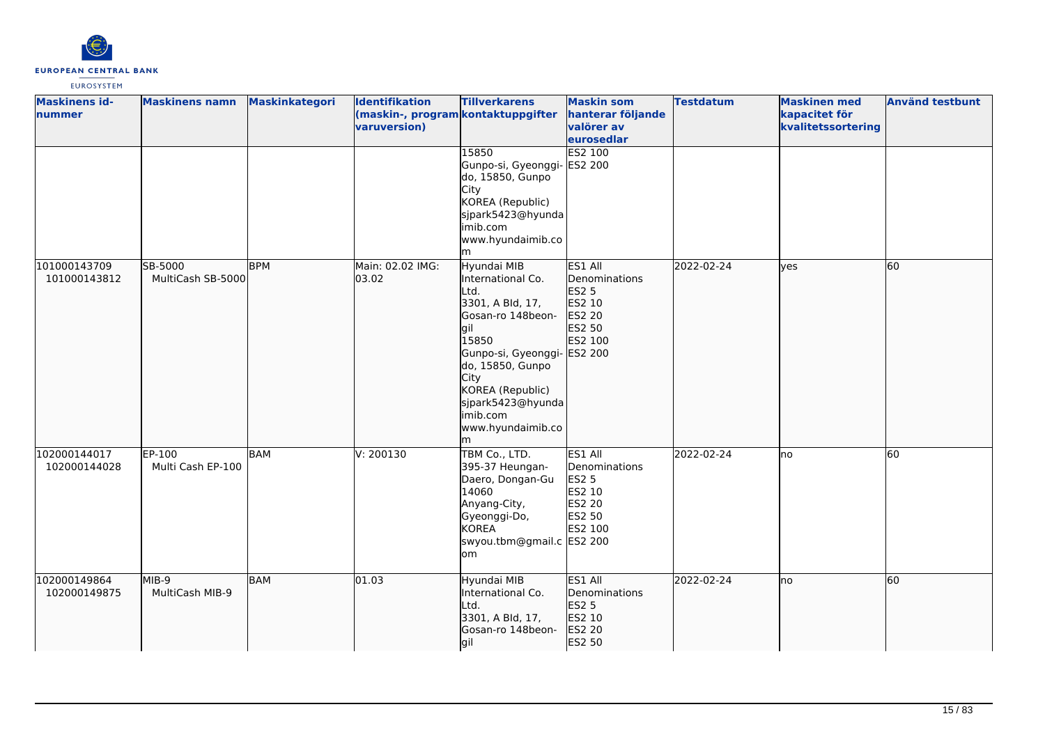| Maskinens id-nummer | Maskinens namn | Maskinkategori | Identifikation (maskin-, program varuversion) | Tillverkarens kontaktuppgifter | Maskin som hanterar följande valörer av eurosedlar | Testdatum | Maskinen med kapacitet för kvalitetssortering | Använd testbunt |
|---|---|---|---|---|---|---|---|---|
| | | | | 15850 Gunpo-si, Gyeonggi-do, 15850, Gunpo City KOREA (Republic) sjpark5423@hyundaimib.com www.hyundaimib.com | ES2 100 ES2 200 | | | |
| 101000143709 101000143812 | SB-5000 MultiCash SB-5000 | BPM | Main: 02.02 IMG: 03.02 | Hyundai MIB International Co. Ltd. 3301, A Bld, 17, Gosan-ro 148beon-gil 15850 Gunpo-si, Gyeonggi-do, 15850, Gunpo City KOREA (Republic) sjpark5423@hyundaimib.com www.hyundaimib.com | ES1 All Denominations ES2 5 ES2 10 ES2 20 ES2 50 ES2 100 ES2 200 | 2022-02-24 | yes | 60 |
| 102000144017 102000144028 | EP-100 Multi Cash EP-100 | BAM | V: 200130 | TBM Co., LTD. 395-37 Heungan-Daero, Dongan-Gu 14060 Anyang-City, Gyeonggi-Do, KOREA swyou.tbm@gmail.com | ES1 All Denominations ES2 5 ES2 10 ES2 20 ES2 50 ES2 100 ES2 200 | 2022-02-24 | no | 60 |
| 102000149864 102000149875 | MIB-9 MultiCash MIB-9 | BAM | 01.03 | Hyundai MIB International Co. Ltd. 3301, A Bld, 17, Gosan-ro 148beon-gil | ES1 All Denominations ES2 5 ES2 10 ES2 20 ES2 50 | 2022-02-24 | no | 60 |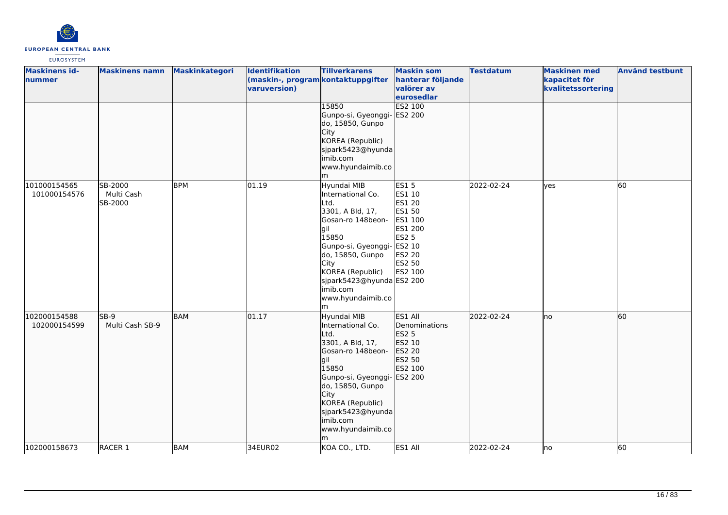| Maskinens id-nummer | Maskinens namn | Maskinkategori | Identifikation (maskin-, program varuversion) | Tillverkarens kontaktuppgifter | Maskin som hanterar följande valörer av eurosedlar | Testdatum | Maskinen med kapacitet för kvalitetssortering | Använd testbunt |
|---|---|---|---|---|---|---|---|---|
| | | | | 15850<br>Gunpo-si, Gyeonggi-do, 15850, Gunpo City<br>KOREA (Republic)<br>sjpark5423@hyundaimib.com<br>www.hyundaimib.com | ES2 100<br>ES2 200 | | | |
| 101000154565<br>101000154576 | SB-2000<br>Multi Cash SB-2000 | BPM | 01.19 | Hyundai MIB International Co. Ltd.<br>3301, A Bld, 17, Gosan-ro 148beon-gil<br>15850<br>Gunpo-si, Gyeonggi-do, 15850, Gunpo City<br>KOREA (Republic)<br>sjpark5423@hyundaimib.com<br>www.hyundaimib.com | ES1 5<br>ES1 10<br>ES1 20<br>ES1 50<br>ES1 100<br>ES1 200<br>ES2 5<br>ES2 10<br>ES2 20<br>ES2 50<br>ES2 100<br>ES2 200 | 2022-02-24 | yes | 60 |
| 102000154588<br>102000154599 | SB-9<br>Multi Cash SB-9 | BAM | 01.17 | Hyundai MIB International Co. Ltd.<br>3301, A Bld, 17, Gosan-ro 148beon-gil<br>15850<br>Gunpo-si, Gyeonggi-do, 15850, Gunpo City<br>KOREA (Republic)<br>sjpark5423@hyundaimib.com<br>www.hyundaimib.com | ES1 All Denominations<br>ES2 5<br>ES2 10<br>ES2 20<br>ES2 50<br>ES2 100<br>ES2 200 | 2022-02-24 | no | 60 |
| 102000158673 | RACER 1 | BAM | 34EUR02 | KOA CO., LTD. | ES1 All | 2022-02-24 | no | 60 |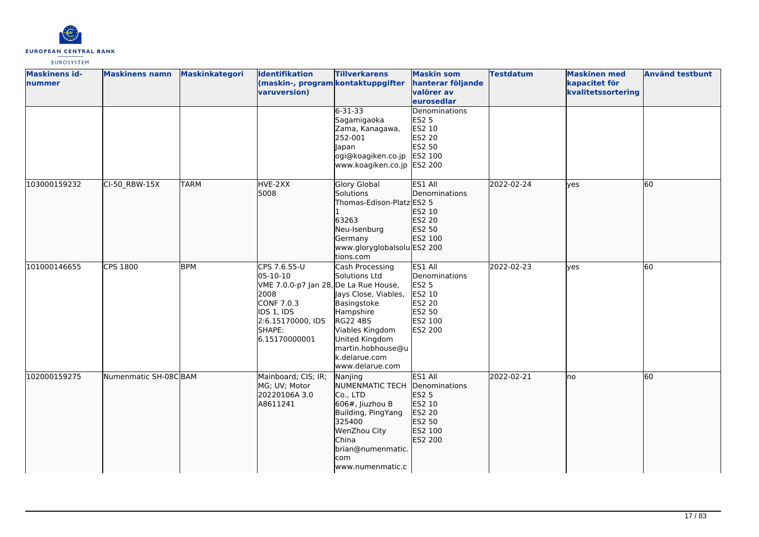| Maskinens id-nummer | Maskinens namn | Maskinkategori | Identifikation (maskin-, programvaruversion) | Tillverkarens kontaktuppgifter | Maskin som hanterar följande valörer av eurosedlar | Testdatum | Maskinen med kapacitet för kvalitetssortering | Använd testbunt |
|---|---|---|---|---|---|---|---|---|
| | | | | 6-31-33 Sagamigaoka Zama, Kanagawa, 252-001 Japan ogi@koagiken.co.jp www.koagiken.co.jp | Denominations ES2 5 ES2 10 ES2 20 ES2 50 ES2 100 ES2 200 | | | |
| 103000159232 | CI-50_RBW-15X | TARM | HVE-2XX 5008 | Glory Global Solutions Thomas-Edison-Platz 1 63263 Neu-Isenburg Germany www.gloryglobalsolutions.com | ES1 All Denominations ES2 5 ES2 10 ES2 20 ES2 50 ES2 100 ES2 200 | 2022-02-24 | yes | 60 |
| 101000146655 | CPS 1800 | BPM | CPS 7.6.55-U 05-10-10 VME 7.0.0-p7 Jan 28, 2008 CONF 7.0.3 IDS 1, IDS 2:6.15170000, IDS SHAPE: 6.15170000001 | Cash Processing Solutions Ltd De La Rue House, Jays Close, Viables, Basingstoke Hampshire RG22 4BS Viables Kingdom United Kingdom martin.hobhouse@uk.delarue.com www.delarue.com | ES1 All Denominations ES2 5 ES2 10 ES2 20 ES2 50 ES2 100 ES2 200 | 2022-02-23 | yes | 60 |
| 102000159275 | Numenmatic SH-08C | BAM | Mainboard; CIS; IR; MG; UV; Motor 20220106A 3.0 A8611241 | Nanjing NUMENMATIC TECH Co., LTD 606#, Jiuzhou B Building, PingYang 325400 WenZhou City China brian@numenmatic.com www.numenmatic.c | ES1 All Denominations ES2 5 ES2 10 ES2 20 ES2 50 ES2 100 ES2 200 | 2022-02-21 | no | 60 |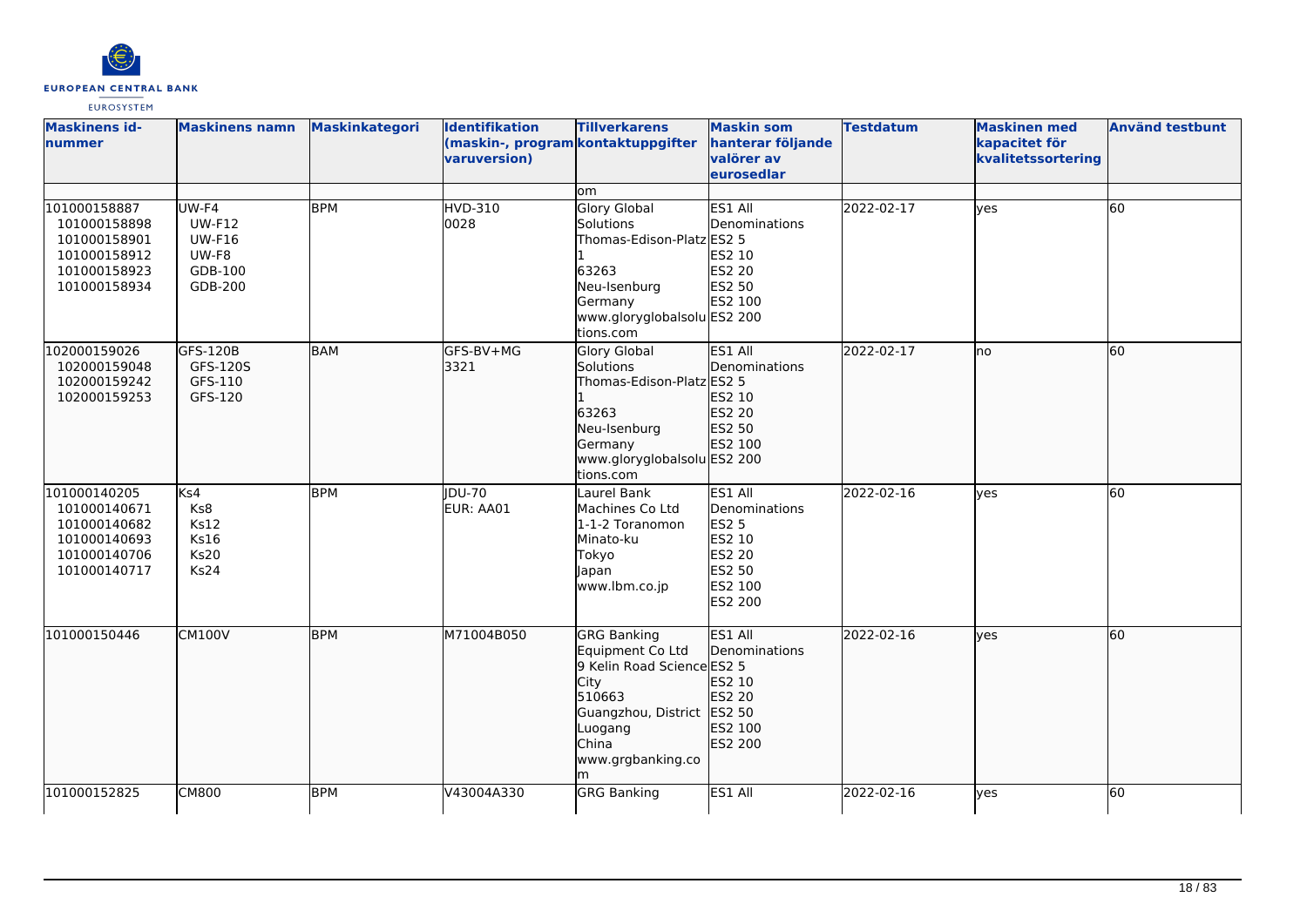| Maskinens id-nummer | Maskinens namn | Maskinkategori | Identifikation (maskin-, program varuversion) | Tillverkarens kontaktuppgifter | Maskin som hanterar följande valörer av eurosedlar | Testdatum | Maskinen med kapacitet för kvalitetssortering | Använd testbunt |
|---|---|---|---|---|---|---|---|---|
| | | | | om | | | | |
| 101000158887<br>101000158898<br>101000158901<br>101000158912<br>101000158923<br>101000158934 | UW-F4<br>UW-F12<br>UW-F16<br>UW-F8<br>GDB-100<br>GDB-200 | BPM | HVD-310<br>0028 | Glory Global Solutions<br>Thomas-Edison-Platz 1<br>63263<br>Neu-Isenburg<br>Germany<br>www.gloryglobalsolutions.com | ES1 All Denominations<br>ES2 5<br>ES2 10<br>ES2 20<br>ES2 50<br>ES2 100<br>ES2 200 | 2022-02-17 | yes | 60 |
| 102000159026<br>102000159048<br>102000159242<br>102000159253 | GFS-120B<br>GFS-120S<br>GFS-110<br>GFS-120 | BAM | GFS-BV+MG<br>3321 | Glory Global Solutions<br>Thomas-Edison-Platz 1<br>63263<br>Neu-Isenburg<br>Germany<br>www.gloryglobalsolutions.com | ES1 All Denominations<br>ES2 5<br>ES2 10<br>ES2 20<br>ES2 50<br>ES2 100<br>ES2 200 | 2022-02-17 | no | 60 |
| 101000140205<br>101000140671<br>101000140682<br>101000140693<br>101000140706<br>101000140717 | Ks4<br>Ks8<br>Ks12<br>Ks16<br>Ks20<br>Ks24 | BPM | JDU-70<br>EUR: AA01 | Laurel Bank Machines Co Ltd<br>1-1-2 Toranomon<br>Minato-ku<br>Tokyo<br>Japan<br>www.lbm.co.jp | ES1 All Denominations<br>ES2 5<br>ES2 10<br>ES2 20<br>ES2 50<br>ES2 100<br>ES2 200 | 2022-02-16 | yes | 60 |
| 101000150446 | CM100V | BPM | M71004B050 | GRG Banking Equipment Co Ltd<br>9 Kelin Road Science City<br>510663<br>Guangzhou, District Luogang<br>China<br>www.grgbanking.com | ES1 All Denominations<br>ES2 5<br>ES2 10<br>ES2 20<br>ES2 50<br>ES2 100<br>ES2 200 | 2022-02-16 | yes | 60 |
| 101000152825 | CM800 | BPM | V43004A330 | GRG Banking | ES1 All | 2022-02-16 | yes | 60 |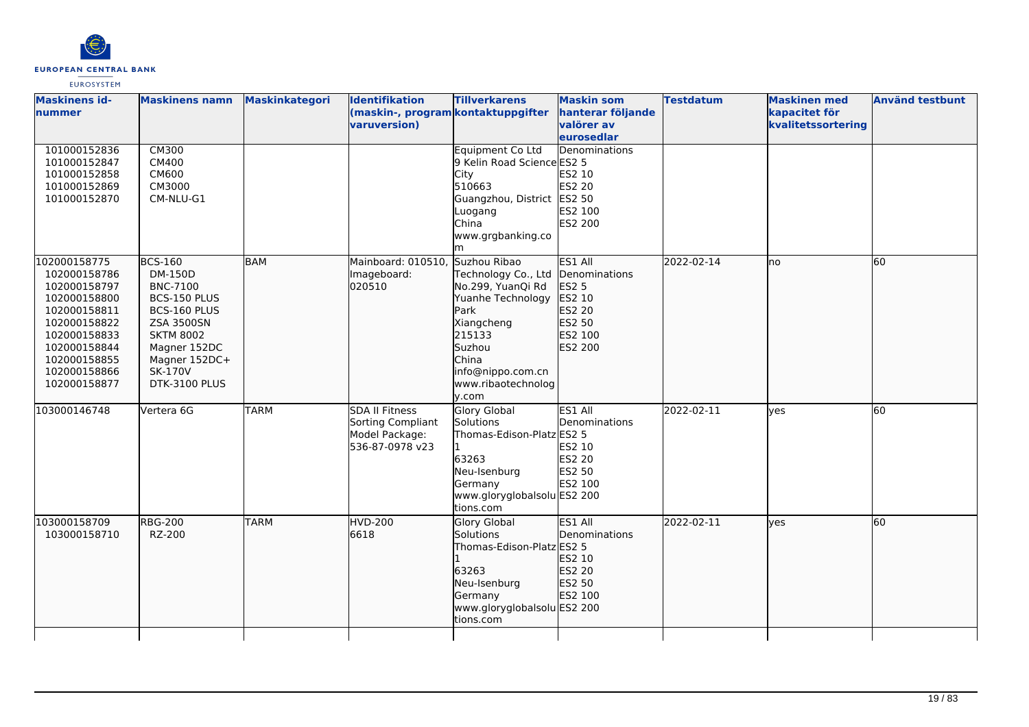| Maskinens id-nummer | Maskinens namn | Maskinkategori | Identifikation (maskin-, programvaruversion) | Tillverkarens kontaktuppgifter | Maskin som hanterar följande valörer av eurosedlar | Testdatum | Maskinen med kapacitet för kvalitetssortering | Använd testbunt |
|---|---|---|---|---|---|---|---|---|
| 101000152836<br>101000152847<br>101000152858<br>101000152869<br>101000152870 | CM300<br>CM400<br>CM600<br>CM3000<br>CM-NLU-G1 | | | Equipment Co Ltd<br>9 Kelin Road Science City<br>510663<br>Guangzhou, District Luogang<br>China<br>www.grgbanking.com | Denominations<br>ES2 5<br>ES2 10<br>ES2 20<br>ES2 50<br>ES2 100<br>ES2 200 | | | |
| 102000158775<br>102000158786<br>102000158797<br>102000158800<br>102000158811<br>102000158822<br>102000158833<br>102000158844<br>102000158855<br>102000158866<br>102000158877 | BCS-160<br>DM-150D<br>BNC-7100<br>BCS-150 PLUS<br>BCS-160 PLUS<br>ZSA 3500SN<br>SKTM 8002<br>Magner 152DC<br>Magner 152DC+<br>SK-170V<br>DTK-3100 PLUS | BAM | Mainboard: 010510,<br>Imageboard: 020510 | Suzhou Ribao Technology Co., Ltd<br>No.299, YuanQi Rd<br>Yuanhe Technology Park<br>Xiangcheng<br>215133<br>Suzhou<br>China<br>info@nippo.com.cn<br>www.ribaotechnology.com | ES1 All Denominations<br>ES2 5<br>ES2 10<br>ES2 20<br>ES2 50<br>ES2 100<br>ES2 200 | 2022-02-14 | no | 60 |
| 103000146748 | Vertera 6G | TARM | SDA II Fitness Sorting Compliant Model Package: 536-87-0978 v23 | Glory Global Solutions<br>Thomas-Edison-Platz 1<br>63263<br>Neu-Isenburg<br>Germany<br>www.gloryglobalsolutions.com | ES1 All Denominations<br>ES2 5<br>ES2 10<br>ES2 20<br>ES2 50<br>ES2 100<br>ES2 200 | 2022-02-11 | yes | 60 |
| 103000158709<br>103000158710 | RBG-200<br>RZ-200 | TARM | HVD-200<br>6618 | Glory Global Solutions<br>Thomas-Edison-Platz 1<br>63263<br>Neu-Isenburg<br>Germany<br>www.gloryglobalsolutions.com | ES1 All Denominations<br>ES2 5<br>ES2 10<br>ES2 20<br>ES2 50<br>ES2 100<br>ES2 200 | 2022-02-11 | yes | 60 |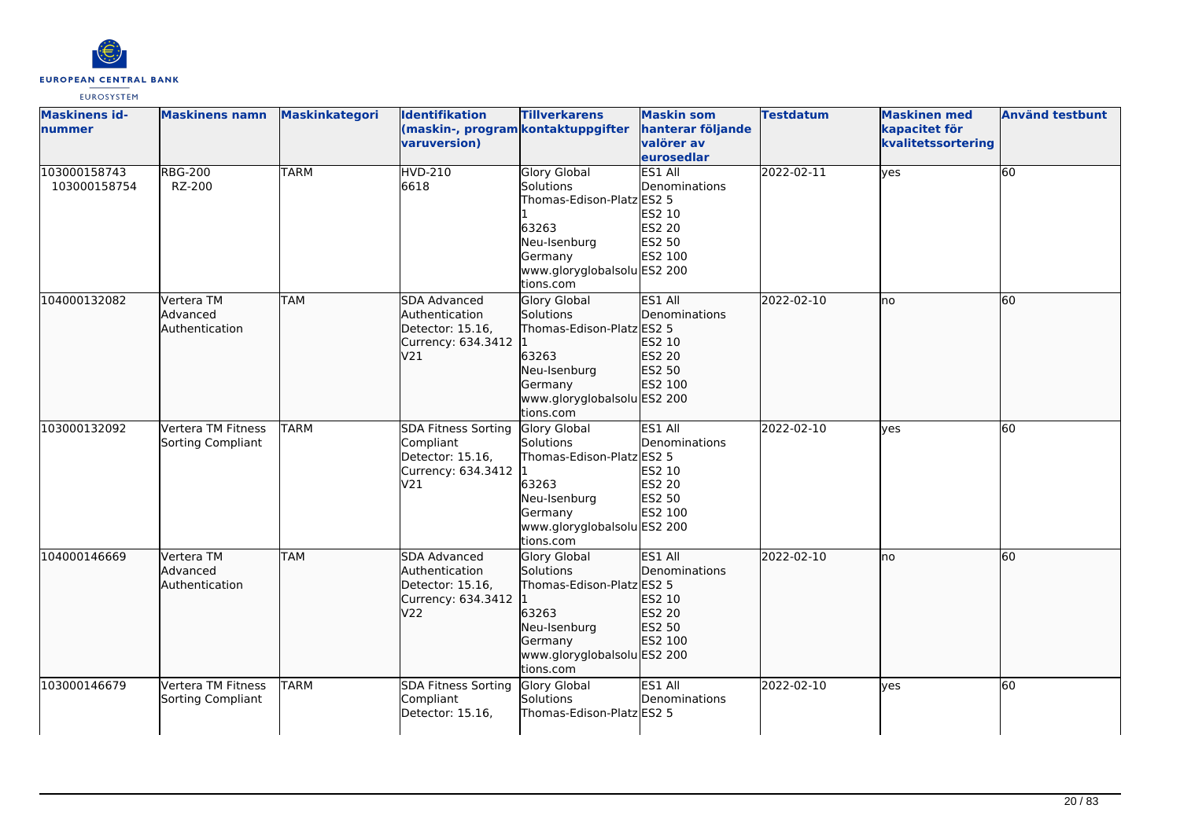| Maskinens id-nummer | Maskinens namn | Maskinkategori | Identifikation (maskin-, program varuversion) | Tillverkarens kontaktuppgifter | Maskin som hanterar följande valörer av eurosedlar | Testdatum | Maskinen med kapacitet för kvalitetssortering | Använd testbunt |
|---|---|---|---|---|---|---|---|---|
| 103000158743<br>103000158754 | RBG-200<br>RZ-200 | TARM | HVD-210<br>6618 | Glory Global Solutions<br>Thomas-Edison-Platz 1<br>63263<br>Neu-Isenburg<br>Germany<br>www.gloryglobalsolutions.com | ES1 All Denominations<br>ES2 5<br>ES2 10<br>ES2 20<br>ES2 50<br>ES2 100<br>ES2 200 | 2022-02-11 | yes | 60 |
| 104000132082 | Vertera TM Advanced Authentication | TAM | SDA Advanced Authentication Detector: 15.16, Currency: 634.3412 V21 | Glory Global Solutions<br>Thomas-Edison-Platz 1<br>63263<br>Neu-Isenburg<br>Germany<br>www.gloryglobalsolutions.com | ES1 All Denominations<br>ES2 5<br>ES2 10<br>ES2 20<br>ES2 50<br>ES2 100<br>ES2 200 | 2022-02-10 | no | 60 |
| 103000132092 | Vertera TM Fitness Sorting Compliant | TARM | SDA Fitness Sorting Compliant Detector: 15.16, Currency: 634.3412 V21 | Glory Global Solutions<br>Thomas-Edison-Platz 1<br>63263<br>Neu-Isenburg<br>Germany<br>www.gloryglobalsolutions.com | ES1 All Denominations<br>ES2 5<br>ES2 10<br>ES2 20<br>ES2 50<br>ES2 100<br>ES2 200 | 2022-02-10 | yes | 60 |
| 104000146669 | Vertera TM Advanced Authentication | TAM | SDA Advanced Authentication Detector: 15.16, Currency: 634.3412 V22 | Glory Global Solutions<br>Thomas-Edison-Platz 1<br>63263<br>Neu-Isenburg<br>Germany<br>www.gloryglobalsolutions.com | ES1 All Denominations<br>ES2 5<br>ES2 10<br>ES2 20<br>ES2 50<br>ES2 100<br>ES2 200 | 2022-02-10 | no | 60 |
| 103000146679 | Vertera TM Fitness Sorting Compliant | TARM | SDA Fitness Sorting Compliant Detector: 15.16, | Glory Global Solutions<br>Thomas-Edison-Platz | ES1 All Denominations<br>ES2 5 | 2022-02-10 | yes | 60 |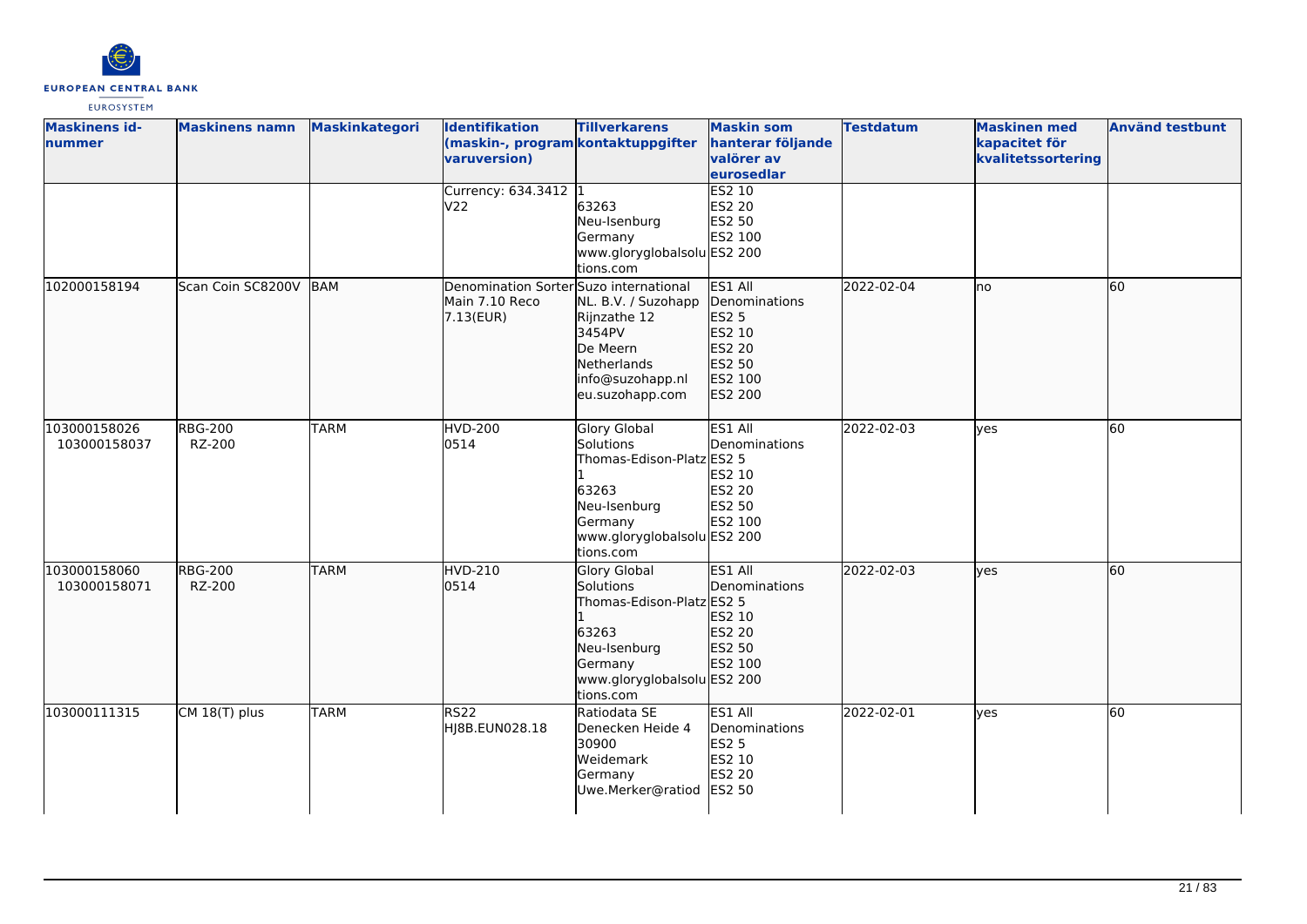| Maskinens id-nummer | Maskinens namn | Maskinkategori | Identifikation (maskin-, program varuversion) | Tillverkarens kontaktuppgifter | Maskin som hanterar följande valörer av eurosedlar | Testdatum | Maskinen med kapacitet för kvalitetssortering | Använd testbunt |
|---|---|---|---|---|---|---|---|---|
| | | | Currency: 634.3412 V22 | 1<br>63263<br>Neu-Isenburg<br>Germany<br>www.gloryglobalsolutions.com | ES2 10<br>ES2 20<br>ES2 50<br>ES2 100<br>ES2 200 | | | |
| 102000158194 | Scan Coin SC8200V | BAM | Denomination Sorter Main 7.10 Reco 7.13(EUR) | Suzo international NL. B.V. / Suzohapp<br>Rijnzathe 12<br>3454PV<br>De Meern<br>Netherlands<br>info@suzohapp.nl<br>eu.suzohapp.com | ES1 All Denominations<br>ES2 5<br>ES2 10<br>ES2 20<br>ES2 50<br>ES2 100<br>ES2 200 | 2022-02-04 | no | 60 |
| 103000158026<br>103000158037 | RBG-200<br>RZ-200 | TARM | HVD-200<br>0514 | Glory Global Solutions<br>Thomas-Edison-Platz 1<br>63263<br>Neu-Isenburg<br>Germany<br>www.gloryglobalsolutions.com | ES1 All Denominations<br>ES2 5<br>ES2 10<br>ES2 20<br>ES2 50<br>ES2 100<br>ES2 200 | 2022-02-03 | yes | 60 |
| 103000158060<br>103000158071 | RBG-200<br>RZ-200 | TARM | HVD-210<br>0514 | Glory Global Solutions<br>Thomas-Edison-Platz 1<br>63263<br>Neu-Isenburg<br>Germany<br>www.gloryglobalsolutions.com | ES1 All Denominations<br>ES2 5<br>ES2 10<br>ES2 20<br>ES2 50<br>ES2 100<br>ES2 200 | 2022-02-03 | yes | 60 |
| 103000111315 | CM 18(T) plus | TARM | RS22<br>HJ8B.EUN028.18 | Ratiodata SE<br>Denecken Heide 4<br>30900<br>Weidemark<br>Germany<br>Uwe.Merker@ratiod | ES1 All Denominations<br>ES2 5<br>ES2 10<br>ES2 20<br>ES2 50 | 2022-02-01 | yes | 60 |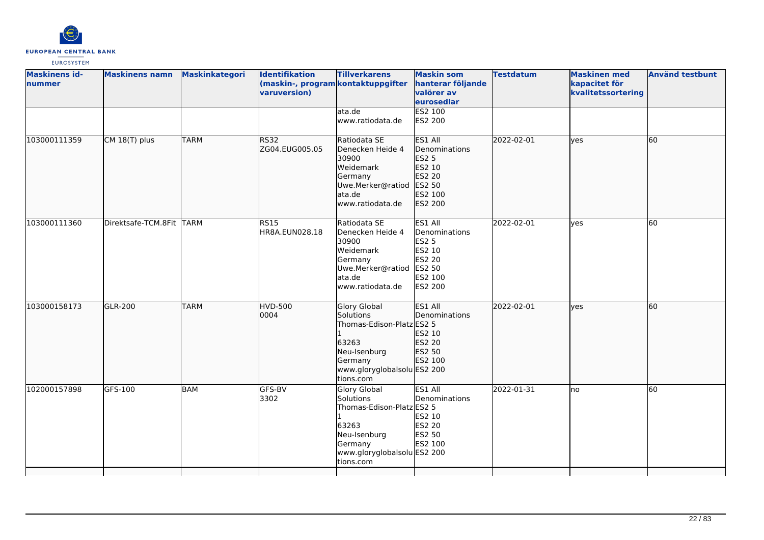| Maskinens id-nummer | Maskinens namn | Maskinkategori | Identifikation (maskin-, programvaruversion) | Tillverkarens kontaktuppgifter | Maskin som hanterar följande valörer av eurosedlar | Testdatum | Maskinen med kapacitet för kvalitetssortering | Använd testbunt |
|---|---|---|---|---|---|---|---|---|
| | | | | ata.de www.ratiodata.de | ES2 100 ES2 200 | | | |
| 103000111359 | CM 18(T) plus | TARM | RS32 ZG04.EUG005.05 | Ratiodata SE Denecken Heide 4 30900 Weidemark Germany Uwe.Merker@ratiodata.de www.ratiodata.de | ES1 All Denominations ES2 5 ES2 10 ES2 20 ES2 50 ES2 100 ES2 200 | 2022-02-01 | yes | 60 |
| 103000111360 | Direktsafe-TCM.8Fit | TARM | RS15 HR8A.EUN028.18 | Ratiodata SE Denecken Heide 4 30900 Weidemark Germany Uwe.Merker@ratiodata.de www.ratiodata.de | ES1 All Denominations ES2 5 ES2 10 ES2 20 ES2 50 ES2 100 ES2 200 | 2022-02-01 | yes | 60 |
| 103000158173 | GLR-200 | TARM | HVD-500 0004 | Glory Global Solutions Thomas-Edison-Platz 1 63263 Neu-Isenburg Germany www.gloryglobalsolutions.com | ES1 All Denominations ES2 5 ES2 10 ES2 20 ES2 50 ES2 100 ES2 200 | 2022-02-01 | yes | 60 |
| 102000157898 | GFS-100 | BAM | GFS-BV 3302 | Glory Global Solutions Thomas-Edison-Platz 1 63263 Neu-Isenburg Germany www.gloryglobalsolutions.com | ES1 All Denominations ES2 5 ES2 10 ES2 20 ES2 50 ES2 100 ES2 200 | 2022-01-31 | no | 60 |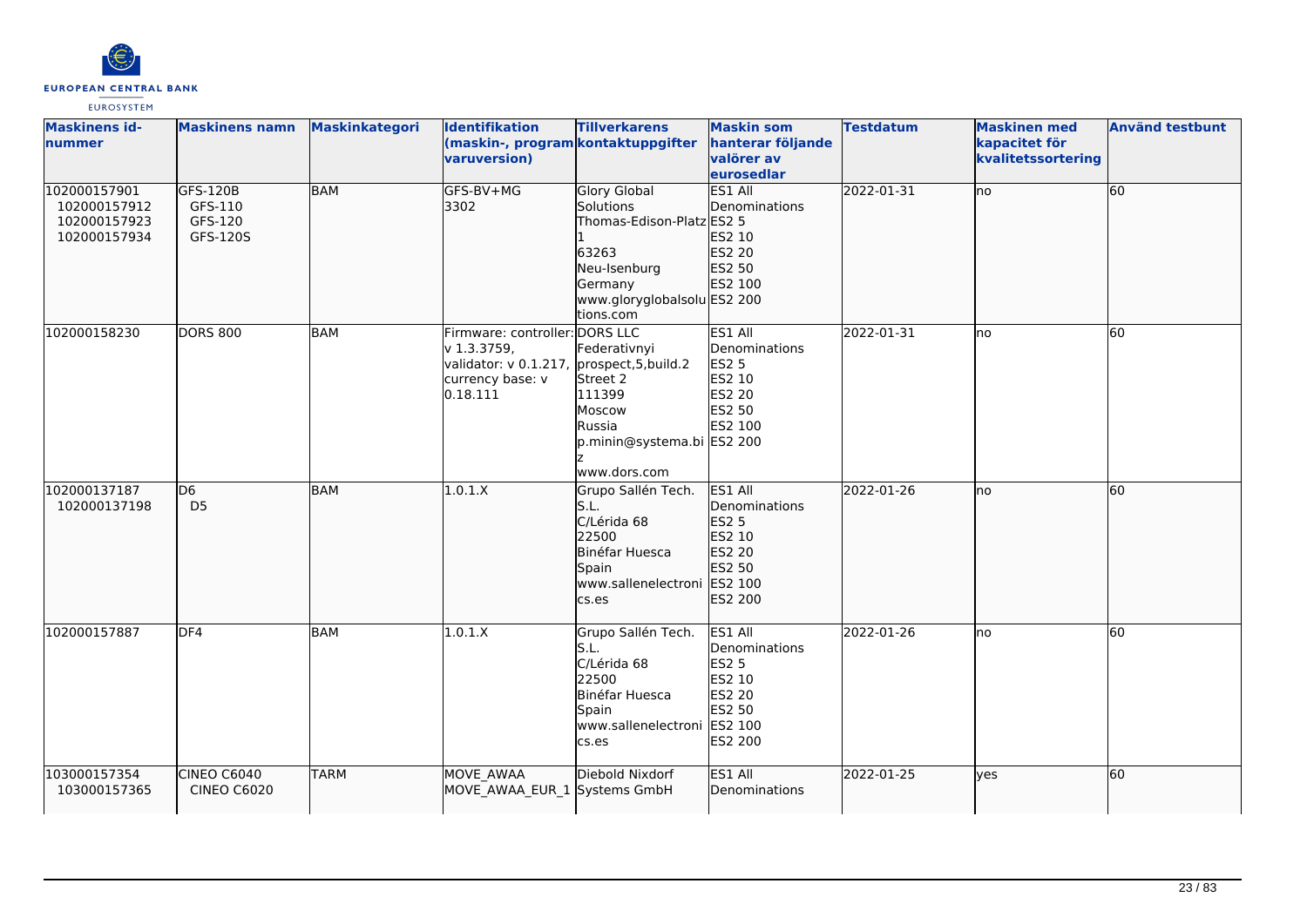| Maskinens id-nummer | Maskinens namn | Maskinkategori | Identifikation (maskin-, programvaruversion) | Tillverkarens kontaktuppgifter | Maskin som hanterar följande valörer av eurosedlar | Testdatum | Maskinen med kapacitet för kvalitetssortering | Använd testbunt |
|---|---|---|---|---|---|---|---|---|
| 102000157901<br>102000157912<br>102000157923<br>102000157934 | GFS-120B<br>GFS-110<br>GFS-120<br>GFS-120S | BAM | GFS-BV+MG<br>3302 | Glory Global Solutions<br>Thomas-Edison-Platz 1<br>63263<br>Neu-Isenburg<br>Germany<br>www.gloryglobalsolutions.com | ES1 All Denominations<br>ES2 5<br>ES2 10<br>ES2 20<br>ES2 50<br>ES2 100<br>ES2 200 | 2022-01-31 | no | 60 |
| 102000158230 | DORS 800 | BAM | Firmware: controller: v 1.3.3759,<br>validator: v 0.1.217,<br>currency base: v 0.18.111 | DORS LLC<br>Federativnyi prospect,5,build.2<br>Street 2<br>111399<br>Moscow<br>Russia<br>p.minin@systema.biz<br>www.dors.com | ES1 All Denominations<br>ES2 5<br>ES2 10<br>ES2 20<br>ES2 50<br>ES2 100<br>ES2 200 | 2022-01-31 | no | 60 |
| 102000137187<br>102000137198 | D6<br>D5 | BAM | 1.0.1.X | Grupo Sallén Tech. S.L.<br>C/Lérida 68<br>22500<br>Binéfar Huesca<br>Spain<br>www.sallenelectronics.es | ES1 All Denominations<br>ES2 5<br>ES2 10<br>ES2 20<br>ES2 50<br>ES2 100<br>ES2 200 | 2022-01-26 | no | 60 |
| 102000157887 | DF4 | BAM | 1.0.1.X | Grupo Sallén Tech. S.L.<br>C/Lérida 68<br>22500<br>Binéfar Huesca<br>Spain<br>www.sallenelectronics.es | ES1 All Denominations<br>ES2 5<br>ES2 10<br>ES2 20<br>ES2 50<br>ES2 100<br>ES2 200 | 2022-01-26 | no | 60 |
| 103000157354<br>103000157365 | CINEO C6040<br>CINEO C6020 | TARM | MOVE_AWAA<br>MOVE_AWAA_EUR_1 | Diebold Nixdorf Systems GmbH | ES1 All Denominations | 2022-01-25 | yes | 60 |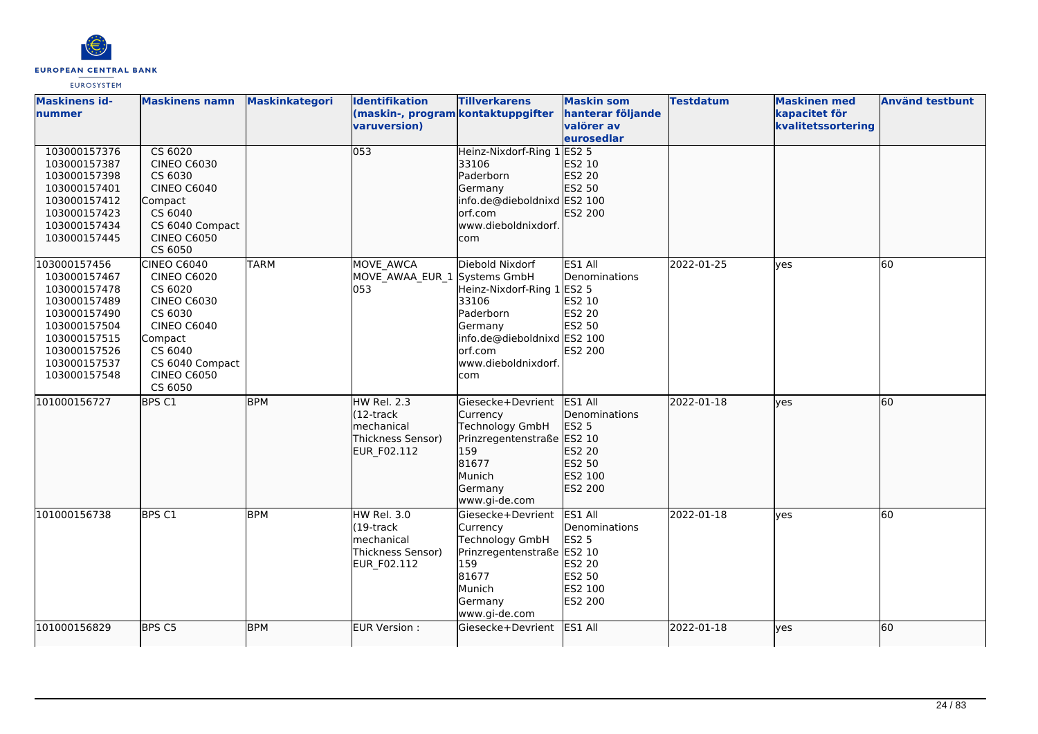| Maskinens id-nummer | Maskinens namn | Maskinkategori | Identifikation (maskin-, program varuversion) | Tillverkarens kontaktuppgifter | Maskin som hanterar följande valörer av eurosedlar | Testdatum | Maskinen med kapacitet för kvalitetssortering | Använd testbunt |
|---|---|---|---|---|---|---|---|---|
| 103000157376<br>103000157387<br>103000157398<br>103000157401<br>103000157412<br>103000157423<br>103000157434<br>103000157445 | CS 6020<br>CINEO C6030<br>CS 6030<br>CINEO C6040<br>Compact<br>CS 6040<br>CS 6040 Compact<br>CINEO C6050<br>CS 6050 | | 053 | Heinz-Nixdorf-Ring 1<br>33106<br>Paderborn<br>Germany<br>info.de@dieboldnixdorf.com<br>www.dieboldnixdorf.com | ES2 5<br>ES2 10<br>ES2 20<br>ES2 50<br>ES2 100<br>ES2 200 | | | |
| 103000157456<br>103000157467<br>103000157478<br>103000157489<br>103000157490<br>103000157504<br>103000157515<br>103000157526<br>103000157537<br>103000157548 | CINEO C6040<br>CINEO C6020<br>CS 6020<br>CINEO C6030<br>CS 6030<br>CINEO C6040<br>Compact<br>CS 6040<br>CS 6040 Compact<br>CINEO C6050<br>CS 6050 | TARM | MOVE_AWCA<br>MOVE_AWAA_EUR_1<br>053 | Diebold Nixdorf Systems GmbH<br>Heinz-Nixdorf-Ring 1<br>33106<br>Paderborn<br>Germany<br>info.de@dieboldnixdorf.com<br>www.dieboldnixdorf.com | ES1 All Denominations<br>ES2 5<br>ES2 10<br>ES2 20<br>ES2 50<br>ES2 100<br>ES2 200 | 2022-01-25 | yes | 60 |
| 101000156727 | BPS C1 | BPM | HW Rel. 2.3<br>(12-track mechanical Thickness Sensor)<br>EUR_F02.112 | Giesecke+Devrient Currency Technology GmbH<br>Prinzregentenstraße 159<br>81677<br>Munich<br>Germany<br>www.gi-de.com | ES1 All Denominations<br>ES2 5<br>ES2 10<br>ES2 20<br>ES2 50<br>ES2 100<br>ES2 200 | 2022-01-18 | yes | 60 |
| 101000156738 | BPS C1 | BPM | HW Rel. 3.0<br>(19-track mechanical Thickness Sensor)<br>EUR_F02.112 | Giesecke+Devrient Currency Technology GmbH<br>Prinzregentenstraße 159<br>81677<br>Munich<br>Germany<br>www.gi-de.com | ES1 All Denominations<br>ES2 5<br>ES2 10<br>ES2 20<br>ES2 50<br>ES2 100<br>ES2 200 | 2022-01-18 | yes | 60 |
| 101000156829 | BPS C5 | BPM | EUR Version : | Giesecke+Devrient | ES1 All | 2022-01-18 | yes | 60 |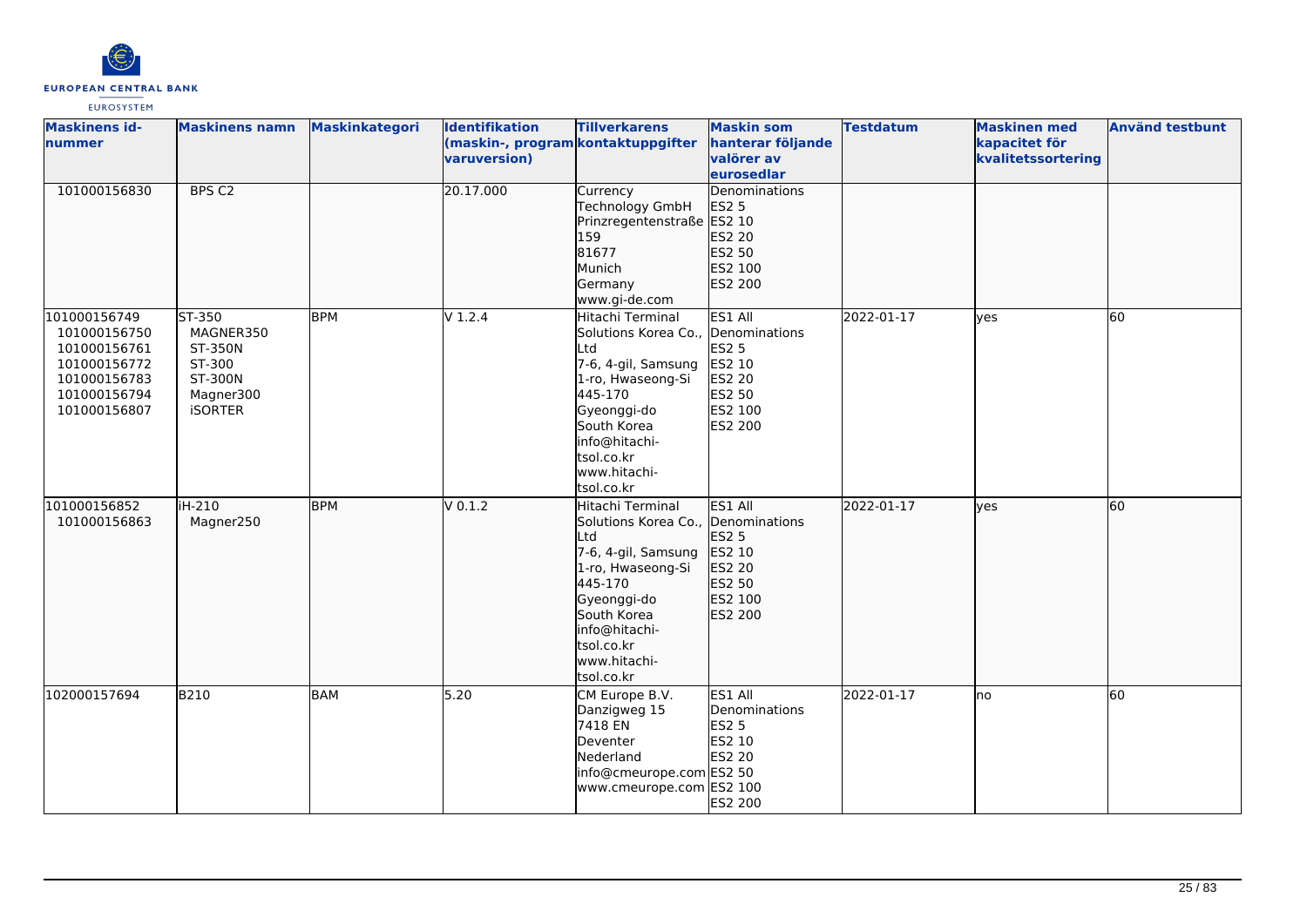| Maskinens id-nummer | Maskinens namn | Maskinkategori | Identifikation (maskin-, programvaruversion) | Tillverkarens kontaktuppgifter | Maskin som hanterar följande valörer av eurosedlar | Testdatum | Maskinen med kapacitet för kvalitetssortering | Använd testbunt |
|---|---|---|---|---|---|---|---|---|
| 101000156830 | BPS C2 | | 20.17.000 | Currency Technology GmbH Prinzregentenstraße 159 81677 Munich Germany www.gi-de.com | Denominations ES2 5 ES2 10 ES2 20 ES2 50 ES2 100 ES2 200 | | | |
| 101000156749 101000156750 101000156761 101000156772 101000156783 101000156794 101000156807 | ST-350 MAGNER350 ST-350N ST-300 ST-300N Magner300 iSORTER | BPM | V 1.2.4 | Hitachi Terminal Solutions Korea Co., Ltd 7-6, 4-gil, Samsung 1-ro, Hwaseong-Si 445-170 Gyeonggi-do South Korea info@hitachi-tsol.co.kr www.hitachi-tsol.co.kr | ES1 All Denominations ES2 5 ES2 10 ES2 20 ES2 50 ES2 100 ES2 200 | 2022-01-17 | yes | 60 |
| 101000156852 101000156863 | iH-210 Magner250 | BPM | V 0.1.2 | Hitachi Terminal Solutions Korea Co., Ltd 7-6, 4-gil, Samsung 1-ro, Hwaseong-Si 445-170 Gyeonggi-do South Korea info@hitachi-tsol.co.kr www.hitachi-tsol.co.kr | ES1 All Denominations ES2 5 ES2 10 ES2 20 ES2 50 ES2 100 ES2 200 | 2022-01-17 | yes | 60 |
| 102000157694 | B210 | BAM | 5.20 | CM Europe B.V. Danzigweg 15 7418 EN Deventer Nederland info@cmeurope.com www.cmeurope.com | ES1 All Denominations ES2 5 ES2 10 ES2 20 ES2 50 ES2 100 ES2 200 | 2022-01-17 | no | 60 |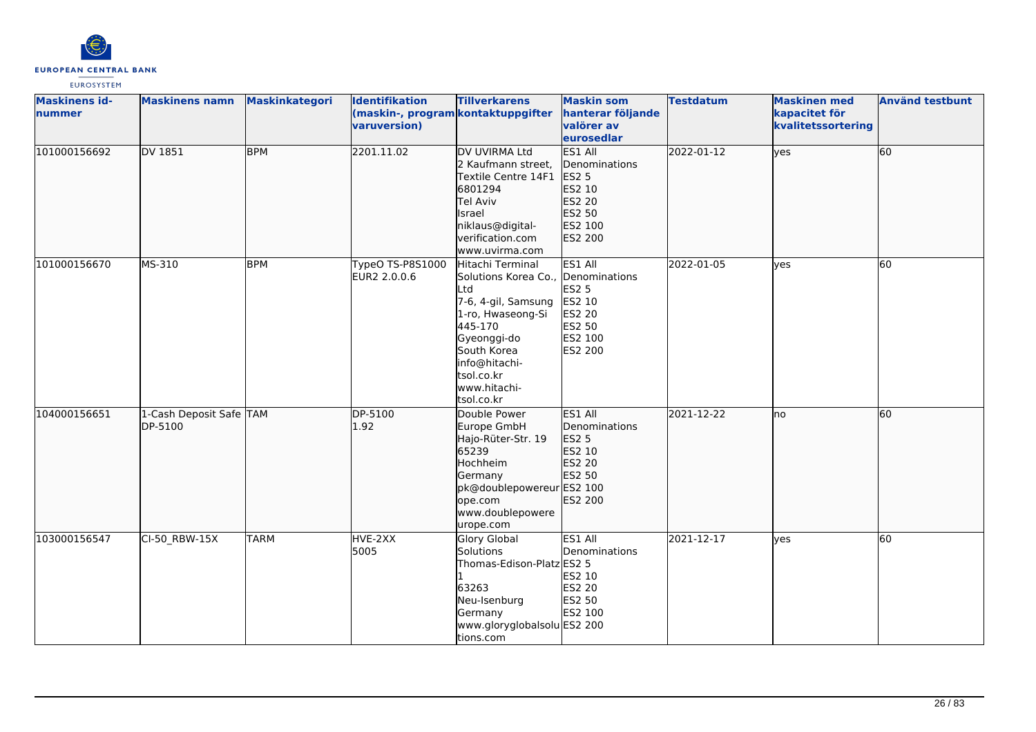| Maskinens id-nummer | Maskinens namn | Maskinkategori | Identifikation (maskin-, program varuversion) | Tillverkarens kontaktuppgifter | Maskin som hanterar följande valörer av eurosedlar | Testdatum | Maskinen med kapacitet för kvalitetssortering | Använd testbunt |
|---|---|---|---|---|---|---|---|---|
| 101000156692 | DV 1851 | BPM | 2201.11.02 | DV UVIRMA Ltd<br>2 Kaufmann street, Textile Centre 14F1<br>6801294<br>Tel Aviv<br>Israel<br>niklaus@digital-verification.com<br>www.uvirma.com | ES1 All Denominations<br>ES2 5<br>ES2 10<br>ES2 20<br>ES2 50<br>ES2 100<br>ES2 200 | 2022-01-12 | yes | 60 |
| 101000156670 | MS-310 | BPM | TypeO TS-P8S1000 EUR2 2.0.0.6 | Hitachi Terminal Solutions Korea Co., Ltd<br>7-6, 4-gil, Samsung 1-ro, Hwaseong-Si<br>445-170<br>Gyeonggi-do<br>South Korea<br>info@hitachi-tsol.co.kr<br>www.hitachi-tsol.co.kr | ES1 All Denominations<br>ES2 5<br>ES2 10<br>ES2 20<br>ES2 50<br>ES2 100<br>ES2 200 | 2022-01-05 | yes | 60 |
| 104000156651 | 1-Cash Deposit Safe DP-5100 | TAM | DP-5100<br>1.92 | Double Power Europe GmbH<br>Hajo-Rüter-Str. 19<br>65239<br>Hochheim<br>Germany<br>pk@doublepowereurope.com<br>www.doublepowereurope.com | ES1 All Denominations<br>ES2 5<br>ES2 10<br>ES2 20<br>ES2 50<br>ES2 100<br>ES2 200 | 2021-12-22 | no | 60 |
| 103000156547 | CI-50_RBW-15X | TARM | HVE-2XX<br>5005 | Glory Global Solutions<br>Thomas-Edison-Platz 1<br>63263<br>Neu-Isenburg<br>Germany<br>www.gloryglobalsolutions.com | ES1 All Denominations<br>ES2 5<br>ES2 10<br>ES2 20<br>ES2 50<br>ES2 100<br>ES2 200 | 2021-12-17 | yes | 60 |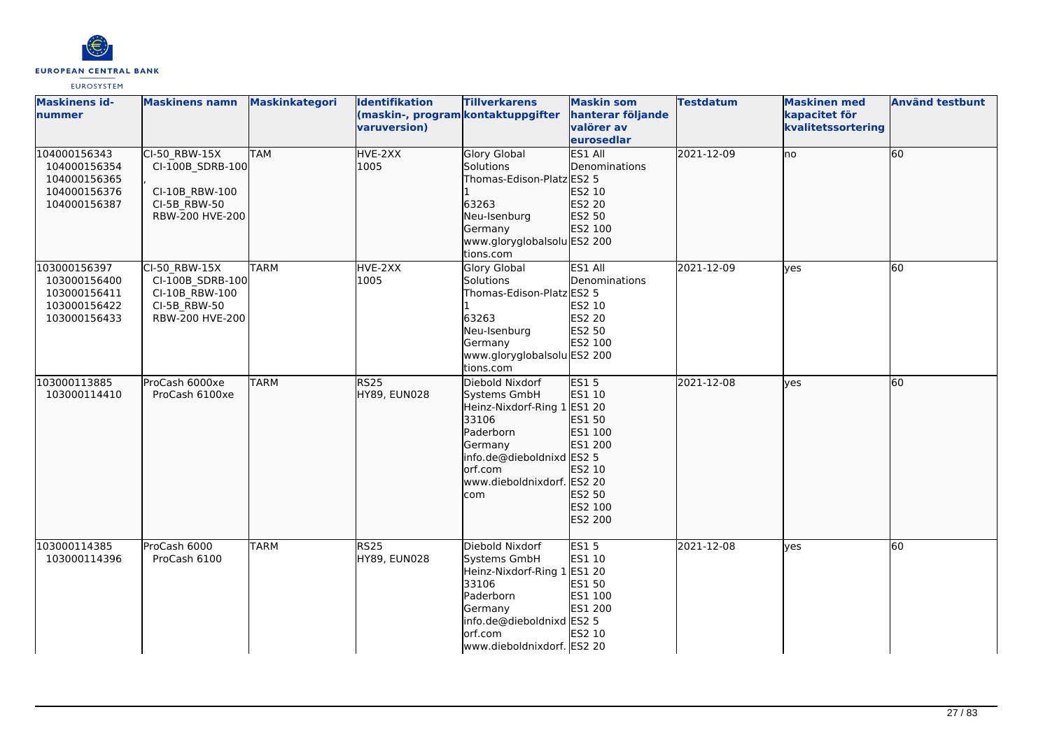| Maskinens id-nummer | Maskinens namn | Maskinkategori | Identifikation (maskin-, programvaruversion) | Tillverkarens kontaktuppgifter | Maskin som hanterar följande valörer av eurosedlar | Testdatum | Maskinen med kapacitet för kvalitetssortering | Använd testbunt |
|---|---|---|---|---|---|---|---|---|
| 104000156343<br>104000156354<br>104000156365<br>104000156376<br>104000156387 | CI-50_RBW-15X<br>CI-100B_SDRB-100<br>,<br>CI-10B_RBW-100<br>CI-5B_RBW-50<br>RBW-200 HVE-200 | TAM | HVE-2XX<br>1005 | Glory Global Solutions<br>Thomas-Edison-Platz 1<br>63263<br>Neu-Isenburg<br>Germany<br>www.gloryglobalsolutions.com | ES1 All Denominations<br>ES2 5<br>ES2 10<br>ES2 20<br>ES2 50<br>ES2 100<br>ES2 200 | 2021-12-09 | no | 60 |
| 103000156397<br>103000156400<br>103000156411<br>103000156422<br>103000156433 | CI-50_RBW-15X<br>CI-100B_SDRB-100<br>CI-10B_RBW-100<br>CI-5B_RBW-50<br>RBW-200 HVE-200 | TARM | HVE-2XX<br>1005 | Glory Global Solutions<br>Thomas-Edison-Platz 1<br>63263<br>Neu-Isenburg<br>Germany<br>www.gloryglobalsolutions.com | ES1 All Denominations<br>ES2 5<br>ES2 10<br>ES2 20<br>ES2 50<br>ES2 100<br>ES2 200 | 2021-12-09 | yes | 60 |
| 103000113885<br>103000114410 | ProCash 6000xe<br>ProCash 6100xe | TARM | RS25<br>HY89, EUN028 | Diebold Nixdorf Systems GmbH<br>Heinz-Nixdorf-Ring 1<br>33106<br>Paderborn<br>Germany<br>info.de@dieboldnixdorf.com<br>www.dieboldnixdorf.com | ES1 5<br>ES1 10<br>ES1 20<br>ES1 50<br>ES1 100<br>ES1 200<br>ES2 5<br>ES2 10<br>ES2 20<br>ES2 50<br>ES2 100<br>ES2 200 | 2021-12-08 | yes | 60 |
| 103000114385<br>103000114396 | ProCash 6000<br>ProCash 6100 | TARM | RS25<br>HY89, EUN028 | Diebold Nixdorf Systems GmbH<br>Heinz-Nixdorf-Ring 1<br>33106<br>Paderborn<br>Germany<br>info.de@dieboldnixdorf.com<br>www.dieboldnixdorf. | ES1 5<br>ES1 10<br>ES1 20<br>ES1 50<br>ES1 100<br>ES1 200<br>ES2 5<br>ES2 10<br>ES2 20 | 2021-12-08 | yes | 60 |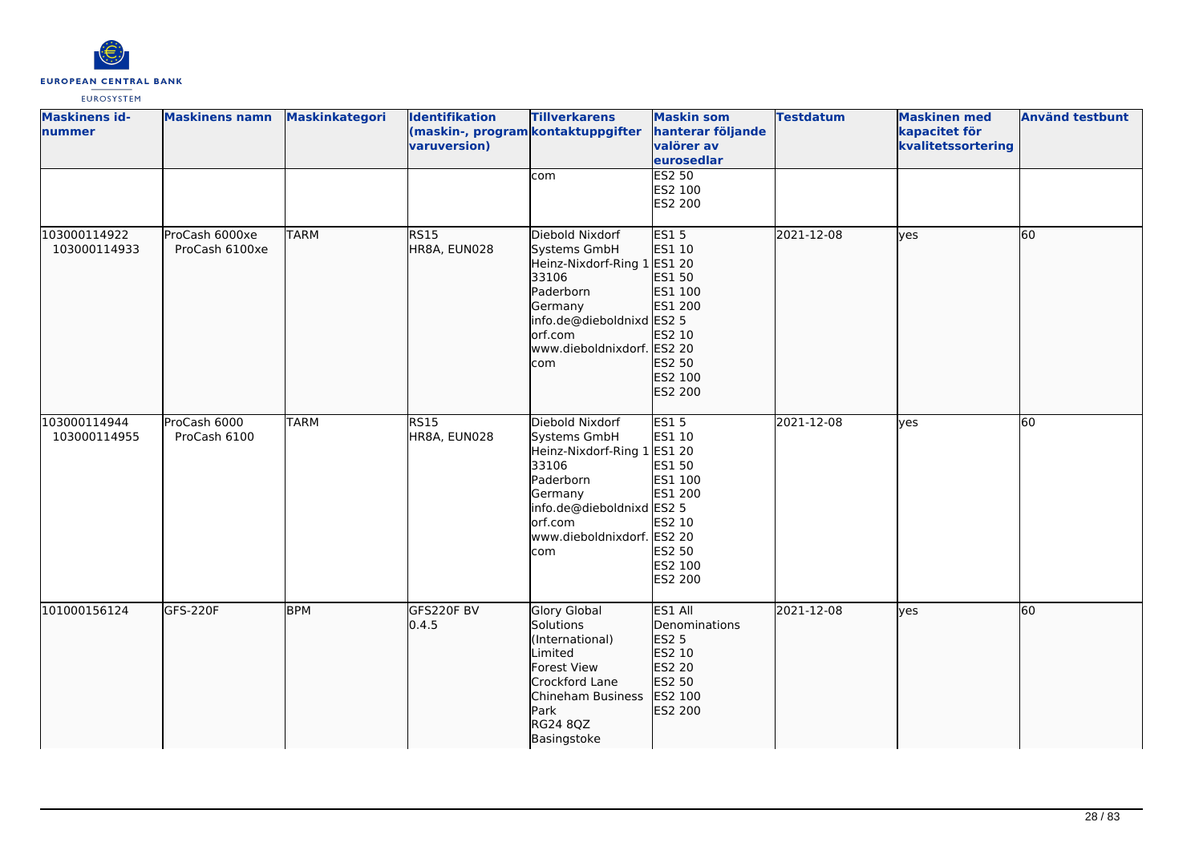| Maskinens id-nummer | Maskinens namn | Maskinkategori | Identifikation (maskin-, programvaruversion) | Tillverkarens kontaktuppgifter | Maskin som hanterar följande valörer av eurosedlar | Testdatum | Maskinen med kapacitet för kvalitetssortering | Använd testbunt |
|---|---|---|---|---|---|---|---|---|
| | | | | com | ES2 50<br>ES2 100<br>ES2 200 | | | |
| 103000114922<br>103000114933 | ProCash 6000xe<br>ProCash 6100xe | TARM | RS15<br>HR8A, EUN028 | Diebold Nixdorf Systems GmbH<br>Heinz-Nixdorf-Ring 1<br>33106<br>Paderborn<br>Germany<br>info.de@dieboldnixdorf.com<br>www.dieboldnixdorf.com | ES1 5<br>ES1 10<br>ES1 20<br>ES1 50<br>ES1 100<br>ES1 200<br>ES2 5<br>ES2 10<br>ES2 20<br>ES2 50<br>ES2 100<br>ES2 200 | 2021-12-08 | yes | 60 |
| 103000114944<br>103000114955 | ProCash 6000<br>ProCash 6100 | TARM | RS15<br>HR8A, EUN028 | Diebold Nixdorf Systems GmbH<br>Heinz-Nixdorf-Ring 1<br>33106<br>Paderborn<br>Germany<br>info.de@dieboldnixdorf.com<br>www.dieboldnixdorf.com | ES1 5<br>ES1 10<br>ES1 20<br>ES1 50<br>ES1 100<br>ES1 200<br>ES2 5<br>ES2 10<br>ES2 20<br>ES2 50<br>ES2 100<br>ES2 200 | 2021-12-08 | yes | 60 |
| 101000156124 | GFS-220F | BPM | GFS220F BV<br>0.4.5 | Glory Global Solutions (International) Limited<br>Forest View<br>Crockford Lane<br>Chineham Business Park<br>RG24 8QZ<br>Basingstoke | ES1 All Denominations<br>ES2 5<br>ES2 10<br>ES2 20<br>ES2 50<br>ES2 100<br>ES2 200 | 2021-12-08 | yes | 60 |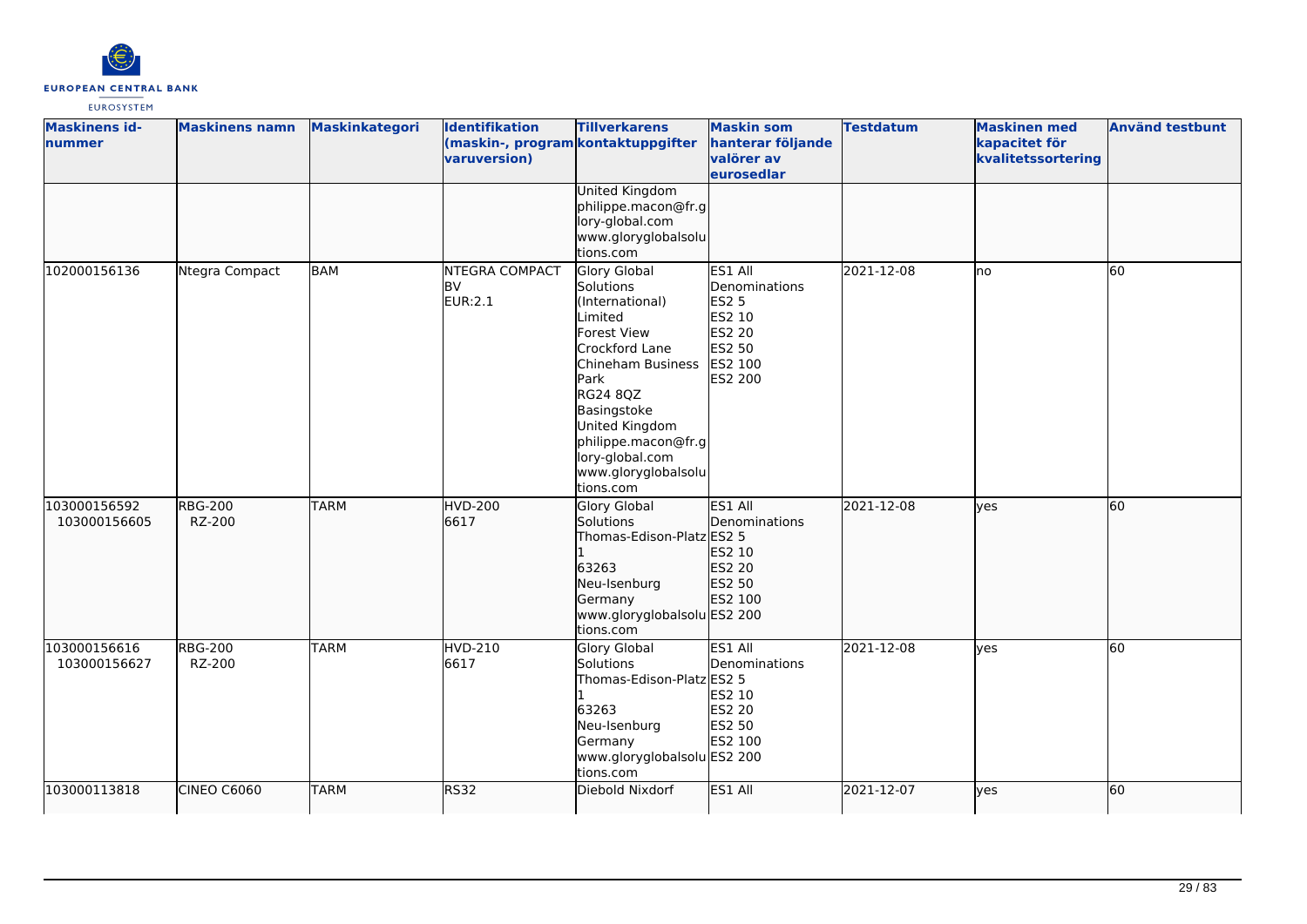| Maskinens id-nummer | Maskinens namn | Maskinkategori | Identifikation (maskin-, programvaruversion) | Tillverkarens kontaktuppgifter | Maskin som hanterar följande valörer av eurosedlar | Testdatum | Maskinen med kapacitet för kvalitetssortering | Använd testbunt |
|---|---|---|---|---|---|---|---|---|
| | | | | United Kingdom philippe.macon@fr.glory-global.com www.gloryglobalsolutions.com | | | | |
| 102000156136 | Ntegra Compact | BAM | NTEGRA COMPACT BV EUR:2.1 | Glory Global Solutions (International) Limited Forest View Crockford Lane Chineham Business Park RG24 8QZ Basingstoke United Kingdom philippe.macon@fr.glory-global.com www.gloryglobalsolutions.com | ES1 All Denominations ES2 5 ES2 10 ES2 20 ES2 50 ES2 100 ES2 200 | 2021-12-08 | no | 60 |
| 103000156592 103000156605 | RBG-200 RZ-200 | TARM | HVD-200 6617 | Glory Global Solutions Thomas-Edison-Platz 1 63263 Neu-Isenburg Germany www.gloryglobalsolutions.com | ES1 All Denominations ES2 5 ES2 10 ES2 20 ES2 50 ES2 100 ES2 200 | 2021-12-08 | yes | 60 |
| 103000156616 103000156627 | RBG-200 RZ-200 | TARM | HVD-210 6617 | Glory Global Solutions Thomas-Edison-Platz 1 63263 Neu-Isenburg Germany www.gloryglobalsolutions.com | ES1 All Denominations ES2 5 ES2 10 ES2 20 ES2 50 ES2 100 ES2 200 | 2021-12-08 | yes | 60 |
| 103000113818 | CINEO C6060 | TARM | RS32 | Diebold Nixdorf | ES1 All | 2021-12-07 | yes | 60 |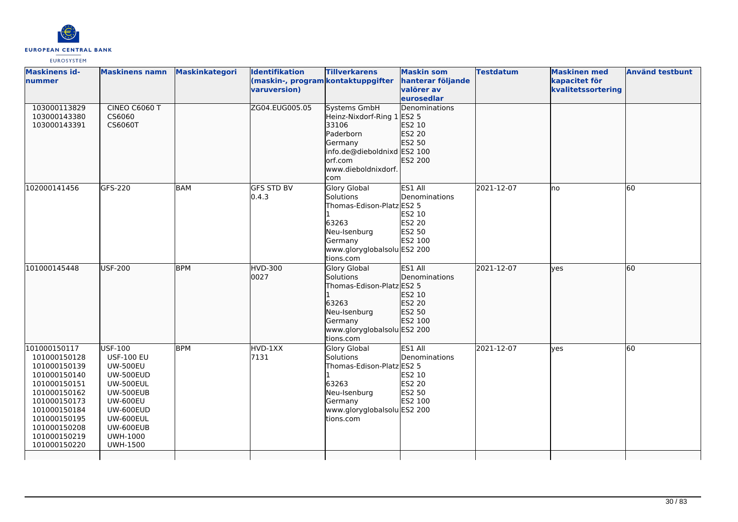| Maskinens id-nummer | Maskinens namn | Maskinkategori | Identifikation (maskin-, program varuversion) | Tillverkarens kontaktuppgifter | Maskin som hanterar följande valörer av eurosedlar | Testdatum | Maskinen med kapacitet för kvalitetssortering | Använd testbunt |
|---|---|---|---|---|---|---|---|---|
| 103000113829<br>103000143380<br>103000143391 | CINEO C6060 T<br>CS6060<br>CS6060T | | ZG04.EUG005.05 | Systems GmbH<br>Heinz-Nixdorf-Ring 1<br>33106<br>Paderborn<br>Germany<br>info.de@dieboldnixdorf.com<br>www.dieboldnixdorf.com | Denominations<br>ES2 5<br>ES2 10<br>ES2 20<br>ES2 50<br>ES2 100<br>ES2 200 | | | |
| 102000141456 | GFS-220 | BAM | GFS STD BV<br>0.4.3 | Glory Global Solutions<br>Thomas-Edison-Platz 1<br>63263<br>Neu-Isenburg<br>Germany<br>www.gloryglobalsolutions.com | ES1 All Denominations<br>ES2 5<br>ES2 10<br>ES2 20<br>ES2 50<br>ES2 100<br>ES2 200 | 2021-12-07 | no | 60 |
| 101000145448 | USF-200 | BPM | HVD-300<br>0027 | Glory Global Solutions<br>Thomas-Edison-Platz 1<br>63263<br>Neu-Isenburg<br>Germany<br>www.gloryglobalsolutions.com | ES1 All Denominations<br>ES2 5<br>ES2 10<br>ES2 20<br>ES2 50<br>ES2 100<br>ES2 200 | 2021-12-07 | yes | 60 |
| 101000150117<br>101000150128<br>101000150139<br>101000150140<br>101000150151<br>101000150162<br>101000150173<br>101000150184<br>101000150195<br>101000150208<br>101000150219<br>101000150220 | USF-100<br>USF-100 EU<br>UW-500EU<br>UW-500EUD<br>UW-500EUL<br>UW-500EUB<br>UW-600EU<br>UW-600EUD<br>UW-600EUL<br>UW-600EUB<br>UWH-1000<br>UWH-1500 | BPM | HVD-1XX<br>7131 | Glory Global Solutions<br>Thomas-Edison-Platz 1<br>63263<br>Neu-Isenburg<br>Germany<br>www.gloryglobalsolutions.com | ES1 All Denominations<br>ES2 5<br>ES2 10<br>ES2 20<br>ES2 50<br>ES2 100<br>ES2 200 | 2021-12-07 | yes | 60 |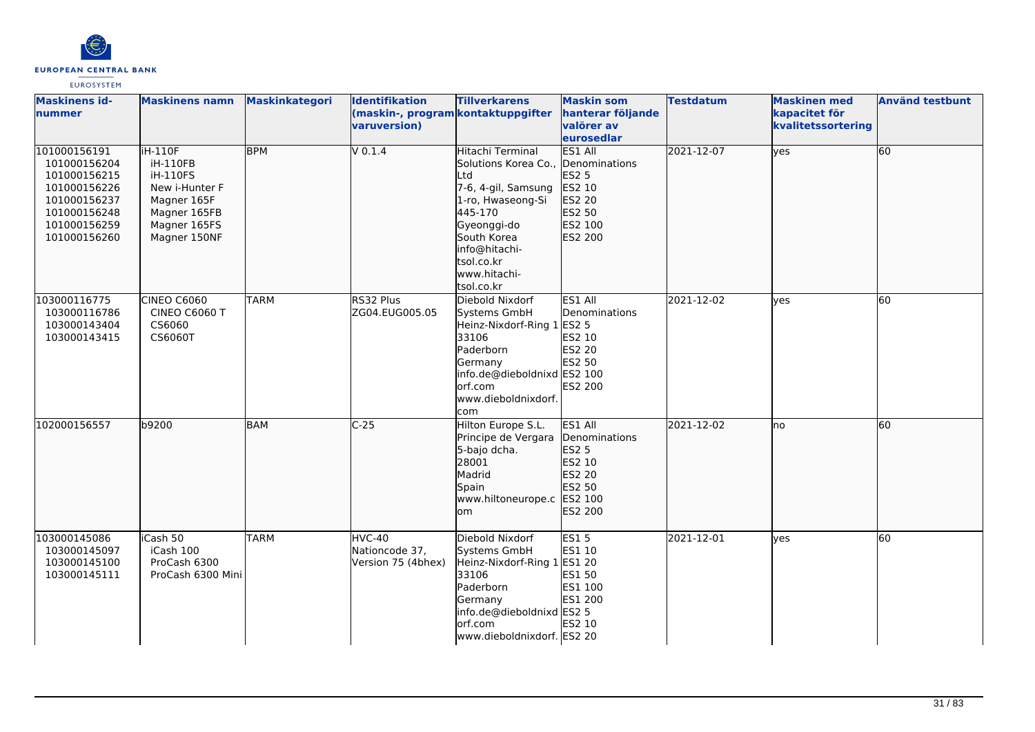| Maskinens id-nummer | Maskinens namn | Maskinkategori | Identifikation (maskin-, programvaruversion) | Tillverkarens kontaktuppgifter | Maskin som hanterar följande valörer av eurosedlar | Testdatum | Maskinen med kapacitet för kvalitetssortering | Använd testbunt |
|---|---|---|---|---|---|---|---|---|
| 101000156191<br>101000156204<br>101000156215<br>101000156226<br>101000156237<br>101000156248<br>101000156259<br>101000156260 | iH-110F<br>iH-110FB<br>iH-110FS<br>New i-Hunter F<br>Magner 165F<br>Magner 165FB<br>Magner 165FS<br>Magner 150NF | BPM | V 0.1.4 | Hitachi Terminal Solutions Korea Co., Ltd<br>7-6, 4-gil, Samsung 1-ro, Hwaseong-Si 445-170<br>Gyeonggi-do<br>South Korea<br>info@hitachi-tsol.co.kr<br>www.hitachi-tsol.co.kr | ES1 All Denominations<br>ES2 5<br>ES2 10<br>ES2 20<br>ES2 50<br>ES2 100<br>ES2 200 | 2021-12-07 | yes | 60 |
| 103000116775<br>103000116786<br>103000143404<br>103000143415 | CINEO C6060<br>CINEO C6060 T<br>CS6060<br>CS6060T | TARM | RS32 Plus<br>ZG04.EUG005.05 | Diebold Nixdorf Systems GmbH<br>Heinz-Nixdorf-Ring 1<br>33106<br>Paderborn<br>Germany<br>info.de@dieboldnixdorf.com<br>www.dieboldnixdorf.com | ES1 All Denominations<br>ES2 5<br>ES2 10<br>ES2 20<br>ES2 50<br>ES2 100<br>ES2 200 | 2021-12-02 | yes | 60 |
| 102000156557 | b9200 | BAM | C-25 | Hilton Europe S.L.<br>Principe de Vergara 5-bajo dcha.<br>28001<br>Madrid<br>Spain<br>www.hiltoneurope.com | ES1 All Denominations<br>ES2 5<br>ES2 10<br>ES2 20<br>ES2 50<br>ES2 100<br>ES2 200 | 2021-12-02 | no | 60 |
| 103000145086<br>103000145097<br>103000145100<br>103000145111 | iCash 50<br>iCash 100<br>ProCash 6300<br>ProCash 6300 Mini | TARM | HVC-40<br>Nationcode 37,<br>Version 75 (4bhex) | Diebold Nixdorf Systems GmbH<br>Heinz-Nixdorf-Ring 1<br>33106<br>Paderborn<br>Germany<br>info.de@dieboldnixdorf.com<br>www.dieboldnixdorf. | ES1 5<br>ES1 10<br>ES1 20<br>ES1 50<br>ES1 100<br>ES1 200<br>ES2 5<br>ES2 10<br>ES2 20 | 2021-12-01 | yes | 60 |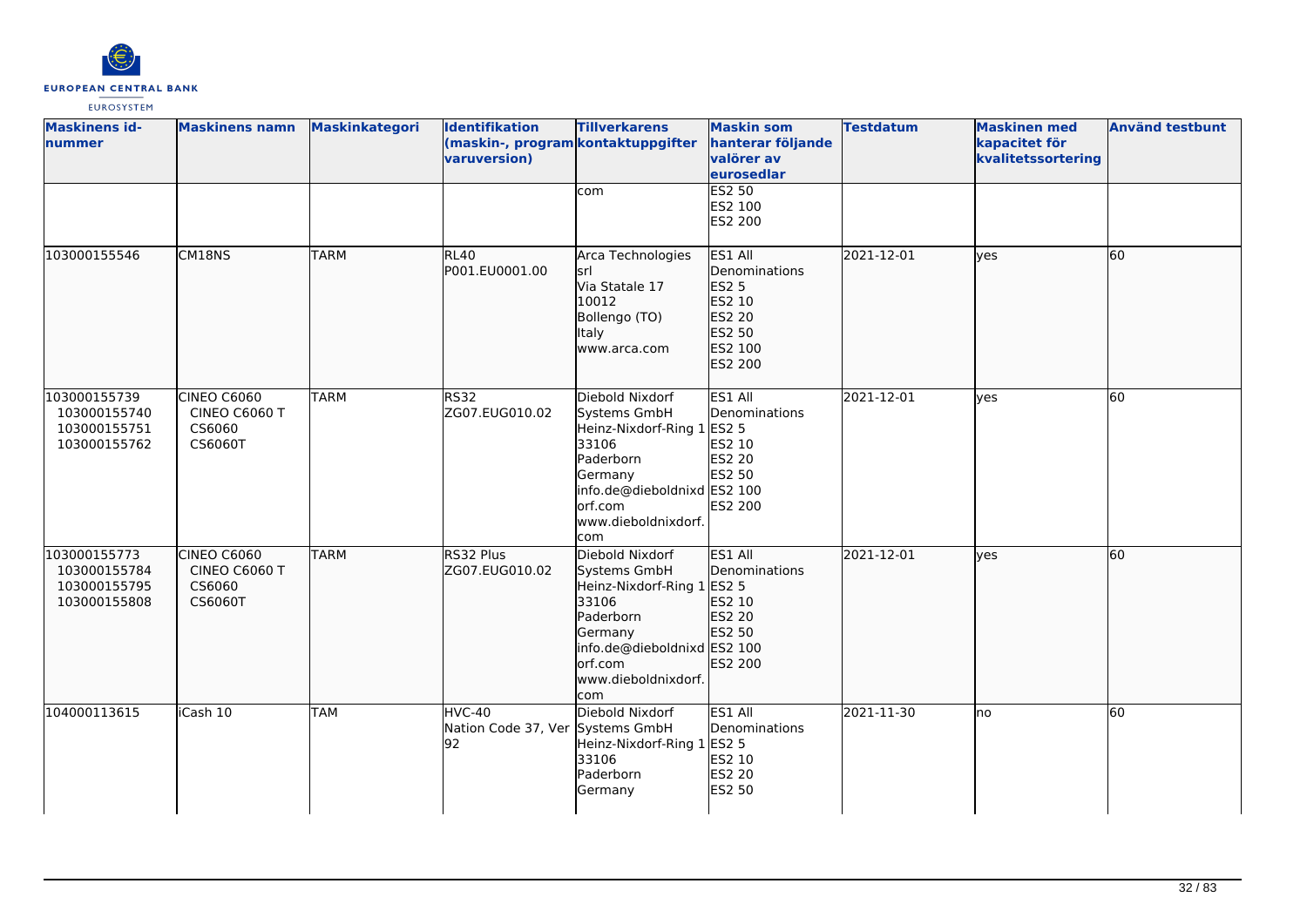| Maskinens id-nummer | Maskinens namn | Maskinkategori | Identifikation (maskin-, program varuversion) | Tillverkarens kontaktuppgifter | Maskin som hanterar följande valörer av eurosedlar | Testdatum | Maskinen med kapacitet för kvalitetssortering | Använd testbunt |
|---|---|---|---|---|---|---|---|---|
| | | | | com | ES2 50<br>ES2 100<br>ES2 200 | | | |
| 103000155546 | CM18NS | TARM | RL40<br>P001.EU0001.00 | Arca Technologies srl<br>Via Statale 17<br>10012<br>Bollengo (TO)<br>Italy<br>www.arca.com | ES1 All Denominations<br>ES2 5<br>ES2 10<br>ES2 20<br>ES2 50<br>ES2 100<br>ES2 200 | 2021-12-01 | yes | 60 |
| 103000155739<br>103000155740<br>103000155751<br>103000155762 | CINEO C6060<br>CINEO C6060 T<br>CS6060<br>CS6060T | TARM | RS32<br>ZG07.EUG010.02 | Diebold Nixdorf Systems GmbH<br>Heinz-Nixdorf-Ring 1<br>33106<br>Paderborn<br>Germany<br>info.de@dieboldnixdorf.com<br>www.dieboldnixdorf.com | ES1 All Denominations<br>ES2 5<br>ES2 10<br>ES2 20<br>ES2 50<br>ES2 100<br>ES2 200 | 2021-12-01 | yes | 60 |
| 103000155773<br>103000155784<br>103000155795<br>103000155808 | CINEO C6060<br>CINEO C6060 T<br>CS6060<br>CS6060T | TARM | RS32 Plus<br>ZG07.EUG010.02 | Diebold Nixdorf Systems GmbH<br>Heinz-Nixdorf-Ring 1<br>33106<br>Paderborn<br>Germany<br>info.de@dieboldnixdorf.com<br>www.dieboldnixdorf.com | ES1 All Denominations<br>ES2 5<br>ES2 10<br>ES2 20<br>ES2 50<br>ES2 100<br>ES2 200 | 2021-12-01 | yes | 60 |
| 104000113615 | iCash 10 | TAM | HVC-40<br>Nation Code 37, Ver 92 | Diebold Nixdorf Systems GmbH<br>Heinz-Nixdorf-Ring 1<br>33106<br>Paderborn<br>Germany | ES1 All Denominations<br>ES2 5<br>ES2 10<br>ES2 20<br>ES2 50 | 2021-11-30 | no | 60 |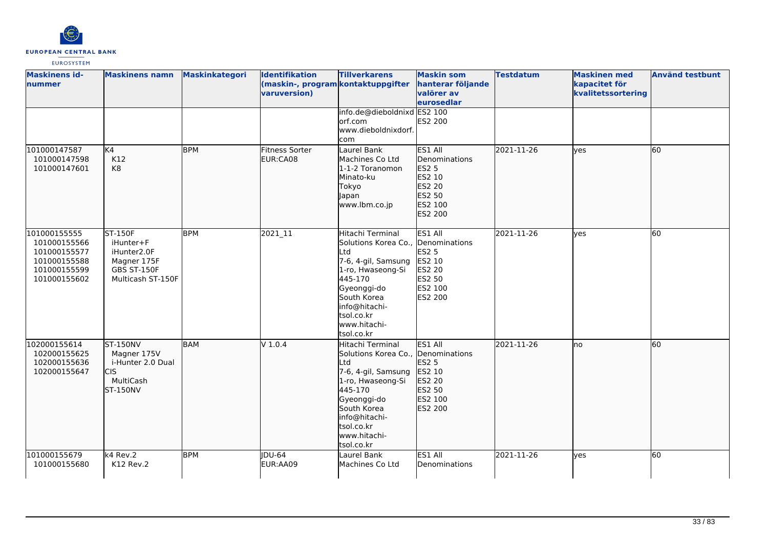| Maskinens id-nummer | Maskinens namn | Maskinkategori | Identifikation (maskin-, program varuversion) | Tillverkarens kontaktuppgifter | Maskin som hanterar följande valörer av eurosedlar | Testdatum | Maskinen med kapacitet för kvalitetssortering | Använd testbunt |
|---|---|---|---|---|---|---|---|---|
| | | | | info.de@dieboldnixdorf.com www.dieboldnixdorf.com | ES2 100 ES2 200 | | | |
| 101000147587 101000147598 101000147601 | K4 K12 K8 | BPM | Fitness Sorter EUR:CA08 | Laurel Bank Machines Co Ltd 1-1-2 Toranomon Minato-ku Tokyo Japan www.lbm.co.jp | ES1 All Denominations ES2 5 ES2 10 ES2 20 ES2 50 ES2 100 ES2 200 | 2021-11-26 | yes | 60 |
| 101000155555 101000155566 101000155577 101000155588 101000155599 101000155602 | ST-150F iHunter+F iHunter2.0F Magner 175F GBS ST-150F Multicash ST-150F | BPM | 2021_11 | Hitachi Terminal Solutions Korea Co., Ltd 7-6, 4-gil, Samsung 1-ro, Hwaseong-Si 445-170 Gyeonggi-do South Korea info@hitachi-tsol.co.kr www.hitachi-tsol.co.kr | ES1 All Denominations ES2 5 ES2 10 ES2 20 ES2 50 ES2 100 ES2 200 | 2021-11-26 | yes | 60 |
| 102000155614 102000155625 102000155636 102000155647 | ST-150NV Magner 175V i-Hunter 2.0 Dual CIS MultiCash ST-150NV | BAM | V 1.0.4 | Hitachi Terminal Solutions Korea Co., Ltd 7-6, 4-gil, Samsung 1-ro, Hwaseong-Si 445-170 Gyeonggi-do South Korea info@hitachi-tsol.co.kr www.hitachi-tsol.co.kr | ES1 All Denominations ES2 5 ES2 10 ES2 20 ES2 50 ES2 100 ES2 200 | 2021-11-26 | no | 60 |
| 101000155679 101000155680 | k4 Rev.2 K12 Rev.2 | BPM | JDU-64 EUR:AA09 | Laurel Bank Machines Co Ltd | ES1 All Denominations | 2021-11-26 | yes | 60 |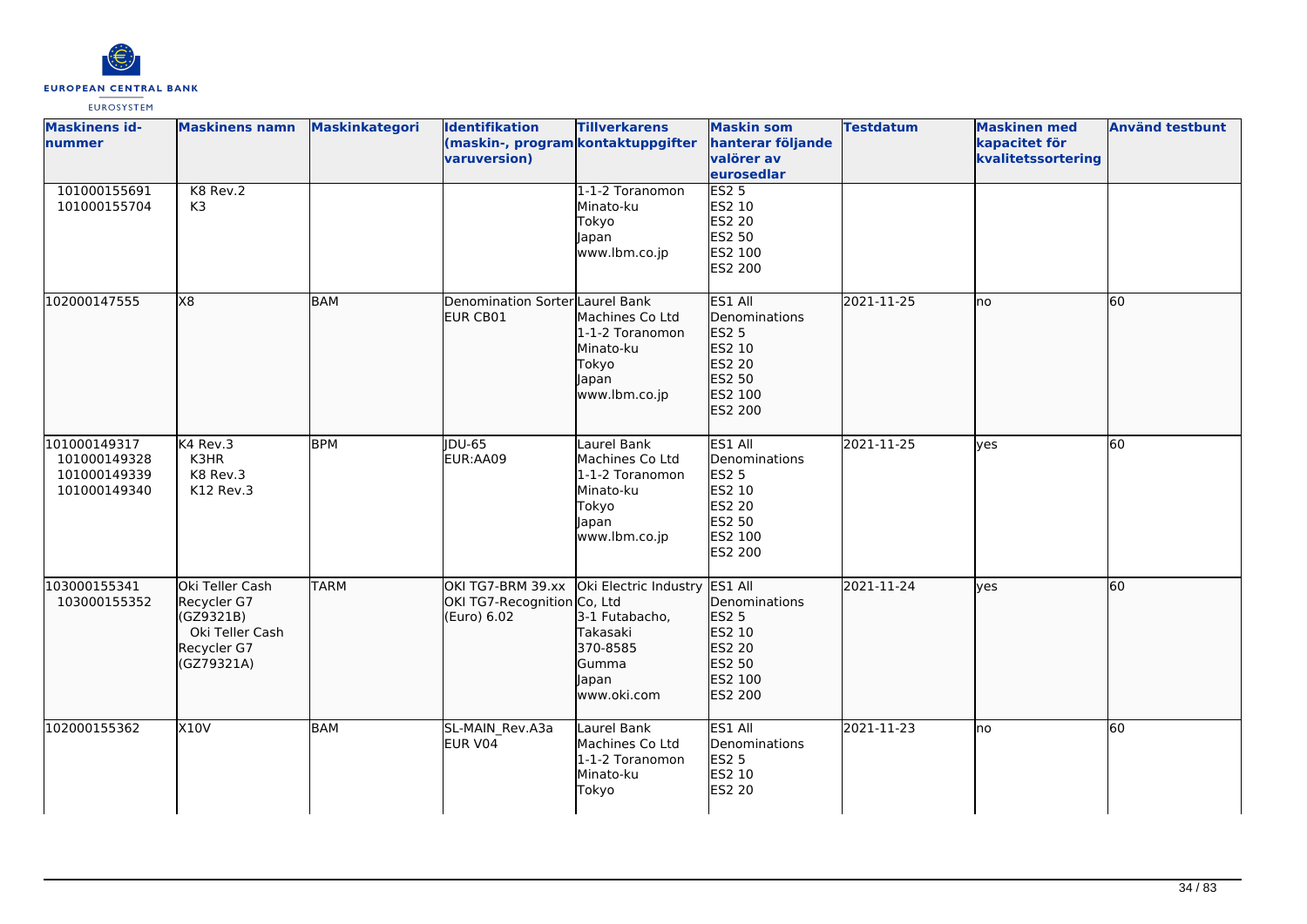| Maskinens id-nummer | Maskinens namn | Maskinkategori | Identifikation (maskin-, programvaruversion) | Tillverkarens kontaktuppgifter | Maskin som hanterar följande valörer av eurosedlar | Testdatum | Maskinen med kapacitet för kvalitetssortering | Använd testbunt |
|---|---|---|---|---|---|---|---|---|
| 101000155691<br>101000155704 | K8 Rev.2<br>K3 | | | 1-1-2 Toranomon<br>Minato-ku<br>Tokyo<br>Japan<br>www.lbm.co.jp | ES2 5<br>ES2 10<br>ES2 20<br>ES2 50<br>ES2 100<br>ES2 200 | | | |
| 102000147555 | X8 | BAM | Denomination Sorter EUR CB01 | Laurel Bank Machines Co Ltd<br>1-1-2 Toranomon<br>Minato-ku<br>Tokyo<br>Japan<br>www.lbm.co.jp | ES1 All Denominations<br>ES2 5<br>ES2 10<br>ES2 20<br>ES2 50<br>ES2 100<br>ES2 200 | 2021-11-25 | no | 60 |
| 101000149317<br>101000149328<br>101000149339<br>101000149340 | K4 Rev.3<br>K3HR<br>K8 Rev.3<br>K12 Rev.3 | BPM | JDU-65<br>EUR:AA09 | Laurel Bank Machines Co Ltd<br>1-1-2 Toranomon<br>Minato-ku<br>Tokyo<br>Japan<br>www.lbm.co.jp | ES1 All Denominations<br>ES2 5<br>ES2 10<br>ES2 20<br>ES2 50<br>ES2 100<br>ES2 200 | 2021-11-25 | yes | 60 |
| 103000155341<br>103000155352 | Oki Teller Cash Recycler G7 (GZ9321B)<br>Oki Teller Cash Recycler G7 (GZ79321A) | TARM | OKI TG7-BRM 39.xx<br>OKI TG7-Recognition (Euro) 6.02 | Oki Electric Industry Co, Ltd<br>3-1 Futabacho,<br>Takasaki<br>370-8585<br>Gumma<br>Japan<br>www.oki.com | ES1 All Denominations<br>ES2 5<br>ES2 10<br>ES2 20<br>ES2 50<br>ES2 100<br>ES2 200 | 2021-11-24 | yes | 60 |
| 102000155362 | X10V | BAM | SL-MAIN_Rev.A3a<br>EUR V04 | Laurel Bank Machines Co Ltd<br>1-1-2 Toranomon<br>Minato-ku<br>Tokyo | ES1 All Denominations<br>ES2 5<br>ES2 10<br>ES2 20 | 2021-11-23 | no | 60 |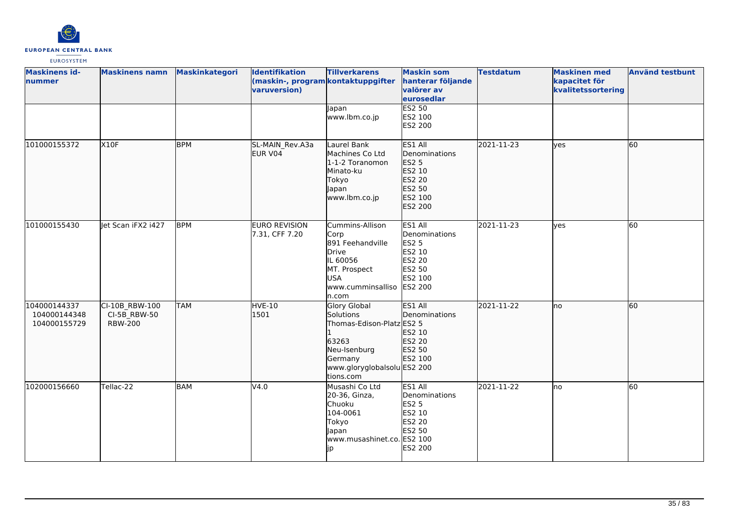| Maskinens id-nummer | Maskinens namn | Maskinkategori | Identifikation (maskin-, programvaruversion) | Tillverkarens kontaktuppgifter | Maskin som hanterar följande valörer av eurosedlar | Testdatum | Maskinen med kapacitet för kvalitetssortering | Använd testbunt |
|---|---|---|---|---|---|---|---|---|
| | | | | Japan<br>www.lbm.co.jp | ES2 50<br>ES2 100<br>ES2 200 | | | |
| 101000155372 | X10F | BPM | SL-MAIN_Rev.A3a EUR V04 | Laurel Bank Machines Co Ltd<br>1-1-2 Toranomon<br>Minato-ku<br>Tokyo<br>Japan<br>www.lbm.co.jp | ES1 All Denominations<br>ES2 5<br>ES2 10<br>ES2 20<br>ES2 50<br>ES2 100<br>ES2 200 | 2021-11-23 | yes | 60 |
| 101000155430 | Jet Scan iFX2 i427 | BPM | EURO REVISION 7.31, CFF 7.20 | Cummins-Allison Corp<br>891 Feehandville Drive<br>IL 60056<br>MT. Prospect<br>USA<br>www.cumminsallison.com | ES1 All Denominations<br>ES2 5<br>ES2 10<br>ES2 20<br>ES2 50<br>ES2 100<br>ES2 200 | 2021-11-23 | yes | 60 |
| 104000144337<br>104000144348<br>104000155729 | CI-10B_RBW-100<br>CI-5B_RBW-50<br>RBW-200 | TAM | HVE-10<br>1501 | Glory Global Solutions<br>Thomas-Edison-Platz 1<br>63263<br>Neu-Isenburg<br>Germany<br>www.gloryglobalsolutions.com | ES1 All Denominations<br>ES2 5<br>ES2 10<br>ES2 20<br>ES2 50<br>ES2 100<br>ES2 200 | 2021-11-22 | no | 60 |
| 102000156660 | Tellac-22 | BAM | V4.0 | Musashi Co Ltd<br>20-36, Ginza, Chuoku<br>104-0061<br>Tokyo<br>Japan<br>www.musashinet.co.jp | ES1 All Denominations<br>ES2 5<br>ES2 10<br>ES2 20<br>ES2 50<br>ES2 100<br>ES2 200 | 2021-11-22 | no | 60 |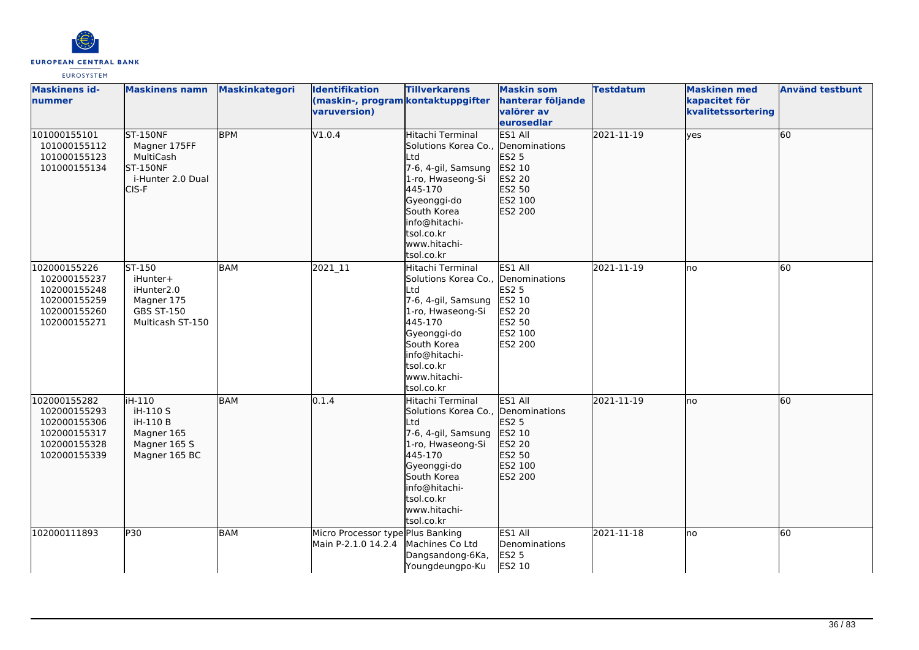| Maskinens id-nummer | Maskinens namn | Maskinkategori | Identifikation (maskin-, program varuversion) | Tillverkarens kontaktuppgifter | Maskin som hanterar följande valörer av eurosedlar | Testdatum | Maskinen med kapacitet för kvalitetssortering | Använd testbunt |
|---|---|---|---|---|---|---|---|---|
| 101000155101<br>101000155112<br>101000155123<br>101000155134 | ST-150NF Magner 175FF MultiCash<br>ST-150NF i-Hunter 2.0 Dual CIS-F | BPM | V1.0.4 | Hitachi Terminal Solutions Korea Co., Ltd<br>7-6, 4-gil, Samsung 1-ro, Hwaseong-Si 445-170<br>Gyeonggi-do<br>South Korea<br>info@hitachi-tsol.co.kr<br>www.hitachi-tsol.co.kr | ES1 All Denominations<br>ES2 5<br>ES2 10<br>ES2 20<br>ES2 50<br>ES2 100<br>ES2 200 | 2021-11-19 | yes | 60 |
| 102000155226<br>102000155237<br>102000155248<br>102000155259<br>102000155260<br>102000155271 | ST-150<br>iHunter+<br>iHunter2.0<br>Magner 175<br>GBS ST-150<br>Multicash ST-150 | BAM | 2021_11 | Hitachi Terminal Solutions Korea Co., Ltd<br>7-6, 4-gil, Samsung 1-ro, Hwaseong-Si 445-170<br>Gyeonggi-do<br>South Korea<br>info@hitachi-tsol.co.kr<br>www.hitachi-tsol.co.kr | ES1 All Denominations<br>ES2 5<br>ES2 10<br>ES2 20<br>ES2 50<br>ES2 100<br>ES2 200 | 2021-11-19 | no | 60 |
| 102000155282<br>102000155293<br>102000155306<br>102000155317<br>102000155328<br>102000155339 | iH-110<br>iH-110 S<br>iH-110 B<br>Magner 165<br>Magner 165 S<br>Magner 165 BC | BAM | 0.1.4 | Hitachi Terminal Solutions Korea Co., Ltd<br>7-6, 4-gil, Samsung 1-ro, Hwaseong-Si 445-170<br>Gyeonggi-do<br>South Korea<br>info@hitachi-tsol.co.kr<br>www.hitachi-tsol.co.kr | ES1 All Denominations<br>ES2 5<br>ES2 10<br>ES2 20<br>ES2 50<br>ES2 100<br>ES2 200 | 2021-11-19 | no | 60 |
| 102000111893 | P30 | BAM | Micro Processor type Main P-2.1.0 14.2.4 | Plus Banking Machines Co Ltd<br>Dangsandong-6Ka, Youngdeungpo-Ku | ES1 All Denominations<br>ES2 5<br>ES2 10 | 2021-11-18 | no | 60 |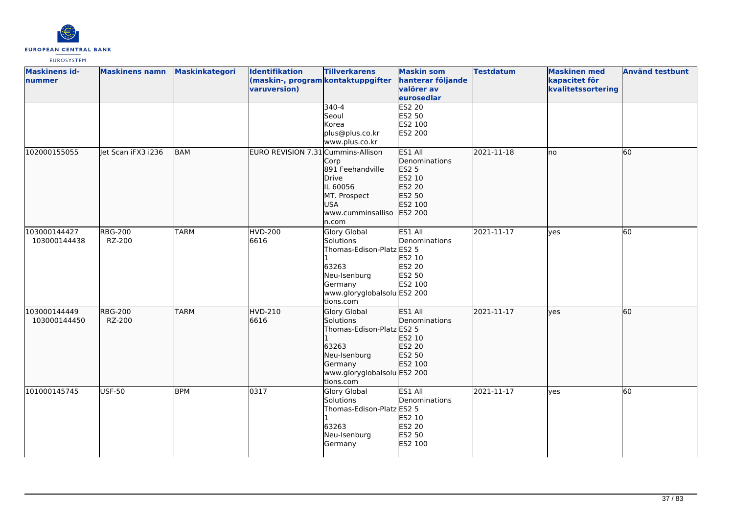| Maskinens id-nummer | Maskinens namn | Maskinkategori | Identifikation (maskin-, program varuversion) | Tillverkarens kontaktuppgifter | Maskin som hanterar följande valörer av eurosedlar | Testdatum | Maskinen med kapacitet för kvalitetssortering | Använd testbunt |
|---|---|---|---|---|---|---|---|---|
| | | | | 340-4<br>Seoul<br>Korea<br>plus@plus.co.kr<br>www.plus.co.kr | ES2 20<br>ES2 50<br>ES2 100<br>ES2 200 | | | |
| 102000155055 | Jet Scan iFX3 i236 | BAM | EURO REVISION 7.31 | Cummins-Allison Corp<br>891 Feehandville Drive<br>IL 60056<br>MT. Prospect<br>USA<br>www.cumminsallison.com | ES1 All Denominations<br>ES2 5<br>ES2 10<br>ES2 20<br>ES2 50<br>ES2 100<br>ES2 200 | 2021-11-18 | no | 60 |
| 103000144427<br>103000144438 | RBG-200<br>RZ-200 | TARM | HVD-200<br>6616 | Glory Global Solutions<br>Thomas-Edison-Platz 1<br>63263<br>Neu-Isenburg<br>Germany<br>www.gloryglobalsolutions.com | ES1 All Denominations<br>ES2 5<br>ES2 10<br>ES2 20<br>ES2 50<br>ES2 100<br>ES2 200 | 2021-11-17 | yes | 60 |
| 103000144449<br>103000144450 | RBG-200<br>RZ-200 | TARM | HVD-210<br>6616 | Glory Global Solutions<br>Thomas-Edison-Platz 1<br>63263<br>Neu-Isenburg<br>Germany<br>www.gloryglobalsolutions.com | ES1 All Denominations<br>ES2 5<br>ES2 10<br>ES2 20<br>ES2 50<br>ES2 100<br>ES2 200 | 2021-11-17 | yes | 60 |
| 101000145745 | USF-50 | BPM | 0317 | Glory Global Solutions<br>Thomas-Edison-Platz 1<br>63263<br>Neu-Isenburg<br>Germany | ES1 All Denominations<br>ES2 5<br>ES2 10<br>ES2 20<br>ES2 50<br>ES2 100 | 2021-11-17 | yes | 60 |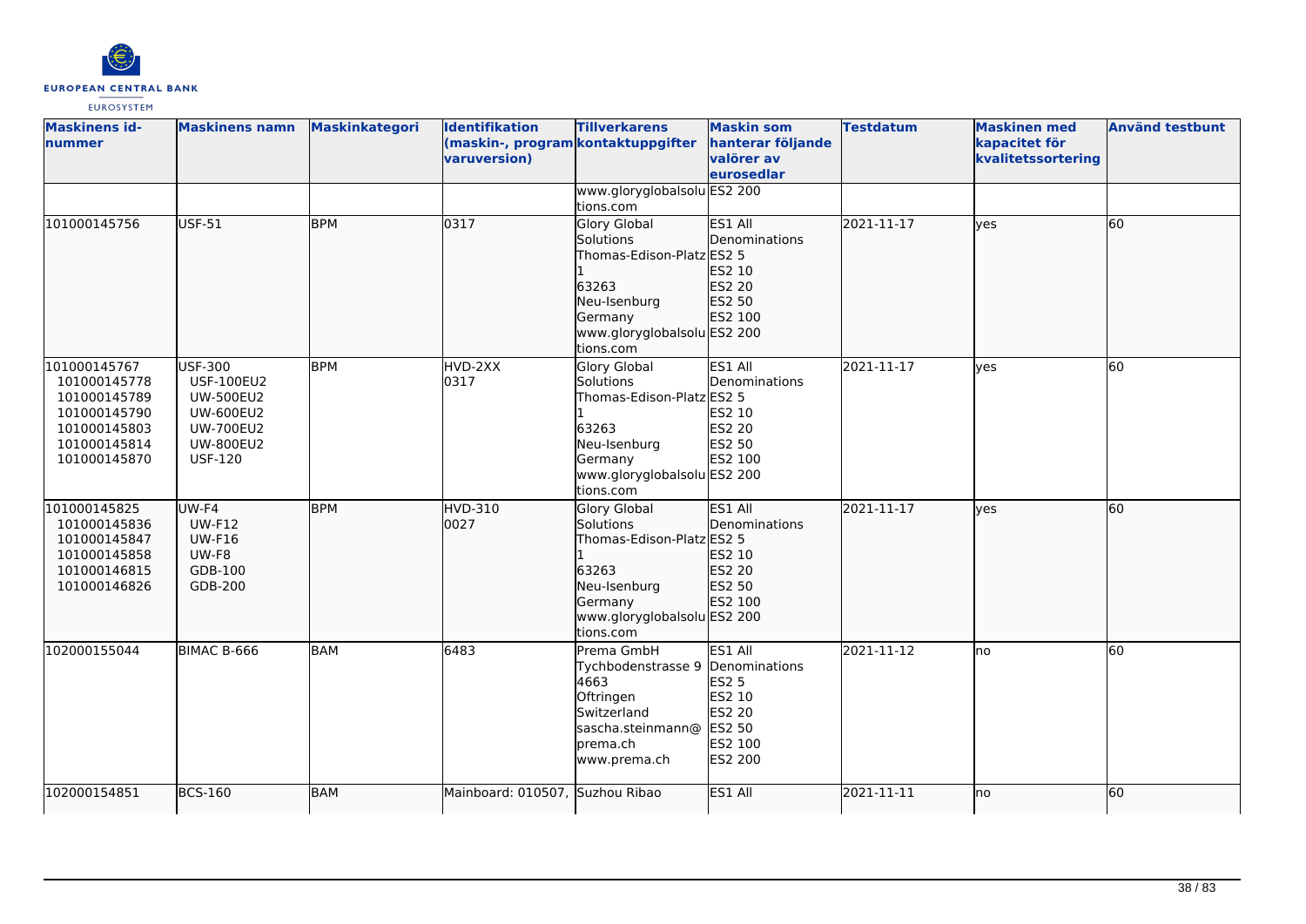| Maskinens id-nummer | Maskinens namn | Maskinkategori | Identifikation (maskin-, program varuversion) | Tillverkarens kontaktuppgifter | Maskin som hanterar följande valörer av eurosedlar | Testdatum | Maskinen med kapacitet för kvalitetssortering | Använd testbunt |
|---|---|---|---|---|---|---|---|---|
| | | | | www.gloryglobalsolutions.com | ES2 200 | | | |
| 101000145756 | USF-51 | BPM | 0317 | Glory Global Solutions<br>Thomas-Edison-Platz 1<br>63263<br>Neu-Isenburg<br>Germany<br>www.gloryglobalsolutions.com | ES1 All Denominations<br>ES2 5<br>ES2 10<br>ES2 20<br>ES2 50<br>ES2 100<br>ES2 200 | 2021-11-17 | yes | 60 |
| 101000145767<br>101000145778<br>101000145789<br>101000145790<br>101000145803<br>101000145814<br>101000145870 | USF-300<br>USF-100EU2<br>UW-500EU2<br>UW-600EU2<br>UW-700EU2<br>UW-800EU2<br>USF-120 | BPM | HVD-2XX<br>0317 | Glory Global Solutions<br>Thomas-Edison-Platz 1<br>63263<br>Neu-Isenburg<br>Germany<br>www.gloryglobalsolutions.com | ES1 All Denominations<br>ES2 5<br>ES2 10<br>ES2 20<br>ES2 50<br>ES2 100<br>ES2 200 | 2021-11-17 | yes | 60 |
| 101000145825<br>101000145836<br>101000145847<br>101000145858<br>101000146815<br>101000146826 | UW-F4<br>UW-F12<br>UW-F16<br>UW-F8<br>GDB-100<br>GDB-200 | BPM | HVD-310<br>0027 | Glory Global Solutions<br>Thomas-Edison-Platz 1<br>63263<br>Neu-Isenburg<br>Germany<br>www.gloryglobalsolutions.com | ES1 All Denominations<br>ES2 5<br>ES2 10<br>ES2 20<br>ES2 50<br>ES2 100<br>ES2 200 | 2021-11-17 | yes | 60 |
| 102000155044 | BIMAC B-666 | BAM | 6483 | Prema GmbH<br>Tychbodenstrasse 9<br>4663<br>Oftringen<br>Switzerland<br>sascha.steinmann@prema.ch<br>www.prema.ch | ES1 All Denominations<br>ES2 5<br>ES2 10<br>ES2 20<br>ES2 50<br>ES2 100<br>ES2 200 | 2021-11-12 | no | 60 |
| 102000154851 | BCS-160 | BAM | Mainboard: 010507, | Suzhou Ribao | ES1 All | 2021-11-11 | no | 60 |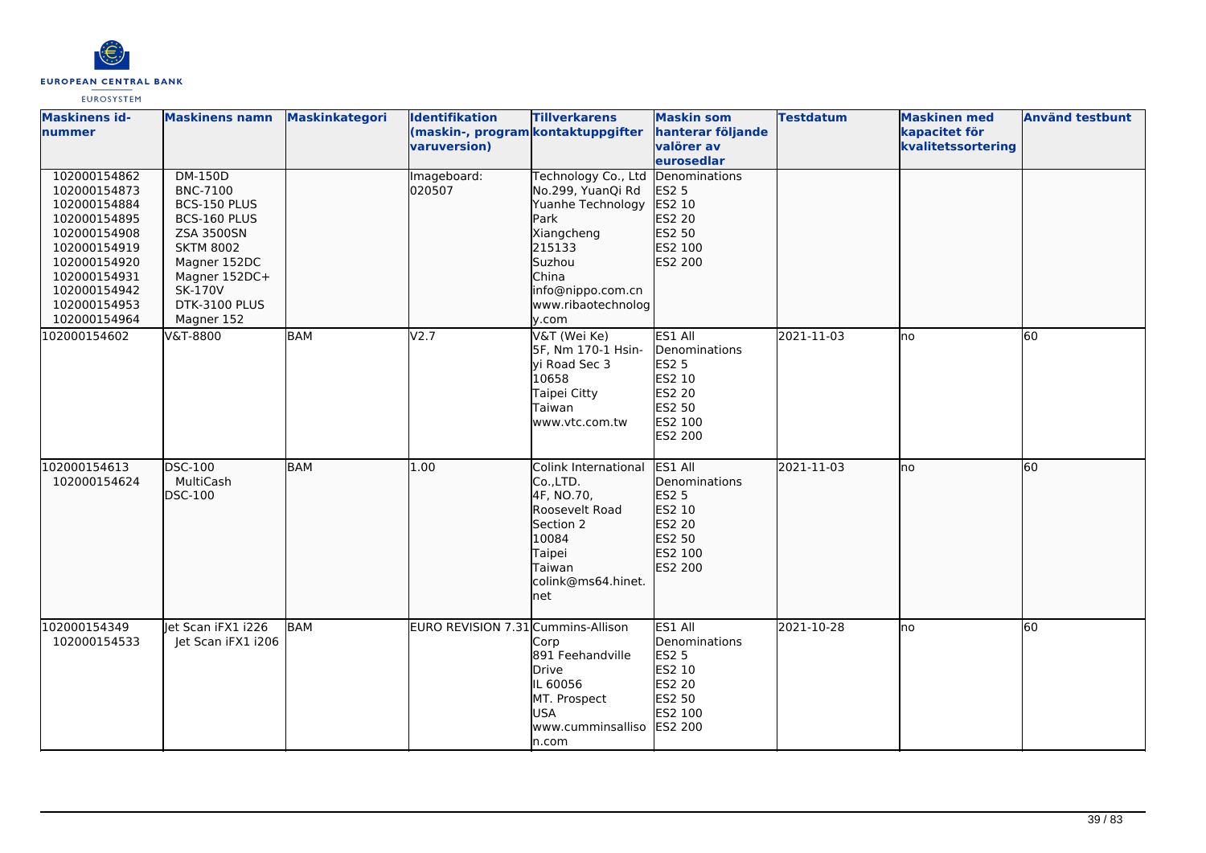| Maskinens id-nummer | Maskinens namn | Maskinkategori | Identifikation (maskin-, programvaruversion) | Tillverkarens kontaktuppgifter | Maskin som hanterar följande valörer av eurosedlar | Testdatum | Maskinen med kapacitet för kvalitetssortering | Använd testbunt |
|---|---|---|---|---|---|---|---|---|
| 102000154862<br>102000154873<br>102000154884<br>102000154895<br>102000154908<br>102000154919<br>102000154920<br>102000154931<br>102000154942<br>102000154953<br>102000154964 | DM-150D<br>BNC-7100<br>BCS-150 PLUS<br>BCS-160 PLUS<br>ZSA 3500SN<br>SKTM 8002<br>Magner 152DC<br>Magner 152DC+<br>SK-170V<br>DTK-3100 PLUS<br>Magner 152 | | Imageboard: 020507 | Technology Co., Ltd<br>No.299, YuanQi Rd<br>Yuanhe Technology Park<br>Xiangcheng<br>215133<br>Suzhou<br>China<br>info@nippo.com.cn<br>www.ribaotechnology.com | Denominations<br>ES2 5<br>ES2 10<br>ES2 20<br>ES2 50<br>ES2 100<br>ES2 200 | | | |
| 102000154602 | V&T-8800 | BAM | V2.7 | V&T (Wei Ke)<br>5F, Nm 170-1 Hsin-yi Road Sec 3<br>10658<br>Taipei Citty<br>Taiwan<br>www.vtc.com.tw | ES1 All Denominations<br>ES2 5<br>ES2 10<br>ES2 20<br>ES2 50<br>ES2 100<br>ES2 200 | 2021-11-03 | no | 60 |
| 102000154613<br>102000154624 | DSC-100<br>MultiCash<br>DSC-100 | BAM | 1.00 | Colink International Co.,LTD.<br>4F, NO.70,<br>Roosevelt Road Section 2<br>10084<br>Taipei<br>Taiwan<br>colink@ms64.hinet.net | ES1 All Denominations<br>ES2 5<br>ES2 10<br>ES2 20<br>ES2 50<br>ES2 100<br>ES2 200 | 2021-11-03 | no | 60 |
| 102000154349<br>102000154533 | Jet Scan iFX1 i226<br>Jet Scan iFX1 i206 | BAM | EURO REVISION 7.31 | Cummins-Allison Corp<br>891 Feehandville Drive<br>IL 60056<br>MT. Prospect<br>USA<br>www.cumminsallison.com | ES1 All Denominations<br>ES2 5<br>ES2 10<br>ES2 20<br>ES2 50<br>ES2 100<br>ES2 200 | 2021-10-28 | no | 60 |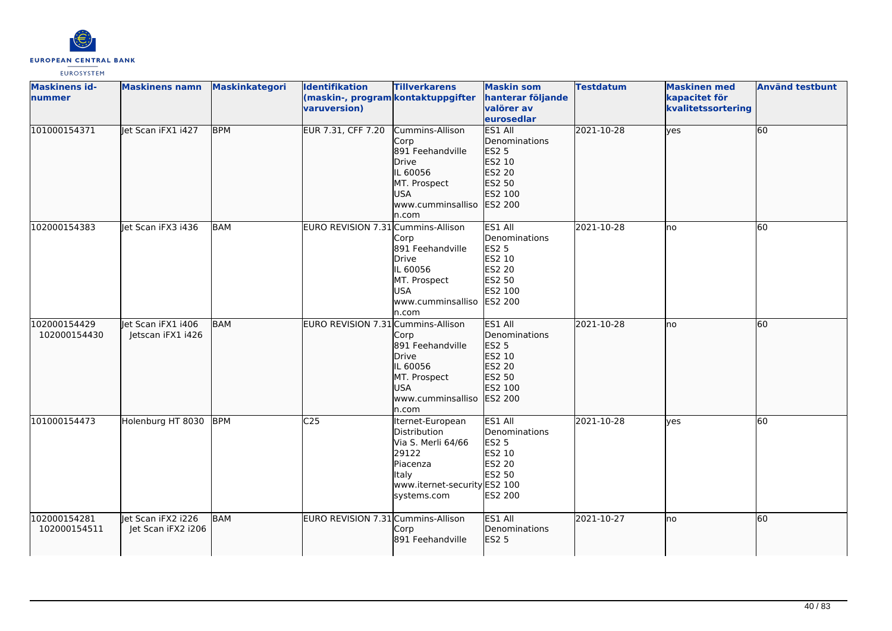| Maskinens id-nummer | Maskinens namn | Maskinkategori | Identifikation (maskin-, program varuversion) | Tillverkarens kontaktuppgifter | Maskin som hanterar följande valörer av eurosedlar | Testdatum | Maskinen med kapacitet för kvalitetssortering | Använd testbunt |
|---|---|---|---|---|---|---|---|---|
| 101000154371 | Jet Scan iFX1 i427 | BPM | EUR 7.31, CFF 7.20 | Cummins-Allison Corp<br>891 Feehandville Drive<br>IL 60056<br>MT. Prospect<br>USA<br>www.cumminsallison.com | ES1 All Denominations<br>ES2 5<br>ES2 10<br>ES2 20<br>ES2 50<br>ES2 100<br>ES2 200 | 2021-10-28 | yes | 60 |
| 102000154383 | Jet Scan iFX3 i436 | BAM | EURO REVISION 7.31 | Cummins-Allison Corp<br>891 Feehandville Drive<br>IL 60056<br>MT. Prospect<br>USA<br>www.cumminsallison.com | ES1 All Denominations<br>ES2 5<br>ES2 10<br>ES2 20<br>ES2 50<br>ES2 100<br>ES2 200 | 2021-10-28 | no | 60 |
| 102000154429<br>102000154430 | Jet Scan iFX1 i406<br>Jetscan iFX1 i426 | BAM | EURO REVISION 7.31 | Cummins-Allison Corp<br>891 Feehandville Drive<br>IL 60056<br>MT. Prospect<br>USA<br>www.cumminsallison.com | ES1 All Denominations<br>ES2 5<br>ES2 10<br>ES2 20<br>ES2 50<br>ES2 100<br>ES2 200 | 2021-10-28 | no | 60 |
| 101000154473 | Holenburg HT 8030 | BPM | C25 | Iternet-European Distribution<br>Via S. Merli 64/66<br>29122<br>Piacenza<br>Italy<br>www.iternet-securitysystems.com | ES1 All Denominations<br>ES2 5<br>ES2 10<br>ES2 20<br>ES2 50<br>ES2 100<br>ES2 200 | 2021-10-28 | yes | 60 |
| 102000154281<br>102000154511 | Jet Scan iFX2 i226<br>Jet Scan iFX2 i206 | BAM | EURO REVISION 7.31 | Cummins-Allison Corp<br>891 Feehandville | ES1 All Denominations<br>ES2 5 | 2021-10-27 | no | 60 |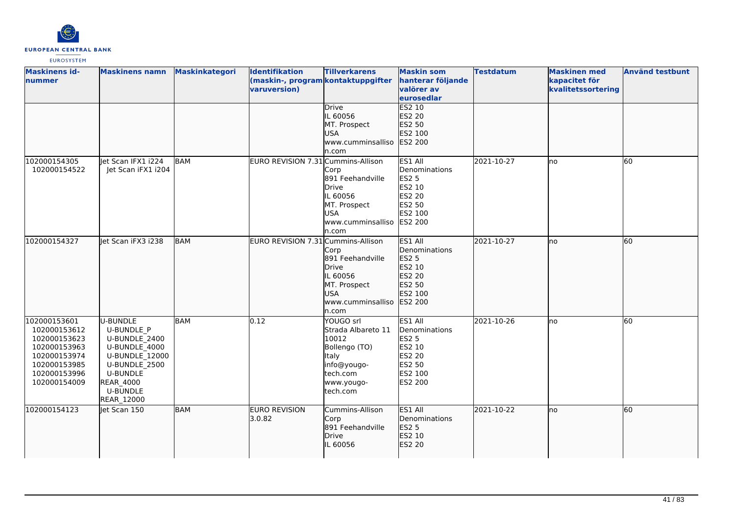| Maskinens id-nummer | Maskinens namn | Maskinkategori | Identifikation (maskin-, program varuversion) | Tillverkarens kontaktuppgifter | Maskin som hanterar följande valörer av eurosedlar | Testdatum | Maskinen med kapacitet för kvalitetssortering | Använd testbunt |
|---|---|---|---|---|---|---|---|---|
| | | | | Drive<br>IL 60056<br>MT. Prospect<br>USA<br>www.cumminsallison.com | ES2 10<br>ES2 20<br>ES2 50<br>ES2 100<br>ES2 200 | | | |
| 102000154305<br>102000154522 | Jet Scan IFX1 i224<br>Jet Scan iFX1 i204 | BAM | EURO REVISION 7.31 | Cummins-Allison Corp<br>891 Feehandville Drive<br>IL 60056<br>MT. Prospect<br>USA<br>www.cumminsallison.com | ES1 All Denominations<br>ES2 5<br>ES2 10<br>ES2 20<br>ES2 50<br>ES2 100<br>ES2 200 | 2021-10-27 | no | 60 |
| 102000154327 | Jet Scan iFX3 i238 | BAM | EURO REVISION 7.31 | Cummins-Allison Corp<br>891 Feehandville Drive<br>IL 60056<br>MT. Prospect<br>USA<br>www.cumminsallison.com | ES1 All Denominations<br>ES2 5<br>ES2 10<br>ES2 20<br>ES2 50<br>ES2 100<br>ES2 200 | 2021-10-27 | no | 60 |
| 102000153601<br>102000153612<br>102000153623<br>102000153963<br>102000153974<br>102000153985<br>102000153996<br>102000154009 | U-BUNDLE<br>U-BUNDLE_P<br>U-BUNDLE_2400<br>U-BUNDLE_4000<br>U-BUNDLE_12000<br>U-BUNDLE_2500<br>U-BUNDLE REAR_4000<br>U-BUNDLE REAR_12000 | BAM | 0.12 | YOUGO srl<br>Strada Albareto 11<br>10012<br>Bollengo (TO)<br>Italy<br>info@yougo-tech.com<br>www.yougo-tech.com | ES1 All Denominations<br>ES2 5<br>ES2 10<br>ES2 20<br>ES2 50<br>ES2 100<br>ES2 200 | 2021-10-26 | no | 60 |
| 102000154123 | Jet Scan 150 | BAM | EURO REVISION 3.0.82 | Cummins-Allison Corp<br>891 Feehandville Drive<br>IL 60056 | ES1 All Denominations<br>ES2 5<br>ES2 10<br>ES2 20 | 2021-10-22 | no | 60 |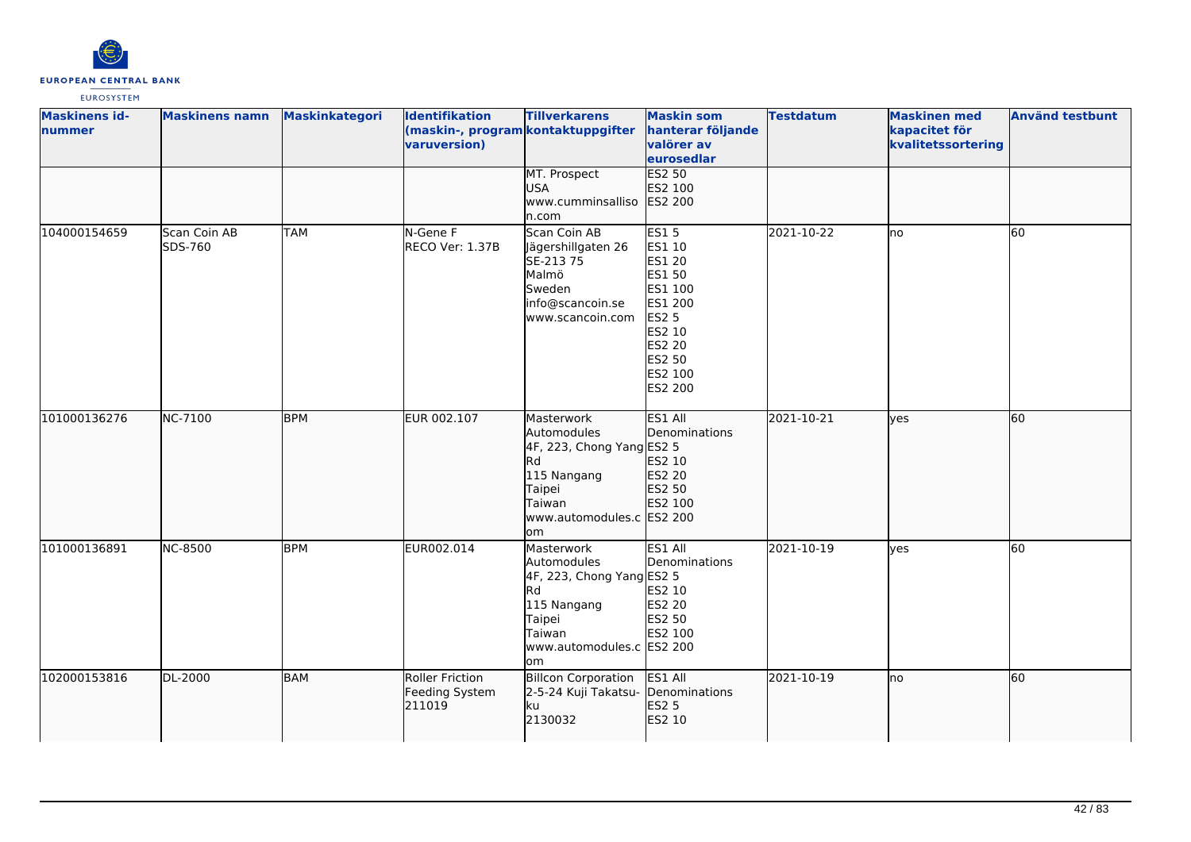| Maskinens id-nummer | Maskinens namn | Maskinkategori | Identifikation (maskin-, program varuversion) | Tillverkarens kontaktuppgifter | Maskin som hanterar följande valörer av eurosedlar | Testdatum | Maskinen med kapacitet för kvalitetssortering | Använd testbunt |
|---|---|---|---|---|---|---|---|---|
| | | | | MT. Prospect<br>USA<br>www.cumminsallison.com | ES2 50<br>ES2 100<br>ES2 200 | | | |
| 104000154659 | Scan Coin AB SDS-760 | TAM | N-Gene F<br>RECO Ver: 1.37B | Scan Coin AB<br>Jägershillgaten 26<br>SE-213 75<br>Malmö<br>Sweden<br>info@scancoin.se<br>www.scancoin.com | ES1 5<br>ES1 10<br>ES1 20<br>ES1 50<br>ES1 100<br>ES1 200<br>ES2 5<br>ES2 10<br>ES2 20<br>ES2 50<br>ES2 100<br>ES2 200 | 2021-10-22 | no | 60 |
| 101000136276 | NC-7100 | BPM | EUR 002.107 | Masterwork Automodules<br>4F, 223, Chong Yang Rd<br>115 Nangang<br>Taipei<br>Taiwan<br>www.automodules.com | ES1 All Denominations<br>ES2 5<br>ES2 10<br>ES2 20<br>ES2 50<br>ES2 100<br>ES2 200 | 2021-10-21 | yes | 60 |
| 101000136891 | NC-8500 | BPM | EUR002.014 | Masterwork Automodules<br>4F, 223, Chong Yang Rd<br>115 Nangang<br>Taipei<br>Taiwan<br>www.automodules.com | ES1 All Denominations<br>ES2 5<br>ES2 10<br>ES2 20<br>ES2 50<br>ES2 100<br>ES2 200 | 2021-10-19 | yes | 60 |
| 102000153816 | DL-2000 | BAM | Roller Friction Feeding System 211019 | Billcon Corporation<br>2-5-24 Kuji Takatsu-ku<br>2130032 | ES1 All Denominations<br>ES2 5<br>ES2 10 | 2021-10-19 | no | 60 |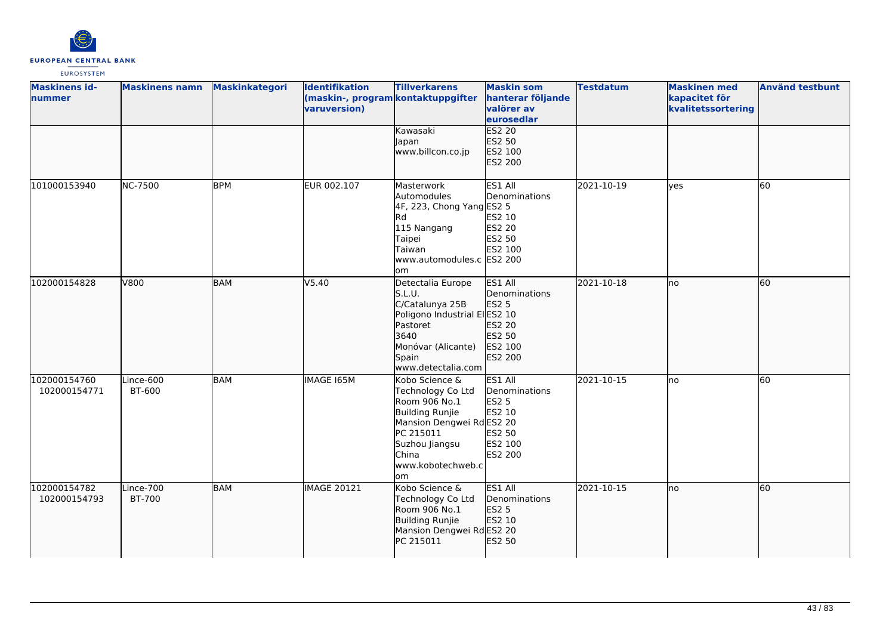| Maskinens id-nummer | Maskinens namn | Maskinkategori | Identifikation (maskin-, program varuversion) | Tillverkarens kontaktuppgifter | Maskin som hanterar följande valörer av eurosedlar | Testdatum | Maskinen med kapacitet för kvalitetssortering | Använd testbunt |
|---|---|---|---|---|---|---|---|---|
| | | | | Kawasaki<br>Japan<br>www.billcon.co.jp | ES2 20<br>ES2 50<br>ES2 100<br>ES2 200 | | | |
| 101000153940 | NC-7500 | BPM | EUR 002.107 | Masterwork Automodules<br>4F, 223, Chong Yang Rd<br>115 Nangang<br>Taipei<br>Taiwan<br>www.automodules.com | ES1 All Denominations<br>ES2 5<br>ES2 10<br>ES2 20<br>ES2 50<br>ES2 100<br>ES2 200 | 2021-10-19 | yes | 60 |
| 102000154828 | V800 | BAM | V5.40 | Detectalia Europe S.L.U.<br>C/Catalunya 25B<br>Poligono Industrial El Pastoret<br>3640<br>Monóvar (Alicante)<br>Spain<br>www.detectalia.com | ES1 All Denominations<br>ES2 5<br>ES2 10<br>ES2 20<br>ES2 50<br>ES2 100<br>ES2 200 | 2021-10-18 | no | 60 |
| 102000154760<br>102000154771 | Lince-600<br>BT-600 | BAM | IMAGE I65M | Kobo Science & Technology Co Ltd<br>Room 906 No.1<br>Building Runjie<br>Mansion Dengwei Rd<br>PC 215011<br>Suzhou Jiangsu<br>China<br>www.kobotechweb.com | ES1 All Denominations<br>ES2 5<br>ES2 10<br>ES2 20<br>ES2 50<br>ES2 100<br>ES2 200 | 2021-10-15 | no | 60 |
| 102000154782<br>102000154793 | Lince-700<br>BT-700 | BAM | IMAGE 20121 | Kobo Science & Technology Co Ltd<br>Room 906 No.1<br>Building Runjie<br>Mansion Dengwei Rd<br>PC 215011 | ES1 All Denominations<br>ES2 5<br>ES2 10<br>ES2 20<br>ES2 50 | 2021-10-15 | no | 60 |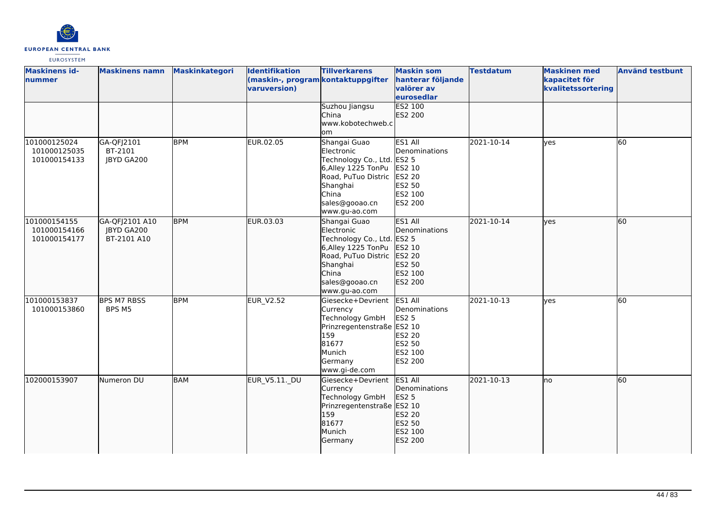| Maskinens id-nummer | Maskinens namn | Maskinkategori | Identifikation (maskin-, programvaruversion) | Tillverkarens kontaktuppgifter | Maskin som hanterar följande valörer av eurosedlar | Testdatum | Maskinen med kapacitet för kvalitetssortering | Använd testbunt |
|---|---|---|---|---|---|---|---|---|
| | | | | Suzhou Jiangsu<br>China<br>www.kobotechweb.com | ES2 100<br>ES2 200 | | | |
| 101000125024<br>101000125035<br>101000154133 | GA-QFJ2101<br>BT-2101<br>JBYD GA200 | BPM | EUR.02.05 | Shangai Guao Electronic Technology Co., Ltd.<br>6,Alley 1225 TonPu Road, PuTuo Distric<br>Shanghai<br>China<br>sales@gooao.cn<br>www.gu-ao.com | ES1 All Denominations<br>ES2 5<br>ES2 10<br>ES2 20<br>ES2 50<br>ES2 100<br>ES2 200 | 2021-10-14 | yes | 60 |
| 101000154155<br>101000154166<br>101000154177 | GA-QFJ2101 A10<br>JBYD GA200<br>BT-2101 A10 | BPM | EUR.03.03 | Shangai Guao Electronic Technology Co., Ltd.<br>6,Alley 1225 TonPu Road, PuTuo Distric<br>Shanghai<br>China<br>sales@gooao.cn<br>www.gu-ao.com | ES1 All Denominations<br>ES2 5<br>ES2 10<br>ES2 20<br>ES2 50<br>ES2 100<br>ES2 200 | 2021-10-14 | yes | 60 |
| 101000153837<br>101000153860 | BPS M7 RBSS<br>BPS M5 | BPM | EUR_V2.52 | Giesecke+Devrient Currency Technology GmbH<br>Prinzregentenstraße 159<br>81677<br>Munich<br>Germany<br>www.gi-de.com | ES1 All Denominations<br>ES2 5<br>ES2 10<br>ES2 20<br>ES2 50<br>ES2 100<br>ES2 200 | 2021-10-13 | yes | 60 |
| 102000153907 | Numeron DU | BAM | EUR_V5.11._DU | Giesecke+Devrient Currency Technology GmbH<br>Prinzregentenstraße 159<br>81677<br>Munich<br>Germany | ES1 All Denominations<br>ES2 5<br>ES2 10<br>ES2 20<br>ES2 50<br>ES2 100<br>ES2 200 | 2021-10-13 | no | 60 |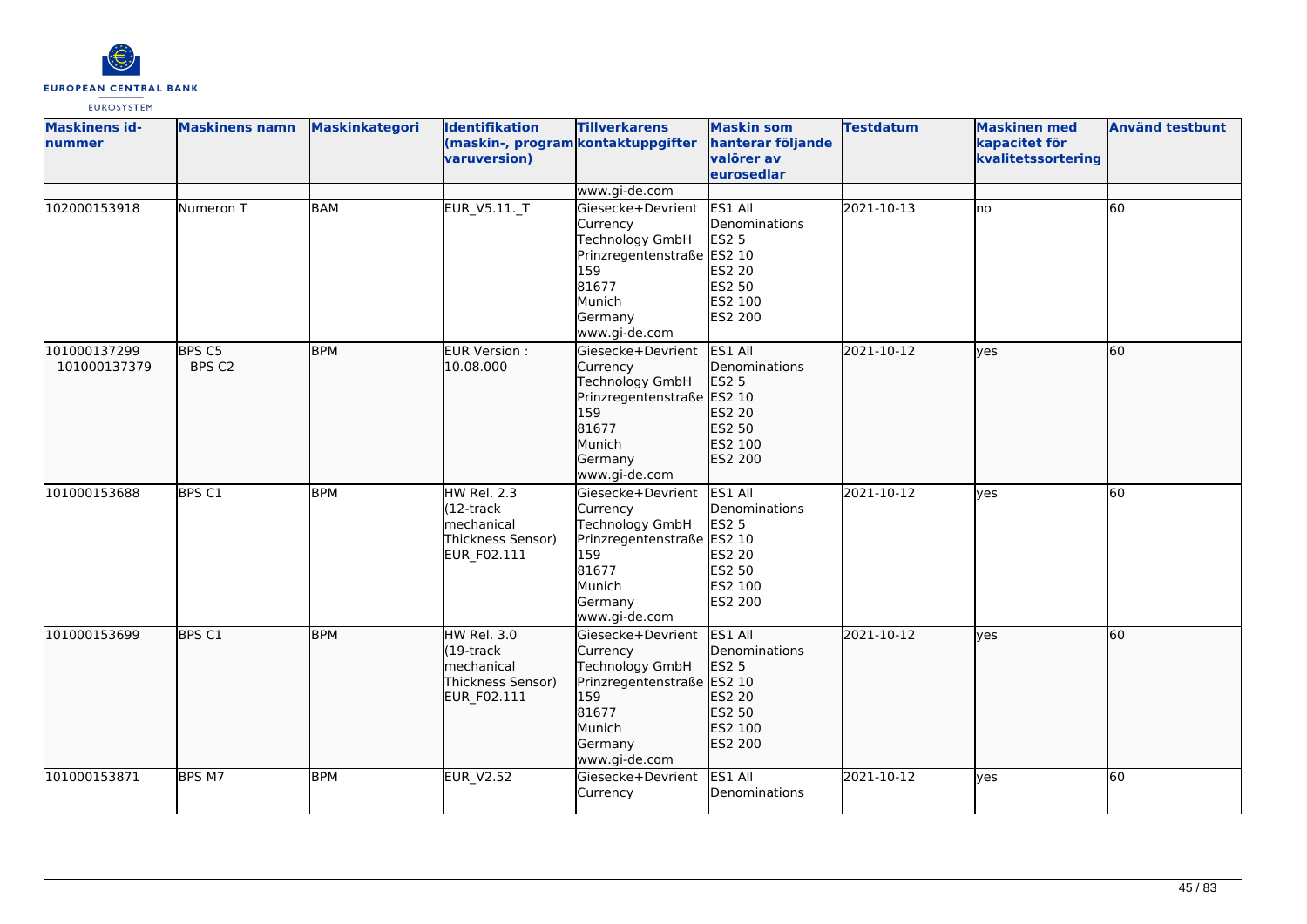| Maskinens id-nummer | Maskinens namn | Maskinkategori | Identifikation (maskin-, programvaruversion) | Tillverkarens kontaktuppgifter | Maskin som hanterar följande valörer av eurosedlar | Testdatum | Maskinen med kapacitet för kvalitetssortering | Använd testbunt |
|---|---|---|---|---|---|---|---|---|
| | | | | www.gi-de.com | | | | |
| 102000153918 | Numeron T | BAM | EUR_V5.11._T | Giesecke+Devrient Currency Technology GmbH Prinzregentenstraße 159 81677 Munich Germany www.gi-de.com | ES1 All Denominations ES2 5 ES2 10 ES2 20 ES2 50 ES2 100 ES2 200 | 2021-10-13 | no | 60 |
| 101000137299 101000137379 | BPS C5 BPS C2 | BPM | EUR Version : 10.08.000 | Giesecke+Devrient Currency Technology GmbH Prinzregentenstraße 159 81677 Munich Germany www.gi-de.com | ES1 All Denominations ES2 5 ES2 10 ES2 20 ES2 50 ES2 100 ES2 200 | 2021-10-12 | yes | 60 |
| 101000153688 | BPS C1 | BPM | HW Rel. 2.3 (12-track mechanical Thickness Sensor) EUR_F02.111 | Giesecke+Devrient Currency Technology GmbH Prinzregentenstraße 159 81677 Munich Germany www.gi-de.com | ES1 All Denominations ES2 5 ES2 10 ES2 20 ES2 50 ES2 100 ES2 200 | 2021-10-12 | yes | 60 |
| 101000153699 | BPS C1 | BPM | HW Rel. 3.0 (19-track mechanical Thickness Sensor) EUR_F02.111 | Giesecke+Devrient Currency Technology GmbH Prinzregentenstraße 159 81677 Munich Germany www.gi-de.com | ES1 All Denominations ES2 5 ES2 10 ES2 20 ES2 50 ES2 100 ES2 200 | 2021-10-12 | yes | 60 |
| 101000153871 | BPS M7 | BPM | EUR_V2.52 | Giesecke+Devrient Currency | ES1 All Denominations | 2021-10-12 | yes | 60 |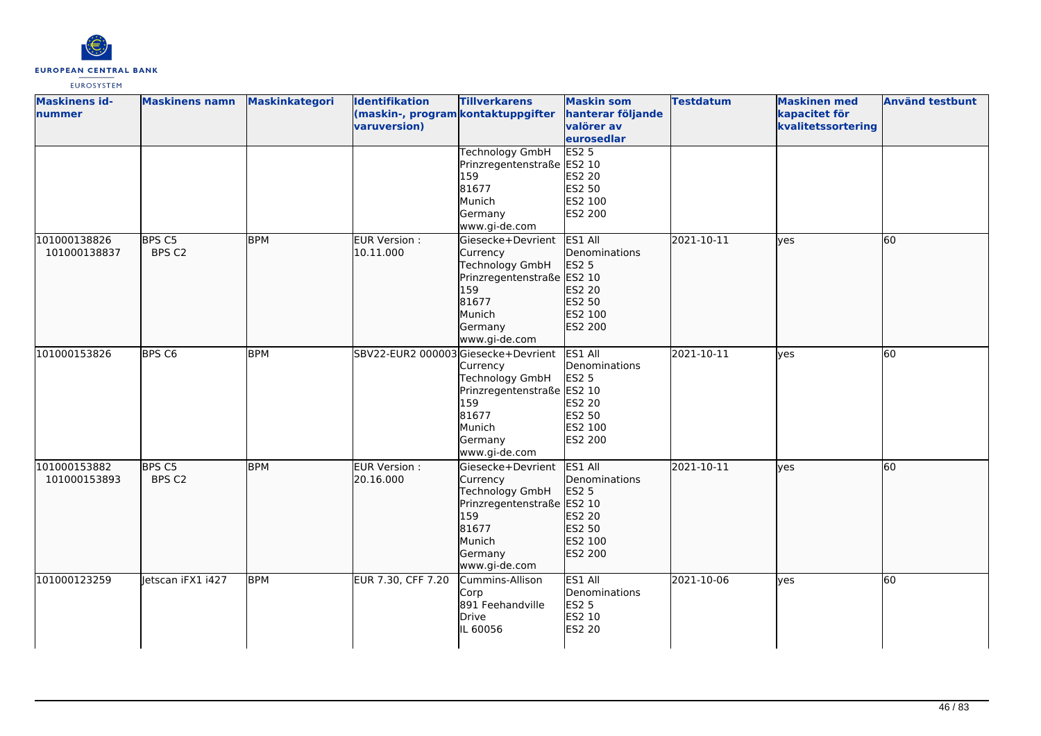| Maskinens id-nummer | Maskinens namn | Maskinkategori | Identifikation (maskin-, programvaruversion) | Tillverkarens kontaktuppgifter | Maskin som hanterar följande valörer av eurosedlar | Testdatum | Maskinen med kapacitet för kvalitetssortering | Använd testbunt |
|---|---|---|---|---|---|---|---|---|
| | | | | Technology GmbH Prinzregentenstraße 159 81677 Munich Germany www.gi-de.com | ES2 5 ES2 10 ES2 20 ES2 50 ES2 100 ES2 200 | | | |
| 101000138826 101000138837 | BPS C5 BPS C2 | BPM | EUR Version : 10.11.000 | Giesecke+Devrient Currency Technology GmbH Prinzregentenstraße 159 81677 Munich Germany www.gi-de.com | ES1 All Denominations ES2 5 ES2 10 ES2 20 ES2 50 ES2 100 ES2 200 | 2021-10-11 | yes | 60 |
| 101000153826 | BPS C6 | BPM | SBV22-EUR2 000003 | Giesecke+Devrient Currency Technology GmbH Prinzregentenstraße 159 81677 Munich Germany www.gi-de.com | ES1 All Denominations ES2 5 ES2 10 ES2 20 ES2 50 ES2 100 ES2 200 | 2021-10-11 | yes | 60 |
| 101000153882 101000153893 | BPS C5 BPS C2 | BPM | EUR Version : 20.16.000 | Giesecke+Devrient Currency Technology GmbH Prinzregentenstraße 159 81677 Munich Germany www.gi-de.com | ES1 All Denominations ES2 5 ES2 10 ES2 20 ES2 50 ES2 100 ES2 200 | 2021-10-11 | yes | 60 |
| 101000123259 | Jetscan iFX1 i427 | BPM | EUR 7.30, CFF 7.20 | Cummins-Allison Corp 891 Feehandville Drive IL 60056 | ES1 All Denominations ES2 5 ES2 10 ES2 20 | 2021-10-06 | yes | 60 |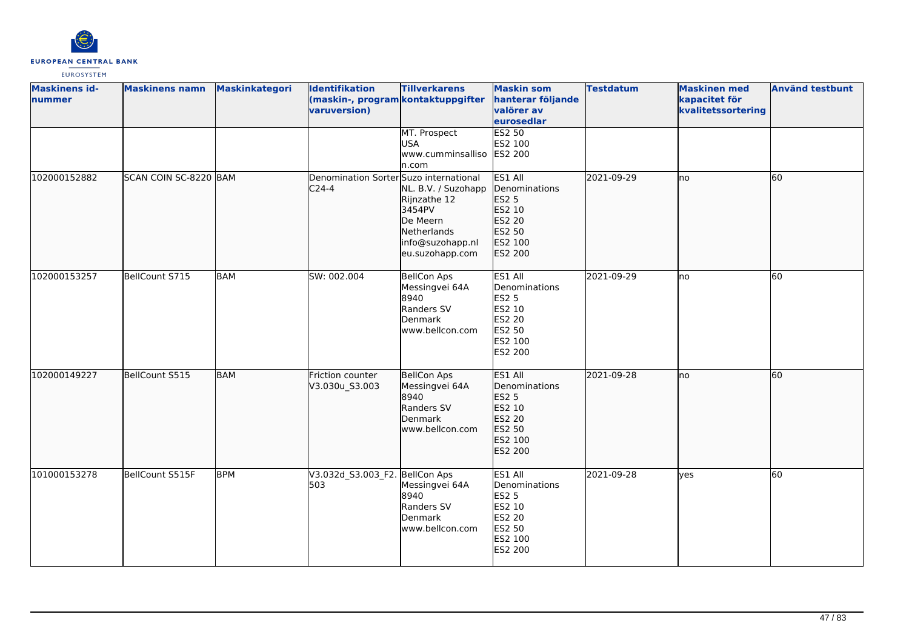| Maskinens id-nummer | Maskinens namn | Maskinkategori | Identifikation (maskin-, programvaruversion) | Tillverkarens kontaktuppgifter | Maskin som hanterar följande valörer av eurosedlar | Testdatum | Maskinen med kapacitet för kvalitetssortering | Använd testbunt |
|---|---|---|---|---|---|---|---|---|
| | | | | MT. Prospect USA www.cumminsallison.com | ES2 50 ES2 100 ES2 200 | | | |
| 102000152882 | SCAN COIN SC-8220 | BAM | Denomination Sorter C24-4 | Suzo international NL. B.V. / Suzohapp Rijnzathe 12 3454PV De Meern Netherlands info@suzohapp.nl eu.suzohapp.com | ES1 All Denominations ES2 5 ES2 10 ES2 20 ES2 50 ES2 100 ES2 200 | 2021-09-29 | no | 60 |
| 102000153257 | BellCount S715 | BAM | SW: 002.004 | BellCon Aps Messingvei 64A 8940 Randers SV Denmark www.bellcon.com | ES1 All Denominations ES2 5 ES2 10 ES2 20 ES2 50 ES2 100 ES2 200 | 2021-09-29 | no | 60 |
| 102000149227 | BellCount S515 | BAM | Friction counter V3.030u_S3.003 | BellCon Aps Messingvei 64A 8940 Randers SV Denmark www.bellcon.com | ES1 All Denominations ES2 5 ES2 10 ES2 20 ES2 50 ES2 100 ES2 200 | 2021-09-28 | no | 60 |
| 101000153278 | BellCount S515F | BPM | V3.032d_S3.003_F2.503 | BellCon Aps Messingvei 64A 8940 Randers SV Denmark www.bellcon.com | ES1 All Denominations ES2 5 ES2 10 ES2 20 ES2 50 ES2 100 ES2 200 | 2021-09-28 | yes | 60 |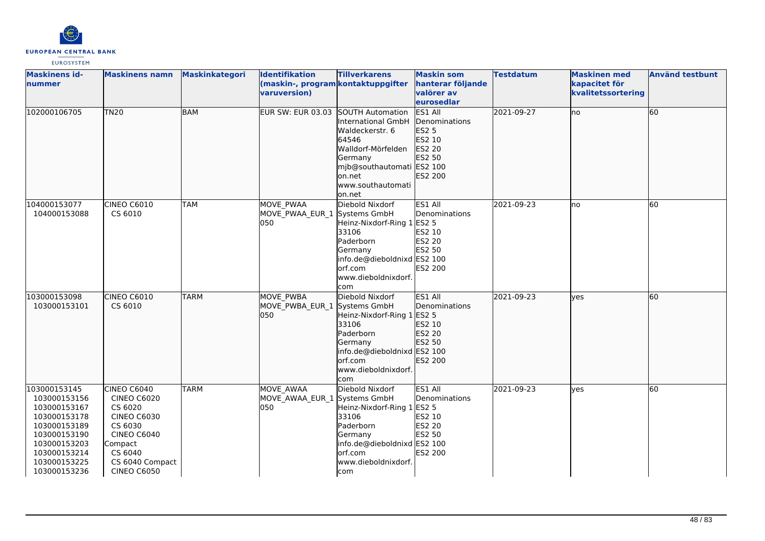| Maskinens id-nummer | Maskinens namn | Maskinkategori | Identifikation (maskin-, programvaruversion) | Tillverkarens kontaktuppgifter | Maskin som hanterar följande valörer av eurosedlar | Testdatum | Maskinen med kapacitet för kvalitetssortering | Använd testbunt |
|---|---|---|---|---|---|---|---|---|
| 102000106705 | TN20 | BAM | EUR SW: EUR 03.03 | SOUTH Automation International GmbH Waldeckerstr. 6 64546 Walldorf-Mörfelden Germany mjb@southautomation.net www.southautomation.net | ES1 All Denominations ES2 5 ES2 10 ES2 20 ES2 50 ES2 100 ES2 200 | 2021-09-27 | no | 60 |
| 104000153077 104000153088 | CINEO C6010 CS 6010 | TAM | MOVE_PWAA MOVE_PWAA_EUR_1050 | Diebold Nixdorf Systems GmbH Heinz-Nixdorf-Ring 1 33106 Paderborn Germany info.de@dieboldnixdorf.com www.dieboldnixdorf.com | ES1 All Denominations ES2 5 ES2 10 ES2 20 ES2 50 ES2 100 ES2 200 | 2021-09-23 | no | 60 |
| 103000153098 103000153101 | CINEO C6010 CS 6010 | TARM | MOVE_PWBA MOVE_PWBA_EUR_1050 | Diebold Nixdorf Systems GmbH Heinz-Nixdorf-Ring 1 33106 Paderborn Germany info.de@dieboldnixdorf.com www.dieboldnixdorf.com | ES1 All Denominations ES2 5 ES2 10 ES2 20 ES2 50 ES2 100 ES2 200 | 2021-09-23 | yes | 60 |
| 103000153145 103000153156 103000153167 103000153178 103000153189 103000153190 103000153203 103000153214 103000153225 103000153236 | CINEO C6040 CINEO C6020 CS 6020 CINEO C6030 CS 6030 CINEO C6040 Compact CS 6040 CS 6040 Compact CINEO C6050 | TARM | MOVE_AWAA MOVE_AWAA_EUR_1050 | Diebold Nixdorf Systems GmbH Heinz-Nixdorf-Ring 1 33106 Paderborn Germany info.de@dieboldnixdorf.com www.dieboldnixdorf.com | ES1 All Denominations ES2 5 ES2 10 ES2 20 ES2 50 ES2 100 ES2 200 | 2021-09-23 | yes | 60 |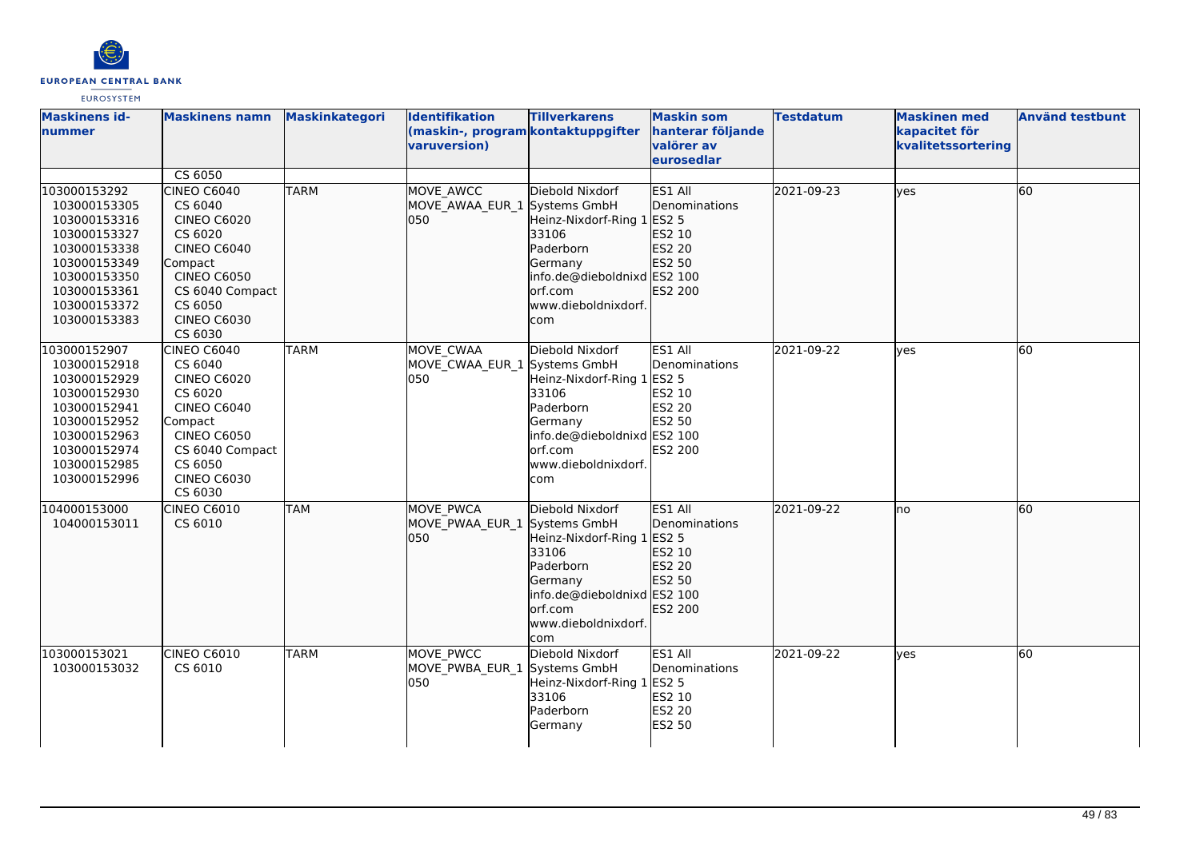| Maskinens id-nummer | Maskinens namn | Maskinkategori | Identifikation (maskin-, program varuversion) | Tillverkarens kontaktuppgifter | Maskin som hanterar följande valörer av eurosedlar | Testdatum | Maskinen med kapacitet för kvalitetssortering | Använd testbunt |
|---|---|---|---|---|---|---|---|---|
| | CS 6050 | | | | | | | |
| 103000153292<br>103000153305<br>103000153316<br>103000153327<br>103000153338<br>103000153349<br>103000153350<br>103000153361<br>103000153372<br>103000153383 | CINEO C6040<br>CS 6040<br>CINEO C6020<br>CS 6020<br>CINEO C6040 Compact<br>CINEO C6050<br>CS 6040 Compact<br>CS 6050<br>CINEO C6030<br>CS 6030 | TARM | MOVE_AWCC<br>MOVE_AWAA_EUR_1 050 | Diebold Nixdorf Systems GmbH<br>Heinz-Nixdorf-Ring 1<br>33106<br>Paderborn<br>Germany<br>info.de@dieboldnixdorf.com<br>www.dieboldnixdorf.com | ES1 All Denominations<br>ES2 5<br>ES2 10<br>ES2 20<br>ES2 50<br>ES2 100<br>ES2 200 | 2021-09-23 | yes | 60 |
| 103000152907<br>103000152918<br>103000152929<br>103000152930<br>103000152941<br>103000152952<br>103000152963<br>103000152974<br>103000152985<br>103000152996 | CINEO C6040<br>CS 6040<br>CINEO C6020<br>CS 6020<br>CINEO C6040 Compact<br>CINEO C6050<br>CS 6040 Compact<br>CS 6050<br>CINEO C6030<br>CS 6030 | TARM | MOVE_CWAA<br>MOVE_CWAA_EUR_1 050 | Diebold Nixdorf Systems GmbH<br>Heinz-Nixdorf-Ring 1<br>33106<br>Paderborn<br>Germany<br>info.de@dieboldnixdorf.com<br>www.dieboldnixdorf.com | ES1 All Denominations<br>ES2 5<br>ES2 10<br>ES2 20<br>ES2 50<br>ES2 100<br>ES2 200 | 2021-09-22 | yes | 60 |
| 104000153000<br>104000153011 | CINEO C6010<br>CS 6010 | TAM | MOVE_PWCA<br>MOVE_PWAA_EUR_1 050 | Diebold Nixdorf Systems GmbH<br>Heinz-Nixdorf-Ring 1<br>33106<br>Paderborn<br>Germany<br>info.de@dieboldnixdorf.com<br>www.dieboldnixdorf.com | ES1 All Denominations<br>ES2 5<br>ES2 10<br>ES2 20<br>ES2 50<br>ES2 100<br>ES2 200 | 2021-09-22 | no | 60 |
| 103000153021<br>103000153032 | CINEO C6010<br>CS 6010 | TARM | MOVE_PWCC<br>MOVE_PWBA_EUR_1 050 | Diebold Nixdorf Systems GmbH<br>Heinz-Nixdorf-Ring 1<br>33106<br>Paderborn<br>Germany | ES1 All Denominations<br>ES2 5<br>ES2 10<br>ES2 20<br>ES2 50 | 2021-09-22 | yes | 60 |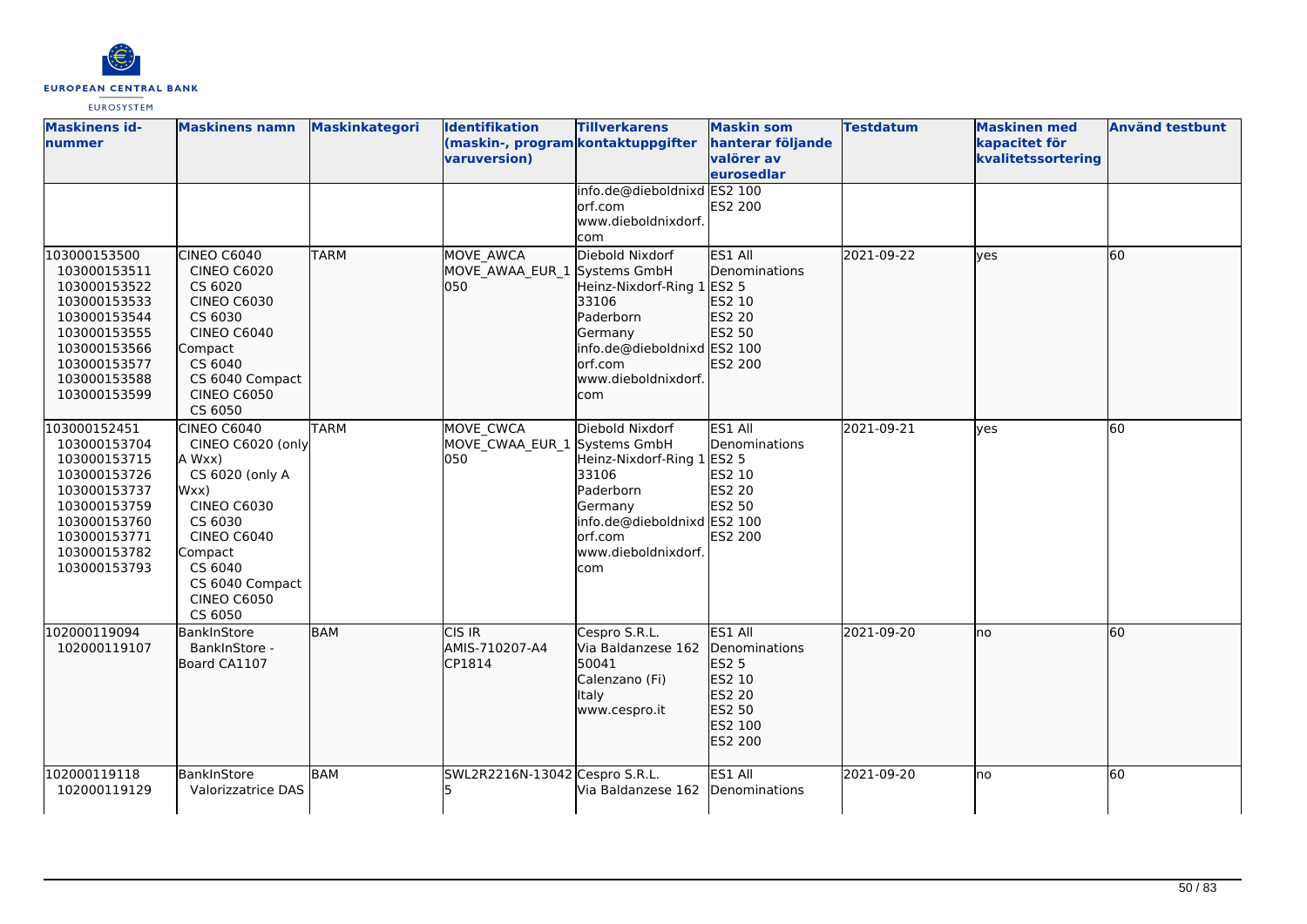| Maskinens id-nummer | Maskinens namn | Maskinkategori | Identifikation (maskin-, programvaruversion) | Tillverkarens kontaktuppgifter | Maskin som hanterar följande valörer av eurosedlar | Testdatum | Maskinen med kapacitet för kvalitetssortering | Använd testbunt |
|---|---|---|---|---|---|---|---|---|
| | | | | info.de@dieboldnixdorf.com www.dieboldnixdorf.com | ES2 100 ES2 200 | | | |
| 103000153500 103000153511 103000153522 103000153533 103000153544 103000153555 103000153566 103000153577 103000153588 103000153599 | CINEO C6040 CINEO C6020 CS 6020 CINEO C6030 CS 6030 CINEO C6040 Compact CS 6040 CS 6040 Compact CINEO C6050 CS 6050 | TARM | MOVE_AWCA MOVE_AWAA_EUR_1050 | Diebold Nixdorf Systems GmbH Heinz-Nixdorf-Ring 1 33106 Paderborn Germany info.de@dieboldnixdorf.com www.dieboldnixdorf.com | ES1 All Denominations ES2 5 ES2 10 ES2 20 ES2 50 ES2 100 ES2 200 | 2021-09-22 | yes | 60 |
| 103000152451 103000153704 103000153715 103000153726 103000153737 103000153759 103000153760 103000153771 103000153782 103000153793 | CINEO C6040 CINEO C6020 (only A Wxx) CS 6020 (only A Wxx) CINEO C6030 CS 6030 CINEO C6040 Compact CS 6040 CS 6040 Compact CINEO C6050 CS 6050 | TARM | MOVE_CWCA MOVE_CWAA_EUR_1050 | Diebold Nixdorf Systems GmbH Heinz-Nixdorf-Ring 1 33106 Paderborn Germany info.de@dieboldnixdorf.com www.dieboldnixdorf.com | ES1 All Denominations ES2 5 ES2 10 ES2 20 ES2 50 ES2 100 ES2 200 | 2021-09-21 | yes | 60 |
| 102000119094 102000119107 | BankInStore BankInStore - Board CA1107 | BAM | CIS IR AMIS-710207-A4 CP1814 | Cespro S.R.L. Via Baldanzese 162 50041 Calenzano (Fi) Italy www.cespro.it | ES1 All Denominations ES2 5 ES2 10 ES2 20 ES2 50 ES2 100 ES2 200 | 2021-09-20 | no | 60 |
| 102000119118 102000119129 | BankInStore Valorizzatrice DAS | BAM | SWL2R2216N-130425 | Cespro S.R.L. Via Baldanzese 162 | ES1 All Denominations | 2021-09-20 | no | 60 |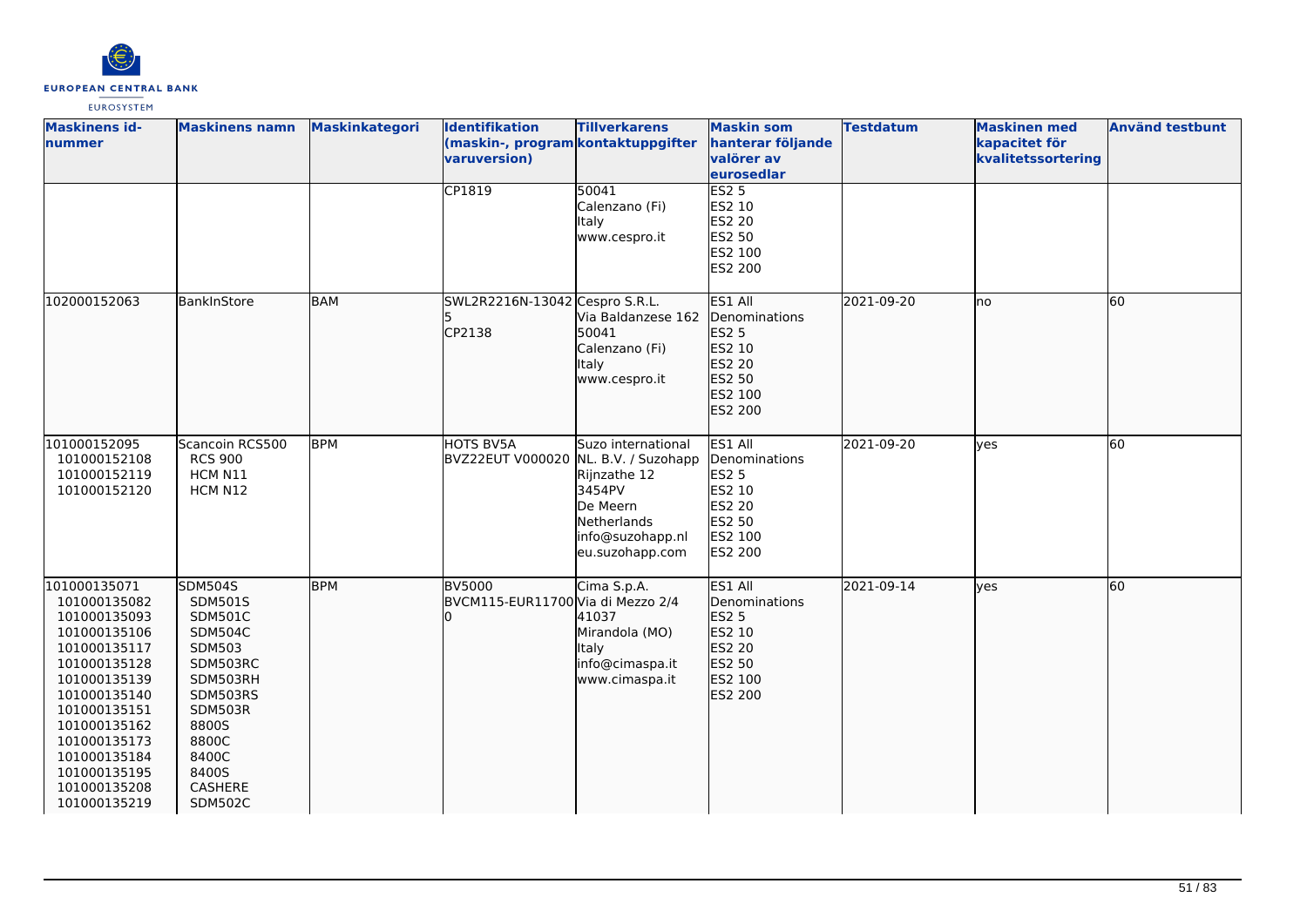| Maskinens id-nummer | Maskinens namn | Maskinkategori | Identifikation (maskin-, programvaruversion) | Tillverkarens kontaktuppgifter | Maskin som hanterar följande valörer av eurosedlar | Testdatum | Maskinen med kapacitet för kvalitetssortering | Använd testbunt |
|---|---|---|---|---|---|---|---|---|
| | | | CP1819 | 50041<br>Calenzano (Fi)<br>Italy<br>www.cespro.it | ES2 5<br>ES2 10<br>ES2 20<br>ES2 50<br>ES2 100<br>ES2 200 | | | |
| 102000152063 | BankInStore | BAM | SWL2R2216N-13042 5<br>CP2138 | Cespro S.R.L.<br>Via Baldanzese 162<br>50041<br>Calenzano (Fi)<br>Italy<br>www.cespro.it | ES1 All Denominations<br>ES2 5<br>ES2 10<br>ES2 20<br>ES2 50<br>ES2 100<br>ES2 200 | 2021-09-20 | no | 60 |
| 101000152095<br>101000152108<br>101000152119<br>101000152120 | Scancoin RCS500<br>RCS 900<br>HCM N11<br>HCM N12 | BPM | HOTS BV5A<br>BVZ22EUT V000020 | Suzo international NL. B.V. / Suzohapp<br>Rijnzathe 12<br>3454PV<br>De Meern<br>Netherlands<br>info@suzohapp.nl<br>eu.suzohapp.com | ES1 All Denominations<br>ES2 5<br>ES2 10<br>ES2 20<br>ES2 50<br>ES2 100<br>ES2 200 | 2021-09-20 | yes | 60 |
| 101000135071<br>101000135082<br>101000135093<br>101000135106<br>101000135117<br>101000135128<br>101000135139<br>101000135140<br>101000135151<br>101000135162<br>101000135173<br>101000135184<br>101000135195<br>101000135208<br>101000135219 | SDM504S<br>SDM501S<br>SDM501C<br>SDM504C<br>SDM503<br>SDM503RC<br>SDM503RH<br>SDM503RS<br>SDM503R<br>8800S<br>8800C<br>8400C<br>8400S<br>CASHERE<br>SDM502C | BPM | BV5000<br>BVCM115-EUR11700 0 | Cima S.p.A.<br>Via di Mezzo 2/4<br>41037<br>Mirandola (MO)<br>Italy<br>info@cimaspa.it<br>www.cimaspa.it | ES1 All Denominations<br>ES2 5<br>ES2 10<br>ES2 20<br>ES2 50<br>ES2 100<br>ES2 200 | 2021-09-14 | yes | 60 |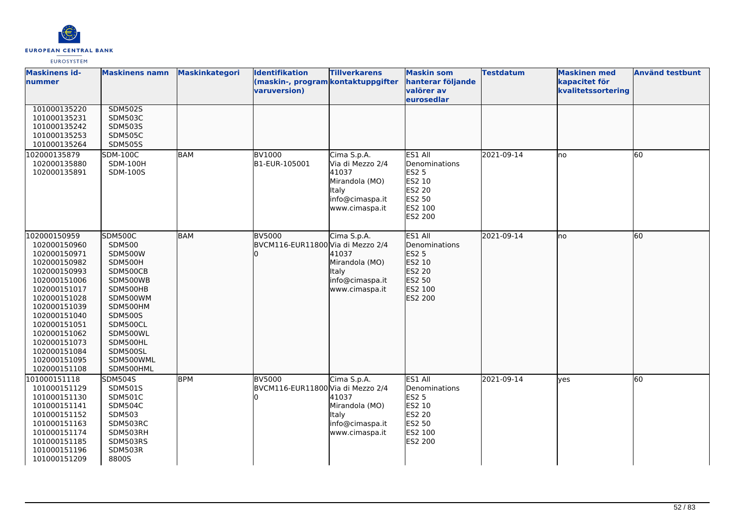| Maskinens id-nummer | Maskinens namn | Maskinkategori | Identifikation (maskin-, programvaruversion) | Tillverkarens kontaktuppgifter | Maskin som hanterar följande valörer av eurosedlar | Testdatum | Maskinen med kapacitet för kvalitetssortering | Använd testbunt |
|---|---|---|---|---|---|---|---|---|
| 101000135220<br>101000135231<br>101000135242<br>101000135253<br>101000135264 | SDM502S<br>SDM503C<br>SDM503S<br>SDM505C<br>SDM505S | | | | | | | |
| 102000135879<br>102000135880<br>102000135891 | SDM-100C<br>SDM-100H<br>SDM-100S | BAM | BV1000<br>B1-EUR-105001 | Cima S.p.A.<br>Via di Mezzo 2/4<br>41037<br>Mirandola (MO)<br>Italy<br>info@cimaspa.it<br>www.cimaspa.it | ES1 All Denominations<br>ES2 5<br>ES2 10<br>ES2 20<br>ES2 50<br>ES2 100<br>ES2 200 | 2021-09-14 | no | 60 |
| 102000150959<br>102000150960<br>102000150971<br>102000150982<br>102000150993<br>102000151006<br>102000151017<br>102000151028<br>102000151039<br>102000151040<br>102000151051<br>102000151062<br>102000151073<br>102000151084<br>102000151095<br>102000151108 | SDM500C<br>SDM500<br>SDM500W<br>SDM500H<br>SDM500CB<br>SDM500WB<br>SDM500HB<br>SDM500WM<br>SDM500HM<br>SDM500S<br>SDM500CL<br>SDM500WL<br>SDM500HL<br>SDM500SL<br>SDM500WML<br>SDM500HML | BAM | BV5000<br>BVCM116-EUR118000 | Cima S.p.A.<br>Via di Mezzo 2/4<br>41037<br>Mirandola (MO)<br>Italy<br>info@cimaspa.it<br>www.cimaspa.it | ES1 All Denominations<br>ES2 5<br>ES2 10<br>ES2 20<br>ES2 50<br>ES2 100<br>ES2 200 | 2021-09-14 | no | 60 |
| 101000151118<br>101000151129<br>101000151130<br>101000151141<br>101000151152<br>101000151163<br>101000151174<br>101000151185<br>101000151196<br>101000151209 | SDM504S<br>SDM501S<br>SDM501C<br>SDM504C<br>SDM503<br>SDM503RC<br>SDM503RH<br>SDM503RS<br>SDM503R<br>8800S | BPM | BV5000<br>BVCM116-EUR118000 | Cima S.p.A.<br>Via di Mezzo 2/4<br>41037<br>Mirandola (MO)<br>Italy<br>info@cimaspa.it<br>www.cimaspa.it | ES1 All Denominations<br>ES2 5<br>ES2 10<br>ES2 20<br>ES2 50<br>ES2 100<br>ES2 200 | 2021-09-14 | yes | 60 |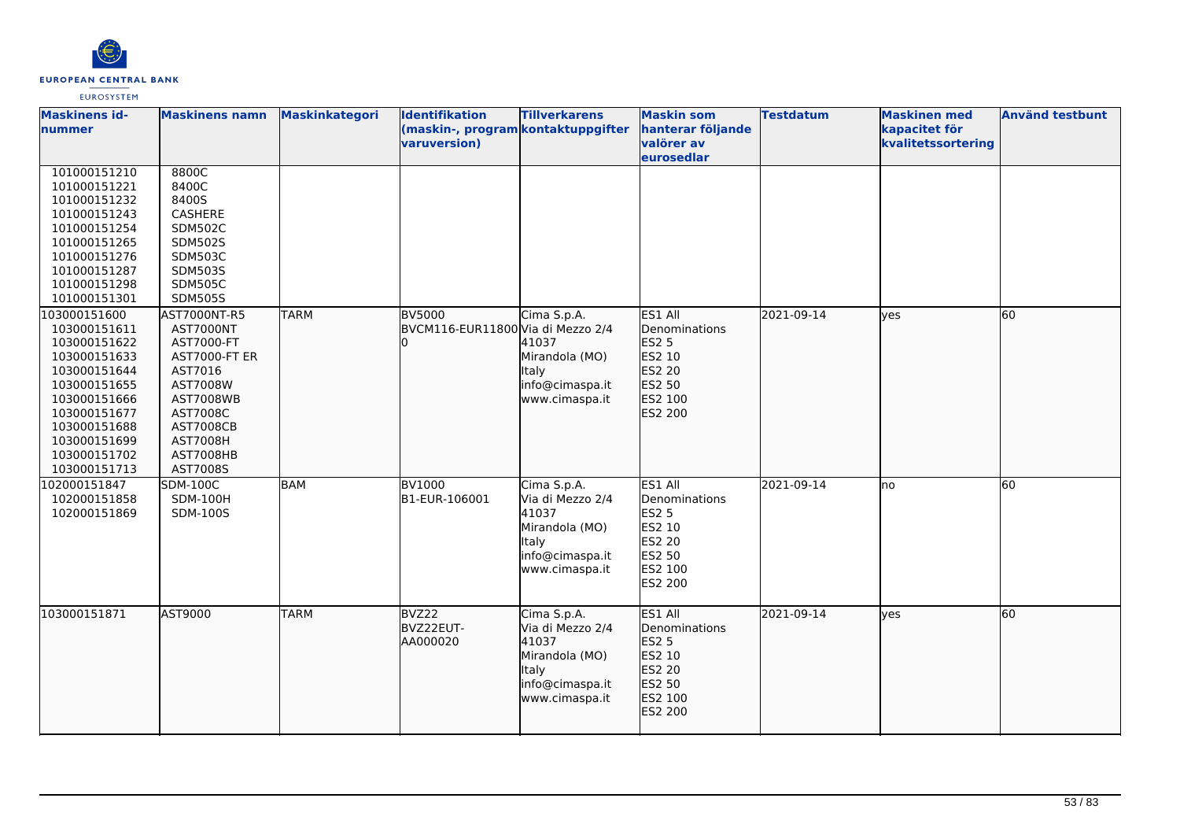| Maskinens id-nummer | Maskinens namn | Maskinkategori | Identifikation (maskin-, programvaruversion) | Tillverkarens kontaktuppgifter | Maskin som hanterar följande valörer av eurosedlar | Testdatum | Maskinen med kapacitet för kvalitetssortering | Använd testbunt |
|---|---|---|---|---|---|---|---|---|
| 101000151210<br>101000151221<br>101000151232<br>101000151243<br>101000151254<br>101000151265<br>101000151276<br>101000151287<br>101000151298<br>101000151301 | 8800C<br>8400C<br>8400S<br>CASHERE<br>SDM502C<br>SDM502S<br>SDM503C<br>SDM503S<br>SDM505C<br>SDM505S | | | | | | | |
| 103000151600<br>103000151611<br>103000151622<br>103000151633<br>103000151644<br>103000151655<br>103000151666<br>103000151677<br>103000151688<br>103000151699<br>103000151702<br>103000151713 | AST7000NT-R5<br>AST7000NT<br>AST7000-FT<br>AST7000-FT ER<br>AST7016<br>AST7008W<br>AST7008WB<br>AST7008C<br>AST7008CB<br>AST7008H<br>AST7008HB<br>AST7008S | TARM | BV5000<br>BVCM116-EUR118000 | Cima S.p.A.<br>Via di Mezzo 2/4<br>41037<br>Mirandola (MO)<br>Italy<br>info@cimaspa.it<br>www.cimaspa.it | ES1 All Denominations<br>ES2 5<br>ES2 10<br>ES2 20<br>ES2 50<br>ES2 100<br>ES2 200 | 2021-09-14 | yes | 60 |
| 102000151847<br>102000151858<br>102000151869 | SDM-100C<br>SDM-100H<br>SDM-100S | BAM | BV1000<br>B1-EUR-106001 | Cima S.p.A.<br>Via di Mezzo 2/4<br>41037<br>Mirandola (MO)<br>Italy<br>info@cimaspa.it<br>www.cimaspa.it | ES1 All Denominations<br>ES2 5<br>ES2 10<br>ES2 20<br>ES2 50<br>ES2 100<br>ES2 200 | 2021-09-14 | no | 60 |
| 103000151871 | AST9000 | TARM | BVZ22<br>BVZ22EUT-AA000020 | Cima S.p.A.<br>Via di Mezzo 2/4<br>41037<br>Mirandola (MO)<br>Italy<br>info@cimaspa.it<br>www.cimaspa.it | ES1 All Denominations<br>ES2 5<br>ES2 10<br>ES2 20<br>ES2 50<br>ES2 100<br>ES2 200 | 2021-09-14 | yes | 60 |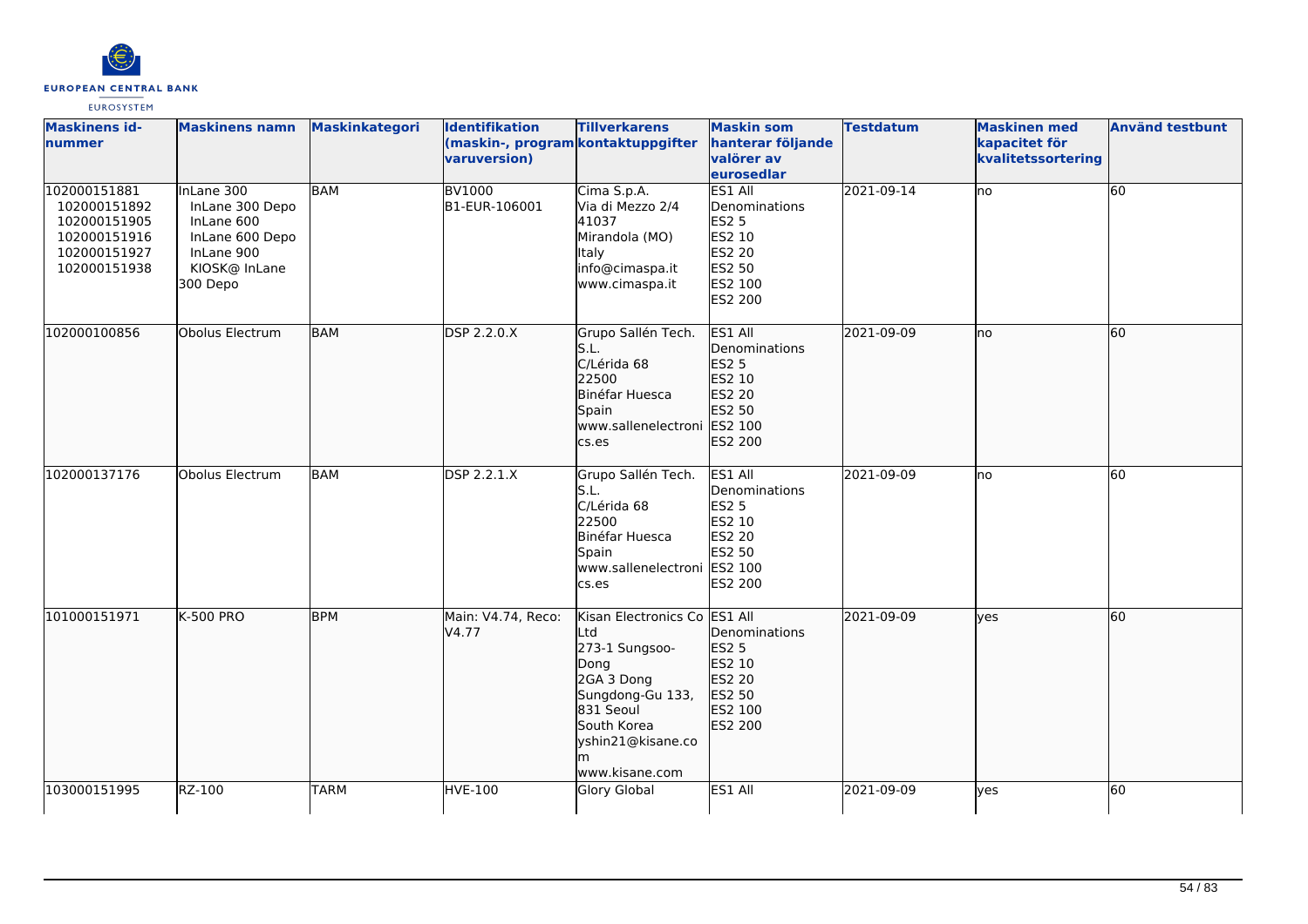| Maskinens id-nummer | Maskinens namn | Maskinkategori | Identifikation (maskin-, program varuversion) | Tillverkarens kontaktuppgifter | Maskin som hanterar följande valörer av eurosedlar | Testdatum | Maskinen med kapacitet för kvalitetssortering | Använd testbunt |
|---|---|---|---|---|---|---|---|---|
| 102000151881 102000151892 102000151905 102000151916 102000151927 102000151938 | InLane 300 InLane 300 Depo InLane 600 InLane 600 Depo InLane 900 KIOSK@ InLane 300 Depo | BAM | BV1000 B1-EUR-106001 | Cima S.p.A. Via di Mezzo 2/4 41037 Mirandola (MO) Italy info@cimaspa.it www.cimaspa.it | ES1 All Denominations ES2 5 ES2 10 ES2 20 ES2 50 ES2 100 ES2 200 | 2021-09-14 | no | 60 |
| 102000100856 | Obolus Electrum | BAM | DSP 2.2.0.X | Grupo Sallén Tech. S.L. C/Lérida 68 22500 Binéfar Huesca Spain www.sallenelectronics.es | ES1 All Denominations ES2 5 ES2 10 ES2 20 ES2 50 ES2 100 ES2 200 | 2021-09-09 | no | 60 |
| 102000137176 | Obolus Electrum | BAM | DSP 2.2.1.X | Grupo Sallén Tech. S.L. C/Lérida 68 22500 Binéfar Huesca Spain www.sallenelectronics.es | ES1 All Denominations ES2 5 ES2 10 ES2 20 ES2 50 ES2 100 ES2 200 | 2021-09-09 | no | 60 |
| 101000151971 | K-500 PRO | BPM | Main: V4.74, Reco: V4.77 | Kisan Electronics Co Ltd 273-1 Sungsoo-Dong 2GA 3 Dong Sungdong-Gu 133, 831 Seoul South Korea yshin21@kisane.com www.kisane.com | ES1 All Denominations ES2 5 ES2 10 ES2 20 ES2 50 ES2 100 ES2 200 | 2021-09-09 | yes | 60 |
| 103000151995 | RZ-100 | TARM | HVE-100 | Glory Global | ES1 All | 2021-09-09 | yes | 60 |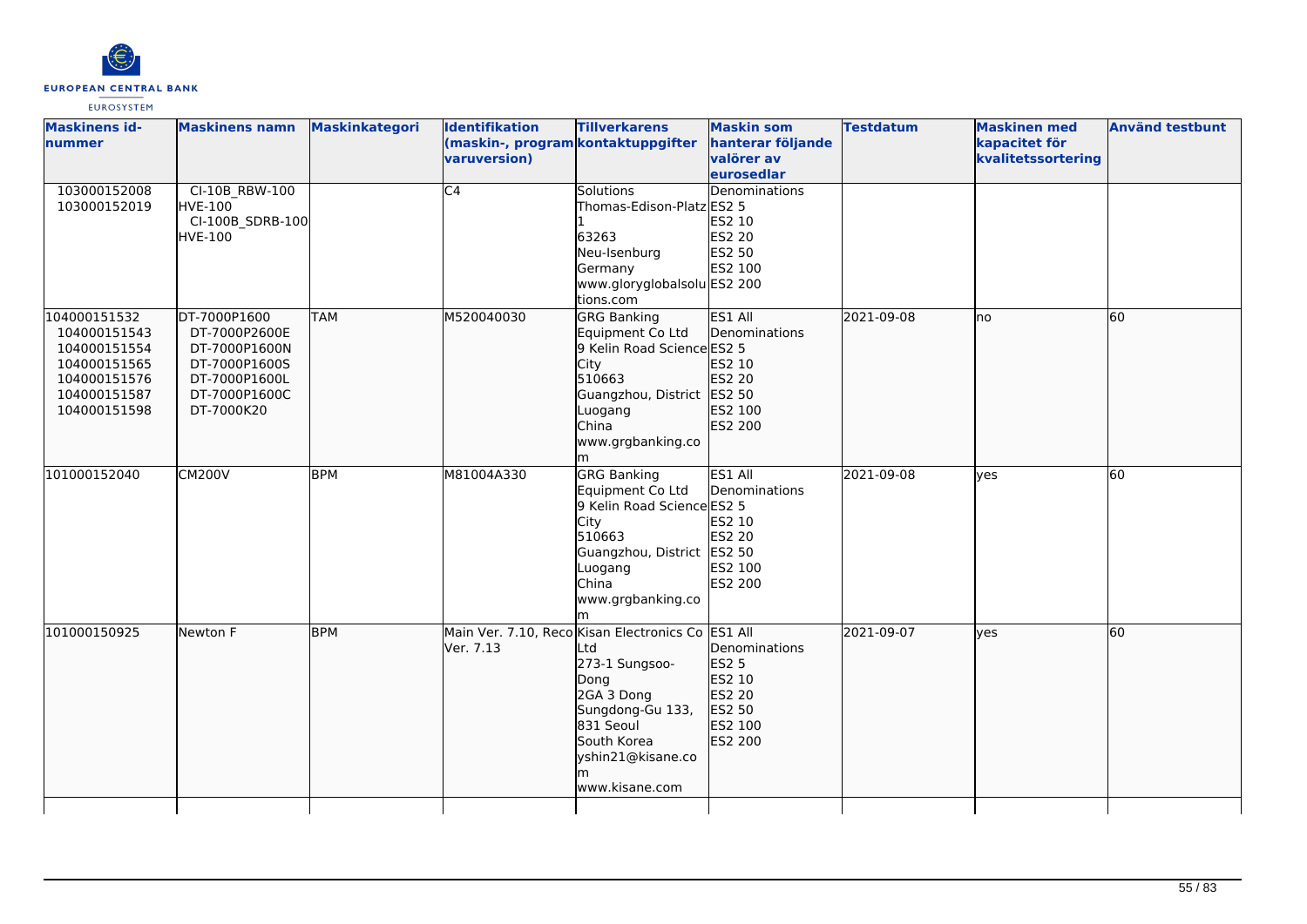| Maskinens id-nummer | Maskinens namn | Maskinkategori | Identifikation (maskin-, programvaruversion) | Tillverkarens kontaktuppgifter | Maskin som hanterar följande valörer av eurosedlar | Testdatum | Maskinen med kapacitet för kvalitetssortering | Använd testbunt |
|---|---|---|---|---|---|---|---|---|
| 103000152008<br>103000152019 | CI-10B_RBW-100 HVE-100<br>CI-100B_SDRB-100 HVE-100 | | C4 | Solutions<br>Thomas-Edison-Platz 1<br>63263<br>Neu-Isenburg<br>Germany<br>www.gloryglobalsolutions.com | Denominations<br>ES2 5<br>ES2 10<br>ES2 20<br>ES2 50<br>ES2 100<br>ES2 200 | | | |
| 104000151532<br>104000151543<br>104000151554<br>104000151565<br>104000151576<br>104000151587<br>104000151598 | DT-7000P1600<br>DT-7000P2600E<br>DT-7000P1600N<br>DT-7000P1600S<br>DT-7000P1600L<br>DT-7000P1600C<br>DT-7000K20 | TAM | M520040030 | GRG Banking Equipment Co Ltd<br>9 Kelin Road Science City<br>510663<br>Guangzhou, District Luogang<br>China<br>www.grgbanking.com | ES1 All Denominations<br>ES2 5<br>ES2 10<br>ES2 20<br>ES2 50<br>ES2 100<br>ES2 200 | 2021-09-08 | no | 60 |
| 101000152040 | CM200V | BPM | M81004A330 | GRG Banking Equipment Co Ltd<br>9 Kelin Road Science City<br>510663<br>Guangzhou, District Luogang<br>China<br>www.grgbanking.com | ES1 All Denominations<br>ES2 5<br>ES2 10<br>ES2 20<br>ES2 50<br>ES2 100<br>ES2 200 | 2021-09-08 | yes | 60 |
| 101000150925 | Newton F | BPM | Main Ver. 7.10, Reco Ver. 7.13 | Kisan Electronics Co Ltd<br>273-1 Sungsoo-Dong<br>2GA 3 Dong<br>Sungdong-Gu 133, 831 Seoul<br>South Korea<br>yshin21@kisane.com<br>www.kisane.com | ES1 All Denominations<br>ES2 5<br>ES2 10<br>ES2 20<br>ES2 50<br>ES2 100<br>ES2 200 | 2021-09-07 | yes | 60 |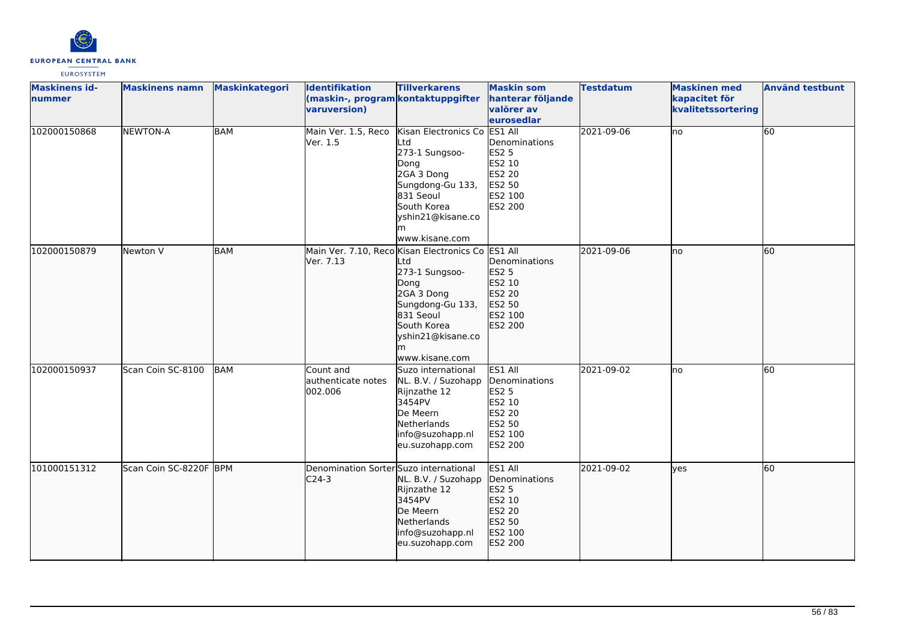| Maskinens id-nummer | Maskinens namn | Maskinkategori | Identifikation (maskin-, programvaruversion) | Tillverkarens kontaktuppgifter | Maskin som hanterar följande valörer av eurosedlar | Testdatum | Maskinen med kapacitet för kvalitetssortering | Använd testbunt |
|---|---|---|---|---|---|---|---|---|
| 102000150868 | NEWTON-A | BAM | Main Ver. 1.5, Reco Ver. 1.5 | Kisan Electronics Co Ltd<br>273-1 Sungsoo-Dong<br>2GA 3 Dong<br>Sungdong-Gu 133, 831 Seoul<br>South Korea<br>yshin21@kisane.com<br>www.kisane.com | ES1 All Denominations<br>ES2 5<br>ES2 10<br>ES2 20<br>ES2 50<br>ES2 100<br>ES2 200 | 2021-09-06 | no | 60 |
| 102000150879 | Newton V | BAM | Main Ver. 7.10, Reco Ver. 7.13 | Kisan Electronics Co Ltd<br>273-1 Sungsoo-Dong<br>2GA 3 Dong<br>Sungdong-Gu 133, 831 Seoul<br>South Korea<br>yshin21@kisane.com<br>www.kisane.com | ES1 All Denominations<br>ES2 5<br>ES2 10<br>ES2 20<br>ES2 50<br>ES2 100<br>ES2 200 | 2021-09-06 | no | 60 |
| 102000150937 | Scan Coin SC-8100 | BAM | Count and authenticate notes 002.006 | Suzo international NL. B.V. / Suzohapp<br>Rijnzathe 12<br>3454PV<br>De Meern<br>Netherlands<br>info@suzohapp.nl<br>eu.suzohapp.com | ES1 All Denominations<br>ES2 5<br>ES2 10<br>ES2 20<br>ES2 50<br>ES2 100<br>ES2 200 | 2021-09-02 | no | 60 |
| 101000151312 | Scan Coin SC-8220F | BPM | Denomination Sorter C24-3 | Suzo international NL. B.V. / Suzohapp<br>Rijnzathe 12<br>3454PV<br>De Meern<br>Netherlands<br>info@suzohapp.nl<br>eu.suzohapp.com | ES1 All Denominations<br>ES2 5<br>ES2 10<br>ES2 20<br>ES2 50<br>ES2 100<br>ES2 200 | 2021-09-02 | yes | 60 |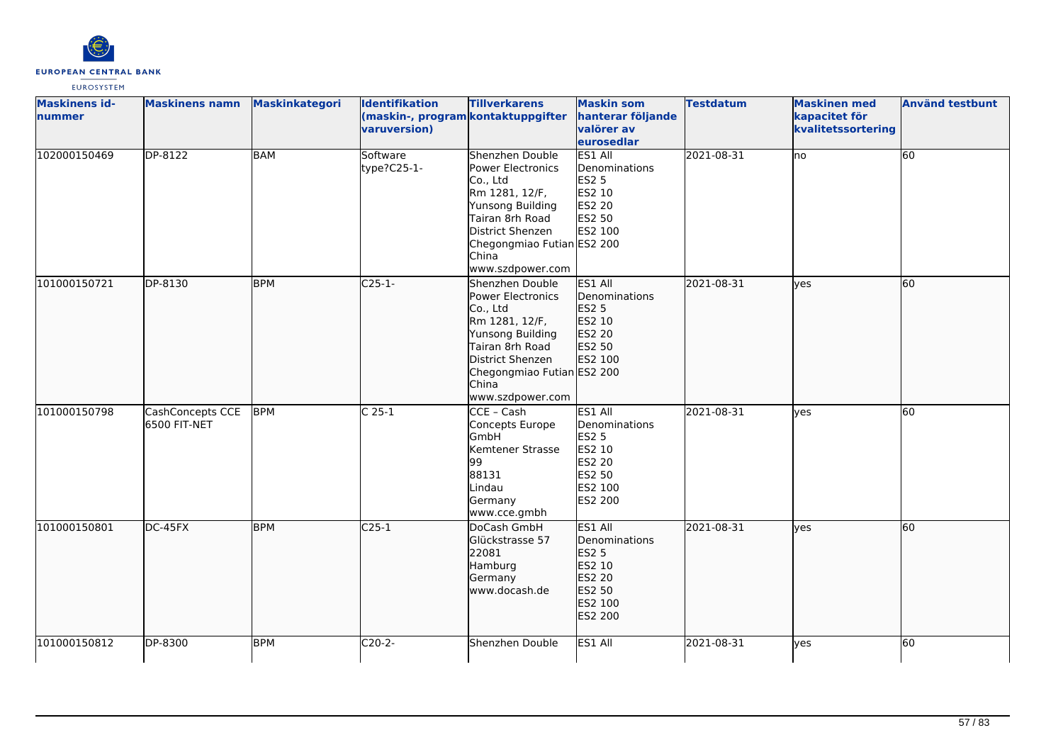| Maskinens id-nummer | Maskinens namn | Maskinkategori | Identifikation (maskin-, program varuversion) | Tillverkarens kontaktuppgifter | Maskin som hanterar följande valörer av eurosedlar | Testdatum | Maskinen med kapacitet för kvalitetssortering | Använd testbunt |
|---|---|---|---|---|---|---|---|---|
| 102000150469 | DP-8122 | BAM | Software type?C25-1- | Shenzhen Double Power Electronics Co., Ltd Rm 1281, 12/F, Yunsong Building Tairan 8rh Road District Shenzen Chegongmiao Futian China www.szdpower.com | ES1 All Denominations ES2 5 ES2 10 ES2 20 ES2 50 ES2 100 ES2 200 | 2021-08-31 | no | 60 |
| 101000150721 | DP-8130 | BPM | C25-1- | Shenzhen Double Power Electronics Co., Ltd Rm 1281, 12/F, Yunsong Building Tairan 8rh Road District Shenzen Chegongmiao Futian China www.szdpower.com | ES1 All Denominations ES2 5 ES2 10 ES2 20 ES2 50 ES2 100 ES2 200 | 2021-08-31 | yes | 60 |
| 101000150798 | CashConcepts CCE 6500 FIT-NET | BPM | C 25-1 | CCE - Cash Concepts Europe GmbH Kemtener Strasse 99 88131 Lindau Germany www.cce.gmbh | ES1 All Denominations ES2 5 ES2 10 ES2 20 ES2 50 ES2 100 ES2 200 | 2021-08-31 | yes | 60 |
| 101000150801 | DC-45FX | BPM | C25-1 | DoCash GmbH Glückstrasse 57 22081 Hamburg Germany www.docash.de | ES1 All Denominations ES2 5 ES2 10 ES2 20 ES2 50 ES2 100 ES2 200 | 2021-08-31 | yes | 60 |
| 101000150812 | DP-8300 | BPM | C20-2- | Shenzhen Double | ES1 All | 2021-08-31 | yes | 60 |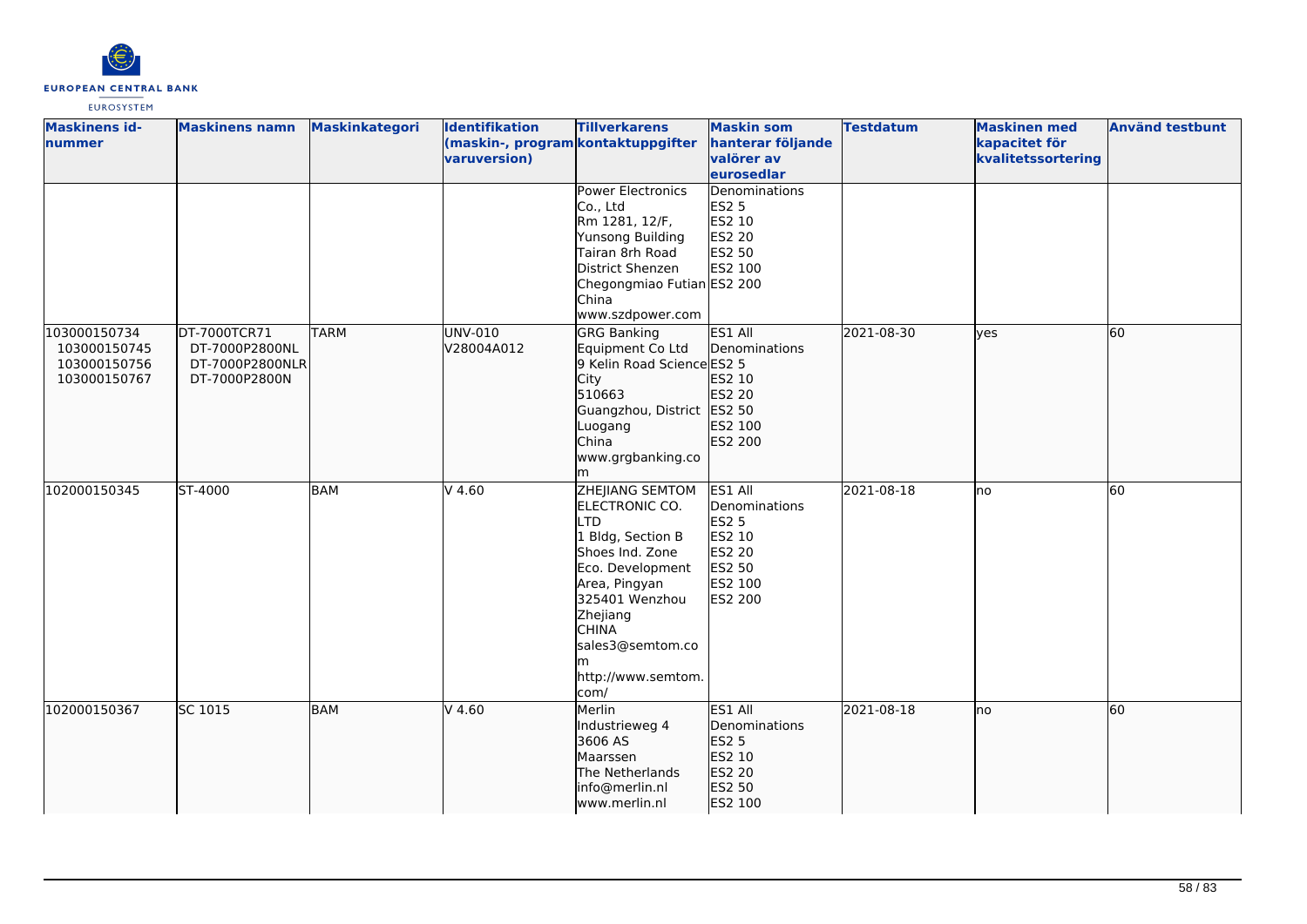| Maskinens id-nummer | Maskinens namn | Maskinkategori | Identifikation (maskin-, programvaruversion) | Tillverkarens kontaktuppgifter | Maskin som hanterar följande valörer av eurosedlar | Testdatum | Maskinen med kapacitet för kvalitetssortering | Använd testbunt |
|---|---|---|---|---|---|---|---|---|
| | | | | Power Electronics Co., Ltd<br>Rm 1281, 12/F, Yunsong Building<br>Tairan 8rh Road<br>District Shenzen<br>Chegongmiao Futian<br>China<br>www.szdpower.com | Denominations<br>ES2 5<br>ES2 10<br>ES2 20<br>ES2 50<br>ES2 100<br>ES2 200 | | | |
| 103000150734<br>103000150745<br>103000150756<br>103000150767 | DT-7000TCR71<br>DT-7000P2800NL<br>DT-7000P2800NLR<br>DT-7000P2800N | TARM | UNV-010<br>V28004A012 | GRG Banking Equipment Co Ltd<br>9 Kelin Road Science City<br>510663<br>Guangzhou, District Luogang<br>China<br>www.grgbanking.com | ES1 All Denominations<br>ES2 5<br>ES2 10<br>ES2 20<br>ES2 50<br>ES2 100<br>ES2 200 | 2021-08-30 | yes | 60 |
| 102000150345 | ST-4000 | BAM | V 4.60 | ZHEJIANG SEMTOM ELECTRONIC CO. LTD<br>1 Bldg, Section B Shoes Ind. Zone<br>Eco. Development Area, Pingyan<br>325401 Wenzhou<br>Zhejiang<br>CHINA<br>sales3@semtom.com<br>http://www.semtom.com/ | ES1 All Denominations<br>ES2 5<br>ES2 10<br>ES2 20<br>ES2 50<br>ES2 100<br>ES2 200 | 2021-08-18 | no | 60 |
| 102000150367 | SC 1015 | BAM | V 4.60 | Merlin<br>Industrieweg 4<br>3606 AS<br>Maarssen<br>The Netherlands<br>info@merlin.nl<br>www.merlin.nl | ES1 All Denominations<br>ES2 5<br>ES2 10<br>ES2 20<br>ES2 50<br>ES2 100 | 2021-08-18 | no | 60 |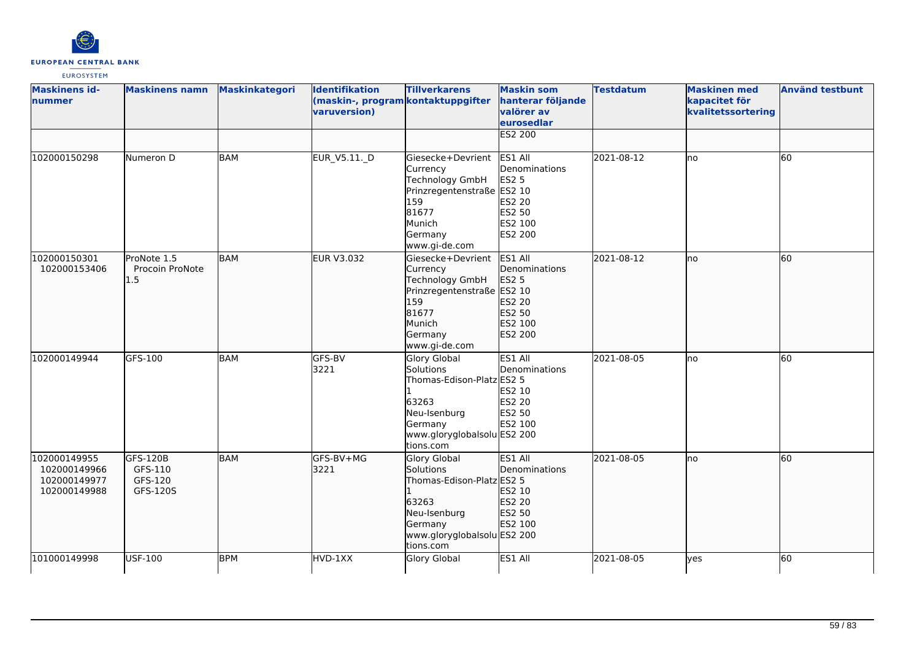| Maskinens id-nummer | Maskinens namn | Maskinkategori | Identifikation (maskin-, program varuversion) | Tillverkarens kontaktuppgifter | Maskin som hanterar följande valörer av eurosedlar | Testdatum | Maskinen med kapacitet för kvalitetssortering | Använd testbunt |
|---|---|---|---|---|---|---|---|---|
| | | | | | ES2 200 | | | |
| 102000150298 | Numeron D | BAM | EUR_V5.11._D | Giesecke+Devrient Currency Technology GmbH Prinzregentenstraße 159 81677 Munich Germany www.gi-de.com | ES1 All Denominations ES2 5 ES2 10 ES2 20 ES2 50 ES2 100 ES2 200 | 2021-08-12 | no | 60 |
| 102000150301 102000153406 | ProNote 1.5 Procoin ProNote 1.5 | BAM | EUR V3.032 | Giesecke+Devrient Currency Technology GmbH Prinzregentenstraße 159 81677 Munich Germany www.gi-de.com | ES1 All Denominations ES2 5 ES2 10 ES2 20 ES2 50 ES2 100 ES2 200 | 2021-08-12 | no | 60 |
| 102000149944 | GFS-100 | BAM | GFS-BV 3221 | Glory Global Solutions Thomas-Edison-Platz 1 63263 Neu-Isenburg Germany www.gloryglobalsolutions.com | ES1 All Denominations ES2 5 ES2 10 ES2 20 ES2 50 ES2 100 ES2 200 | 2021-08-05 | no | 60 |
| 102000149955 102000149966 102000149977 102000149988 | GFS-120B GFS-110 GFS-120 GFS-120S | BAM | GFS-BV+MG 3221 | Glory Global Solutions Thomas-Edison-Platz 1 63263 Neu-Isenburg Germany www.gloryglobalsolutions.com | ES1 All Denominations ES2 5 ES2 10 ES2 20 ES2 50 ES2 100 ES2 200 | 2021-08-05 | no | 60 |
| 101000149998 | USF-100 | BPM | HVD-1XX | Glory Global | ES1 All | 2021-08-05 | yes | 60 |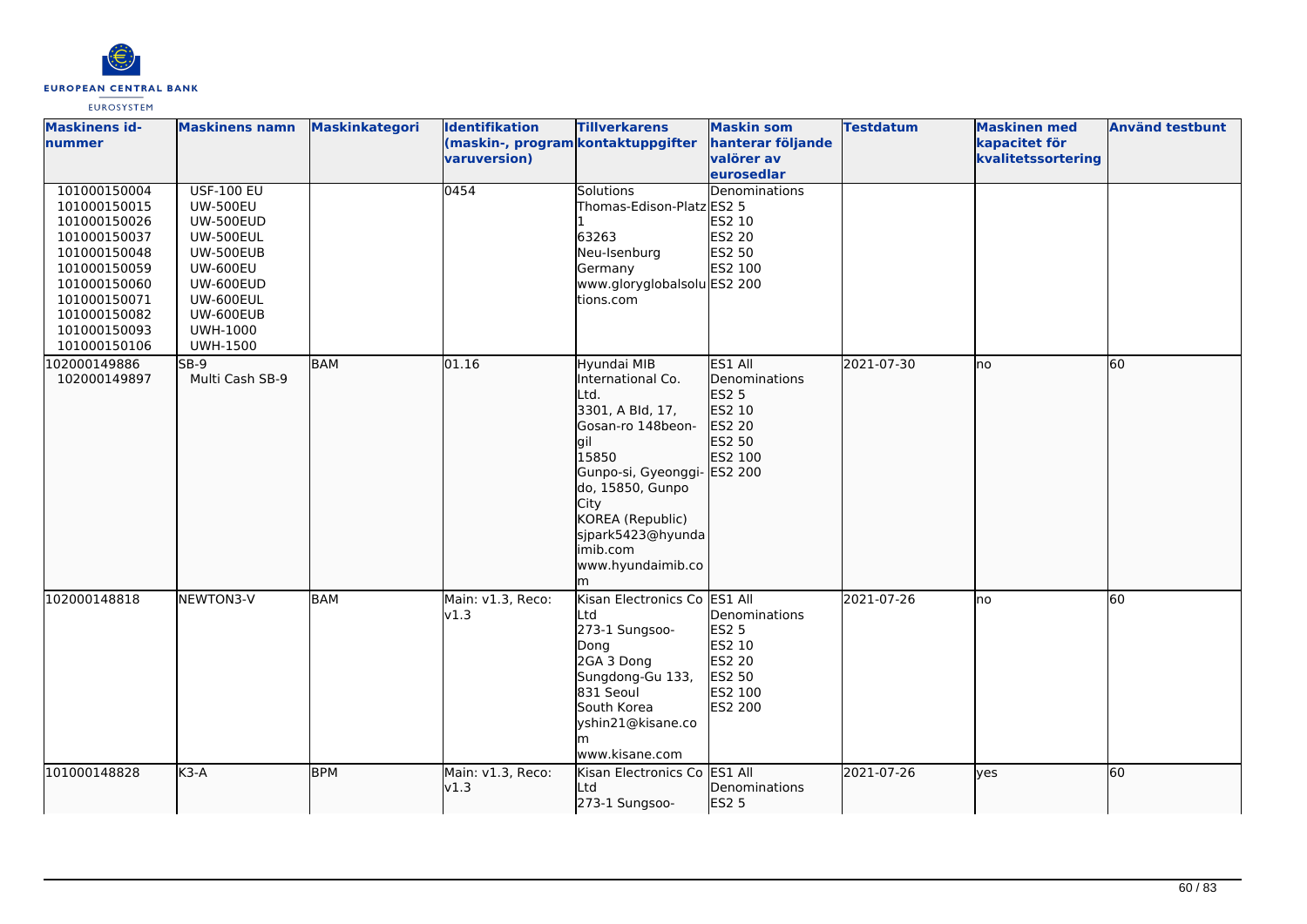| Maskinens id-nummer | Maskinens namn | Maskinkategori | Identifikation (maskin-, program varuversion) | Tillverkarens kontaktuppgifter | Maskin som hanterar följande valörer av eurosedlar | Testdatum | Maskinen med kapacitet för kvalitetssortering | Använd testbunt |
|---|---|---|---|---|---|---|---|---|
| 101000150004<br>101000150015<br>101000150026<br>101000150037<br>101000150048<br>101000150059<br>101000150060<br>101000150071<br>101000150082<br>101000150093<br>101000150106 | USF-100 EU<br>UW-500EU<br>UW-500EUD<br>UW-500EUL<br>UW-500EUB<br>UW-600EU<br>UW-600EUD<br>UW-600EUL<br>UW-600EUB<br>UWH-1000<br>UWH-1500 | | 0454 | Solutions<br>Thomas-Edison-Platz 1<br>63263<br>Neu-Isenburg<br>Germany<br>www.gloryglobalsolutions.com | Denominations<br>ES2 5<br>ES2 10<br>ES2 20<br>ES2 50<br>ES2 100<br>ES2 200 | | | |
| 102000149886<br>102000149897 | SB-9<br>Multi Cash SB-9 | BAM | 01.16 | Hyundai MIB International Co. Ltd.<br>3301, A Bld, 17, Gosan-ro 148beon-gil<br>15850<br>Gunpo-si, Gyeonggi-do, 15850, Gunpo City<br>KOREA (Republic)<br>sjpark5423@hyundaimib.com<br>www.hyundaimib.com | ES1 All Denominations<br>ES2 5<br>ES2 10<br>ES2 20<br>ES2 50<br>ES2 100<br>ES2 200 | 2021-07-30 | no | 60 |
| 102000148818 | NEWTON3-V | BAM | Main: v1.3, Reco: v1.3 | Kisan Electronics Co Ltd<br>273-1 Sungsoo-Dong<br>2GA 3 Dong<br>Sungdong-Gu 133, 831 Seoul<br>South Korea<br>yshin21@kisane.com<br>www.kisane.com | ES1 All Denominations<br>ES2 5<br>ES2 10<br>ES2 20<br>ES2 50<br>ES2 100<br>ES2 200 | 2021-07-26 | no | 60 |
| 101000148828 | K3-A | BPM | Main: v1.3, Reco: v1.3 | Kisan Electronics Co Ltd<br>273-1 Sungsoo- | ES1 All Denominations<br>ES2 5 | 2021-07-26 | yes | 60 |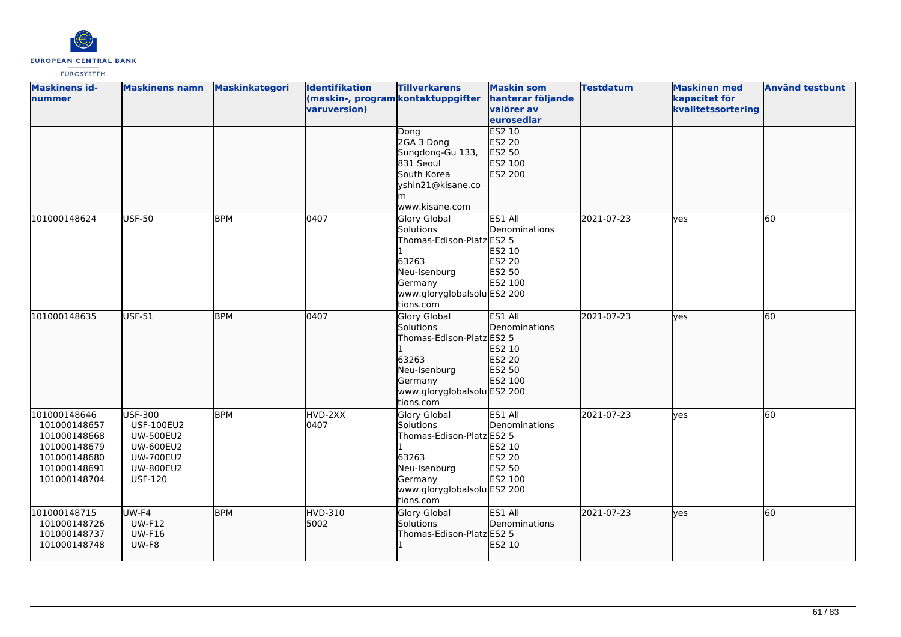| Maskinens id-nummer | Maskinens namn | Maskinkategori | Identifikation (maskin-, program varuversion) | Tillverkarens kontaktuppgifter | Maskin som hanterar följande valörer av eurosedlar | Testdatum | Maskinen med kapacitet för kvalitetssortering | Använd testbunt |
|---|---|---|---|---|---|---|---|---|
| | | | | Dong<br>2GA 3 Dong<br>Sungdong-Gu 133,<br>831 Seoul<br>South Korea<br>yshin21@kisane.com<br>www.kisane.com | ES2 10<br>ES2 20<br>ES2 50<br>ES2 100<br>ES2 200 | | | |
| 101000148624 | USF-50 | BPM | 0407 | Glory Global Solutions<br>Thomas-Edison-Platz 1<br>63263<br>Neu-Isenburg<br>Germany<br>www.gloryglobalsolutions.com | ES1 All Denominations<br>ES2 5<br>ES2 10<br>ES2 20<br>ES2 50<br>ES2 100<br>ES2 200 | 2021-07-23 | yes | 60 |
| 101000148635 | USF-51 | BPM | 0407 | Glory Global Solutions<br>Thomas-Edison-Platz 1<br>63263<br>Neu-Isenburg<br>Germany<br>www.gloryglobalsolutions.com | ES1 All Denominations<br>ES2 5<br>ES2 10<br>ES2 20<br>ES2 50<br>ES2 100<br>ES2 200 | 2021-07-23 | yes | 60 |
| 101000148646<br>101000148657<br>101000148668<br>101000148679<br>101000148680<br>101000148691<br>101000148704 | USF-300<br>USF-100EU2<br>UW-500EU2<br>UW-600EU2<br>UW-700EU2<br>UW-800EU2<br>USF-120 | BPM | HVD-2XX<br>0407 | Glory Global Solutions<br>Thomas-Edison-Platz 1<br>63263<br>Neu-Isenburg<br>Germany<br>www.gloryglobalsolutions.com | ES1 All Denominations<br>ES2 5<br>ES2 10<br>ES2 20<br>ES2 50<br>ES2 100<br>ES2 200 | 2021-07-23 | yes | 60 |
| 101000148715<br>101000148726<br>101000148737<br>101000148748 | UW-F4<br>UW-F12<br>UW-F16<br>UW-F8 | BPM | HVD-310<br>5002 | Glory Global Solutions<br>Thomas-Edison-Platz 1 | ES1 All Denominations<br>ES2 5<br>ES2 10 | 2021-07-23 | yes | 60 |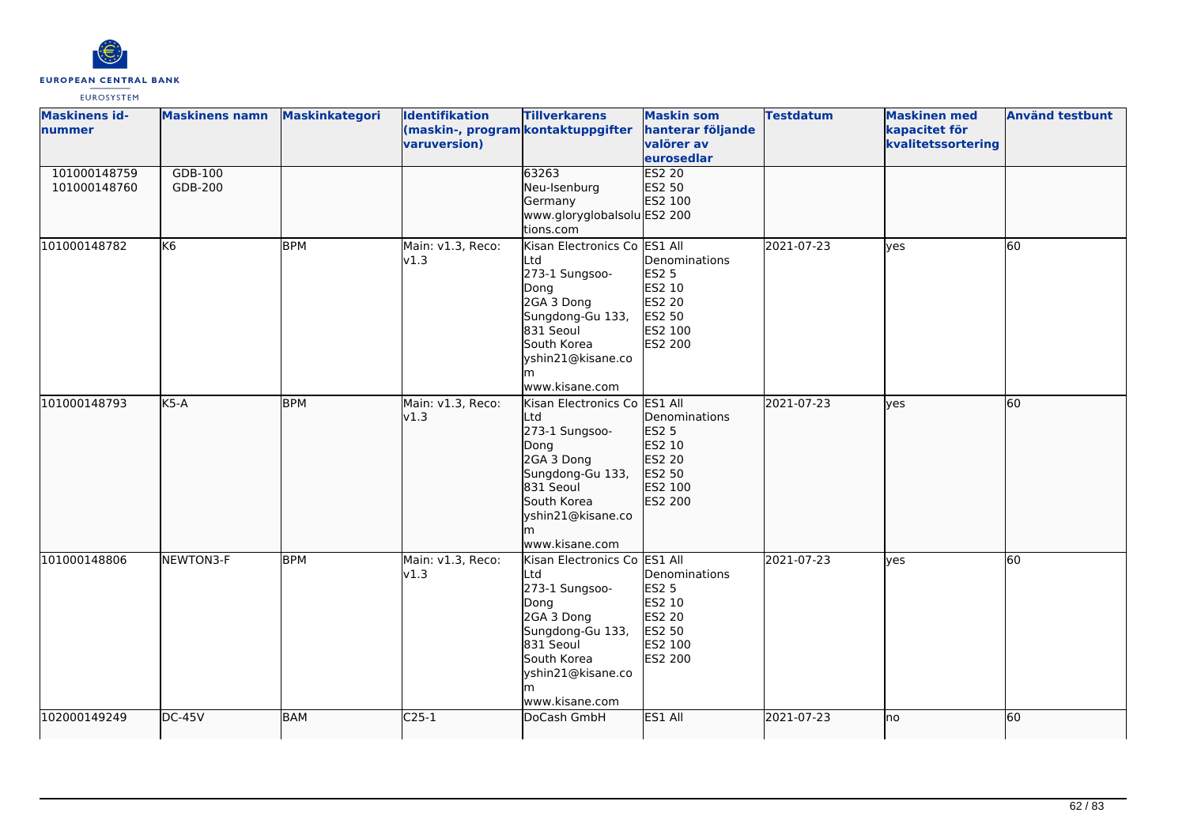| Maskinens id-nummer | Maskinens namn | Maskinkategori | Identifikation (maskin-, program varuversion) | Tillverkarens kontaktuppgifter | Maskin som hanterar följande valörer av eurosedlar | Testdatum | Maskinen med kapacitet för kvalitetssortering | Använd testbunt |
|---|---|---|---|---|---|---|---|---|
| 101000148759<br>101000148760 | GDB-100<br>GDB-200 | | | 63263<br>Neu-Isenburg<br>Germany<br>www.gloryglobalsolutions.com | ES2 20<br>ES2 50<br>ES2 100<br>ES2 200 | | | |
| 101000148782 | K6 | BPM | Main: v1.3, Reco: v1.3 | Kisan Electronics Co Ltd<br>273-1 Sungsoo-Dong<br>2GA 3 Dong<br>Sungdong-Gu 133, 831 Seoul<br>South Korea<br>yshin21@kisane.com<br>www.kisane.com | ES1 All Denominations<br>ES2 5<br>ES2 10<br>ES2 20<br>ES2 50<br>ES2 100<br>ES2 200 | 2021-07-23 | yes | 60 |
| 101000148793 | K5-A | BPM | Main: v1.3, Reco: v1.3 | Kisan Electronics Co Ltd<br>273-1 Sungsoo-Dong<br>2GA 3 Dong<br>Sungdong-Gu 133, 831 Seoul<br>South Korea<br>yshin21@kisane.com<br>www.kisane.com | ES1 All Denominations<br>ES2 5<br>ES2 10<br>ES2 20<br>ES2 50<br>ES2 100<br>ES2 200 | 2021-07-23 | yes | 60 |
| 101000148806 | NEWTON3-F | BPM | Main: v1.3, Reco: v1.3 | Kisan Electronics Co Ltd<br>273-1 Sungsoo-Dong<br>2GA 3 Dong<br>Sungdong-Gu 133, 831 Seoul<br>South Korea<br>yshin21@kisane.com<br>www.kisane.com | ES1 All Denominations<br>ES2 5<br>ES2 10<br>ES2 20<br>ES2 50<br>ES2 100<br>ES2 200 | 2021-07-23 | yes | 60 |
| 102000149249 | DC-45V | BAM | C25-1 | DoCash GmbH | ES1 All | 2021-07-23 | no | 60 |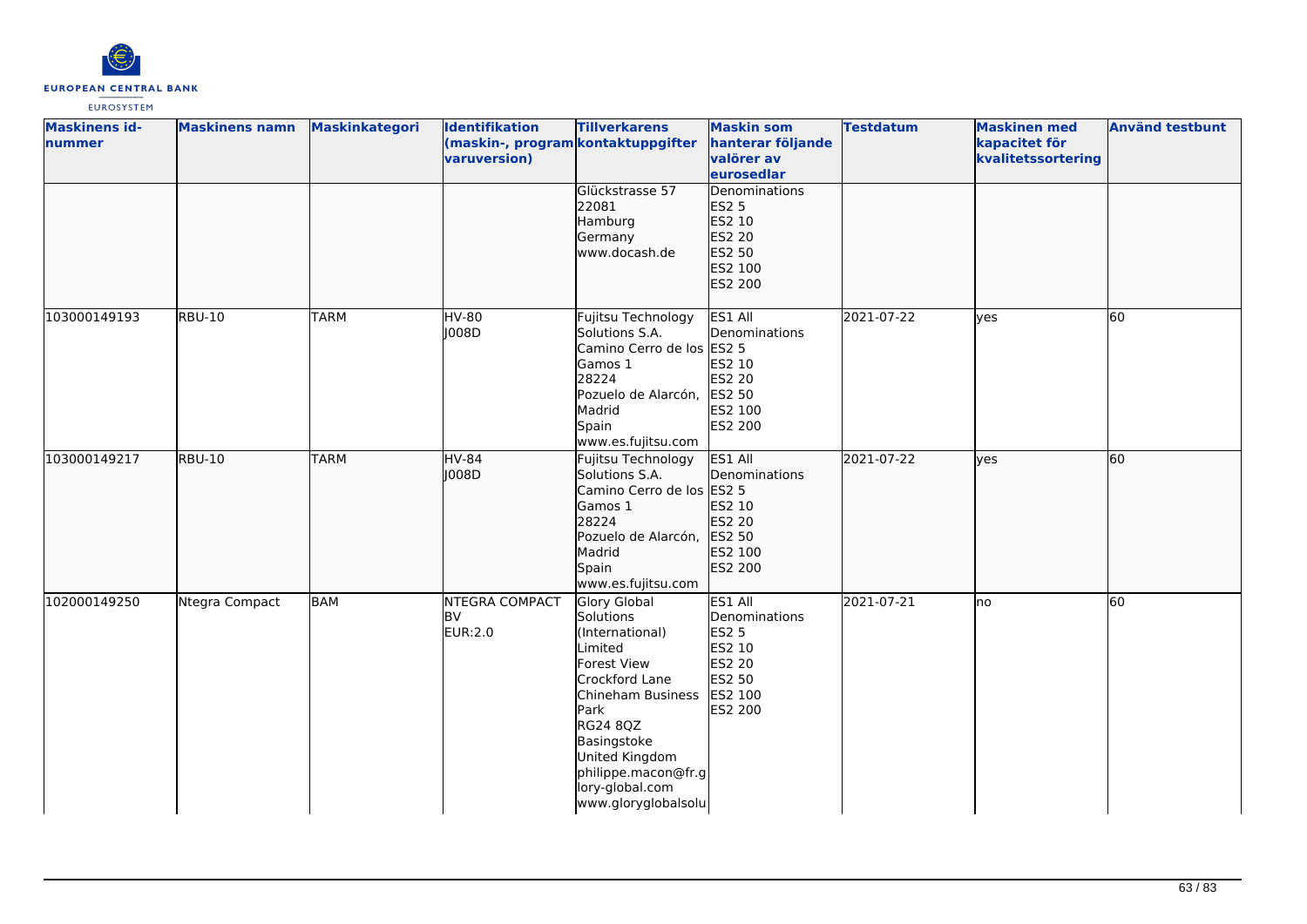| Maskinens id-nummer | Maskinens namn | Maskinkategori | Identifikation (maskin-, program varuversion) | Tillverkarens kontaktuppgifter | Maskin som hanterar följande valörer av eurosedlar | Testdatum | Maskinen med kapacitet för kvalitetssortering | Använd testbunt |
|---|---|---|---|---|---|---|---|---|
| | | | | Glückstrasse 57<br>22081<br>Hamburg<br>Germany<br>www.docash.de | Denominations<br>ES2 5<br>ES2 10<br>ES2 20<br>ES2 50<br>ES2 100<br>ES2 200 | | | |
| 103000149193 | RBU-10 | TARM | HV-80<br>J008D | Fujitsu Technology Solutions S.A.<br>Camino Cerro de los Gamos 1<br>28224<br>Pozuelo de Alarcón, Madrid<br>Spain<br>www.es.fujitsu.com | ES1 All Denominations<br>ES2 5<br>ES2 10<br>ES2 20<br>ES2 50<br>ES2 100<br>ES2 200 | 2021-07-22 | yes | 60 |
| 103000149217 | RBU-10 | TARM | HV-84<br>J008D | Fujitsu Technology Solutions S.A.<br>Camino Cerro de los Gamos 1<br>28224<br>Pozuelo de Alarcón, Madrid<br>Spain<br>www.es.fujitsu.com | ES1 All Denominations<br>ES2 5<br>ES2 10<br>ES2 20<br>ES2 50<br>ES2 100<br>ES2 200 | 2021-07-22 | yes | 60 |
| 102000149250 | Ntegra Compact | BAM | NTEGRA COMPACT BV<br>EUR:2.0 | Glory Global Solutions (International) Limited<br>Forest View<br>Crockford Lane<br>Chineham Business Park<br>RG24 8QZ<br>Basingstoke<br>United Kingdom<br>philippe.macon@fr.glory-global.com<br>www.gloryglobalsolu | ES1 All Denominations<br>ES2 5<br>ES2 10<br>ES2 20<br>ES2 50<br>ES2 100<br>ES2 200 | 2021-07-21 | no | 60 |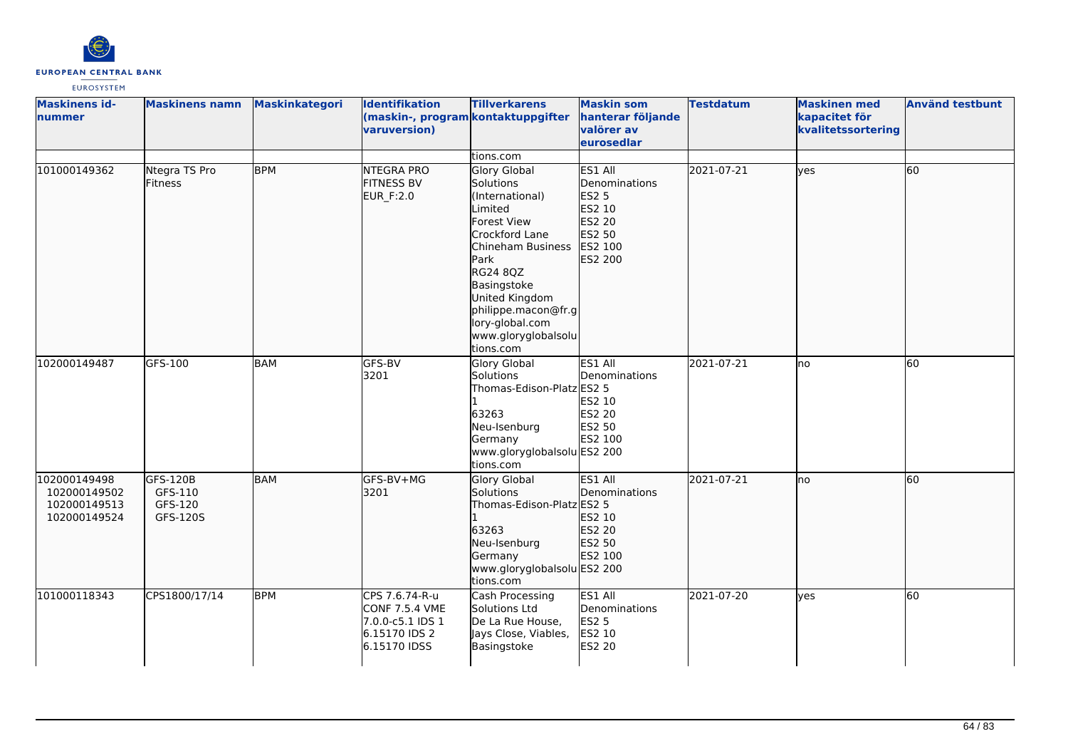| Maskinens id-nummer | Maskinens namn | Maskinkategori | Identifikation (maskin-, program varuversion) | Tillverkarens kontaktuppgifter | Maskin som hanterar följande valörer av eurosedlar | Testdatum | Maskinen med kapacitet för kvalitetssortering | Använd testbunt |
|---|---|---|---|---|---|---|---|---|
| | | | | tions.com | | | | |
| 101000149362 | Ntegra TS Pro Fitness | BPM | NTEGRA PRO FITNESS BV EUR_F:2.0 | Glory Global Solutions (International) Limited Forest View Crockford Lane Chineham Business Park RG24 8QZ Basingstoke United Kingdom philippe.macon@fr.glory-global.com www.gloryglobalsolutions.com | ES1 All Denominations ES2 5 ES2 10 ES2 20 ES2 50 ES2 100 ES2 200 | 2021-07-21 | yes | 60 |
| 102000149487 | GFS-100 | BAM | GFS-BV 3201 | Glory Global Solutions Thomas-Edison-Platz 1 63263 Neu-Isenburg Germany www.gloryglobalsolutions.com | ES1 All Denominations ES2 5 ES2 10 ES2 20 ES2 50 ES2 100 ES2 200 | 2021-07-21 | no | 60 |
| 102000149498 102000149502 102000149513 102000149524 | GFS-120B GFS-110 GFS-120 GFS-120S | BAM | GFS-BV+MG 3201 | Glory Global Solutions Thomas-Edison-Platz 1 63263 Neu-Isenburg Germany www.gloryglobalsolutions.com | ES1 All Denominations ES2 5 ES2 10 ES2 20 ES2 50 ES2 100 ES2 200 | 2021-07-21 | no | 60 |
| 101000118343 | CPS1800/17/14 | BPM | CPS 7.6.74-R-u CONF 7.5.4 VME 7.0.0-c5.1 IDS 1 6.15170 IDS 2 6.15170 IDSS | Cash Processing Solutions Ltd De La Rue House, Jays Close, Viables, Basingstoke | ES1 All Denominations ES2 5 ES2 10 ES2 20 | 2021-07-20 | yes | 60 |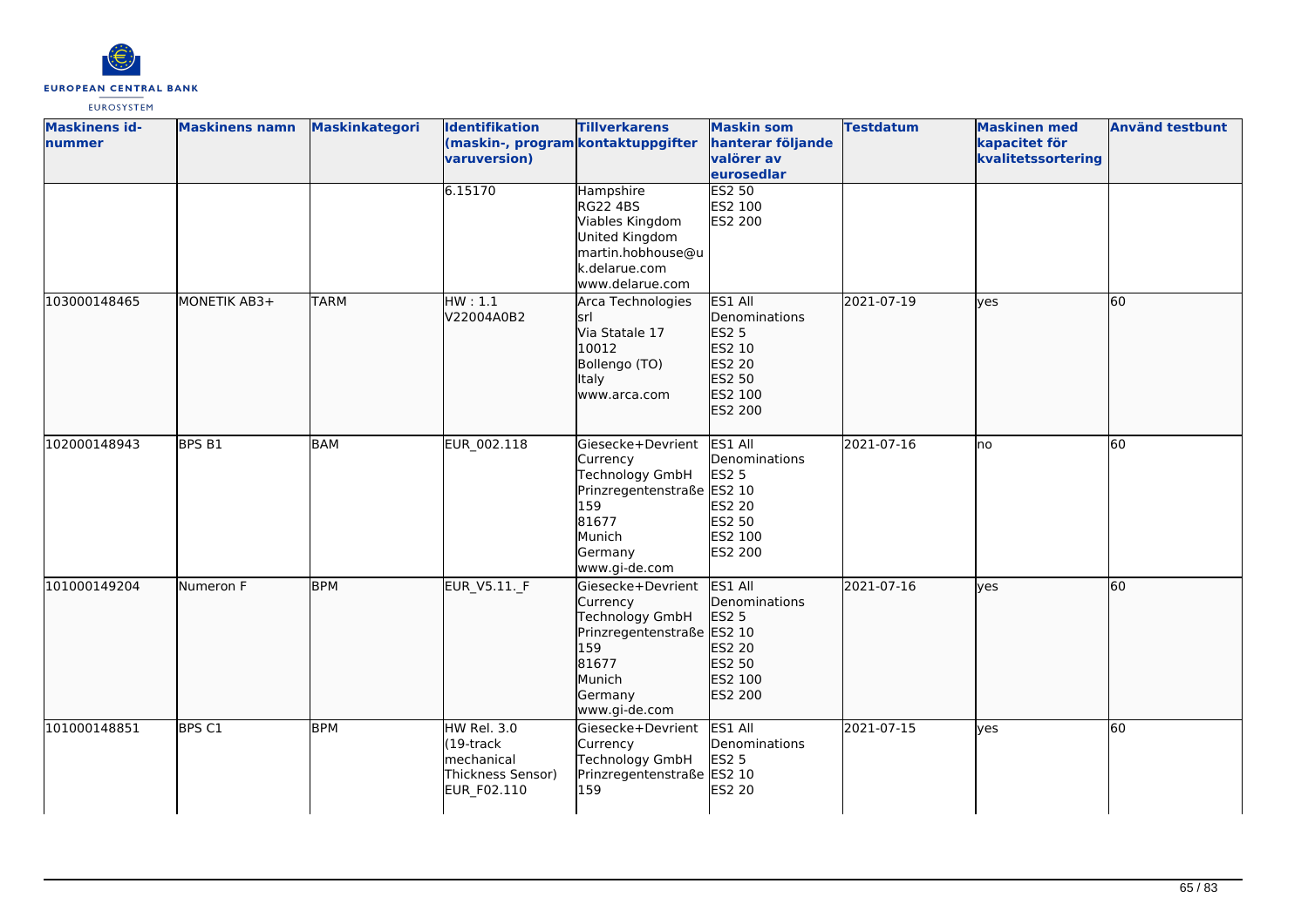| Maskinens id-nummer | Maskinens namn | Maskinkategori | Identifikation (maskin-, programvaruversion) | Tillverkarens kontaktuppgifter | Maskin som hanterar följande valörer av eurosedlar | Testdatum | Maskinen med kapacitet för kvalitetssortering | Använd testbunt |
|---|---|---|---|---|---|---|---|---|
| | | | 6.15170 | Hampshire<br>RG22 4BS<br>Viables Kingdom<br>United Kingdom<br>martin.hobhouse@uk.delarue.com<br>www.delarue.com | ES2 50<br>ES2 100<br>ES2 200 | | | |
| 103000148465 | MONETIK AB3+ | TARM | HW : 1.1<br>V22004A0B2 | Arca Technologies srl<br>Via Statale 17<br>10012<br>Bollengo (TO)<br>Italy<br>www.arca.com | ES1 All Denominations<br>ES2 5<br>ES2 10<br>ES2 20<br>ES2 50<br>ES2 100<br>ES2 200 | 2021-07-19 | yes | 60 |
| 102000148943 | BPS B1 | BAM | EUR_002.118 | Giesecke+Devrient Currency Technology GmbH<br>Prinzregentenstraße 159<br>81677<br>Munich<br>Germany<br>www.gi-de.com | ES1 All Denominations<br>ES2 5<br>ES2 10<br>ES2 20<br>ES2 50<br>ES2 100<br>ES2 200 | 2021-07-16 | no | 60 |
| 101000149204 | Numeron F | BPM | EUR_V5.11._F | Giesecke+Devrient Currency Technology GmbH<br>Prinzregentenstraße 159<br>81677<br>Munich<br>Germany<br>www.gi-de.com | ES1 All Denominations<br>ES2 5<br>ES2 10<br>ES2 20<br>ES2 50<br>ES2 100<br>ES2 200 | 2021-07-16 | yes | 60 |
| 101000148851 | BPS C1 | BPM | HW Rel. 3.0 (19-track mechanical Thickness Sensor)<br>EUR_F02.110 | Giesecke+Devrient Currency Technology GmbH<br>Prinzregentenstraße 159 | ES1 All Denominations<br>ES2 5<br>ES2 10<br>ES2 20 | 2021-07-15 | yes | 60 |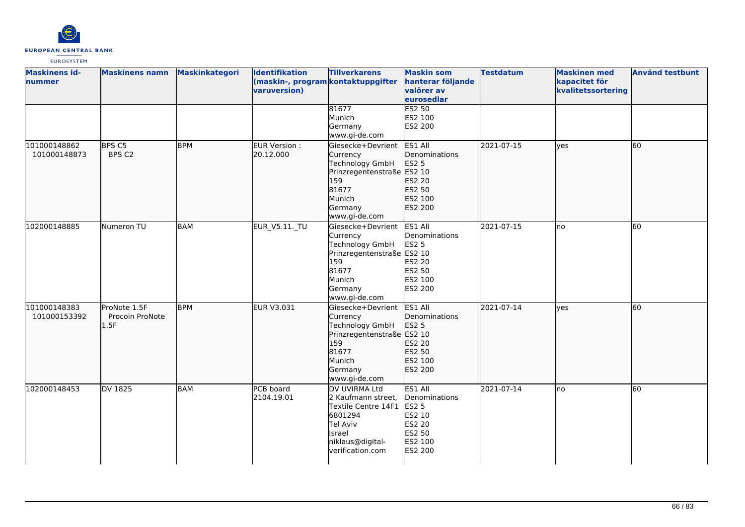| Maskinens id-nummer | Maskinens namn | Maskinkategori | Identifikation (maskin-, programvaruversion) | Tillverkarens kontaktuppgifter | Maskin som hanterar följande valörer av eurosedlar | Testdatum | Maskinen med kapacitet för kvalitetssortering | Använd testbunt |
|---|---|---|---|---|---|---|---|---|
| | | | | 81677<br>Munich<br>Germany<br>www.gi-de.com | ES2 50<br>ES2 100<br>ES2 200 | | | |
| 101000148862<br>101000148873 | BPS C5<br>BPS C2 | BPM | EUR Version :<br>20.12.000 | Giesecke+Devrient Currency Technology GmbH<br>Prinzregentenstraße 159<br>81677<br>Munich<br>Germany<br>www.gi-de.com | ES1 All Denominations<br>ES2 5<br>ES2 10<br>ES2 20<br>ES2 50<br>ES2 100<br>ES2 200 | 2021-07-15 | yes | 60 |
| 102000148885 | Numeron TU | BAM | EUR_V5.11._TU | Giesecke+Devrient Currency Technology GmbH<br>Prinzregentenstraße 159<br>81677<br>Munich<br>Germany<br>www.gi-de.com | ES1 All Denominations<br>ES2 5<br>ES2 10<br>ES2 20<br>ES2 50<br>ES2 100<br>ES2 200 | 2021-07-15 | no | 60 |
| 101000148383<br>101000153392 | ProNote 1.5F<br>Procoin ProNote 1.5F | BPM | EUR V3.031 | Giesecke+Devrient Currency Technology GmbH<br>Prinzregentenstraße 159<br>81677<br>Munich<br>Germany<br>www.gi-de.com | ES1 All Denominations<br>ES2 5<br>ES2 10<br>ES2 20<br>ES2 50<br>ES2 100<br>ES2 200 | 2021-07-14 | yes | 60 |
| 102000148453 | DV 1825 | BAM | PCB board<br>2104.19.01 | DV UVIRMA Ltd<br>2 Kaufmann street, Textile Centre 14F1<br>6801294<br>Tel Aviv<br>Israel<br>niklaus@digital-verification.com | ES1 All Denominations<br>ES2 5<br>ES2 10<br>ES2 20<br>ES2 50<br>ES2 100<br>ES2 200 | 2021-07-14 | no | 60 |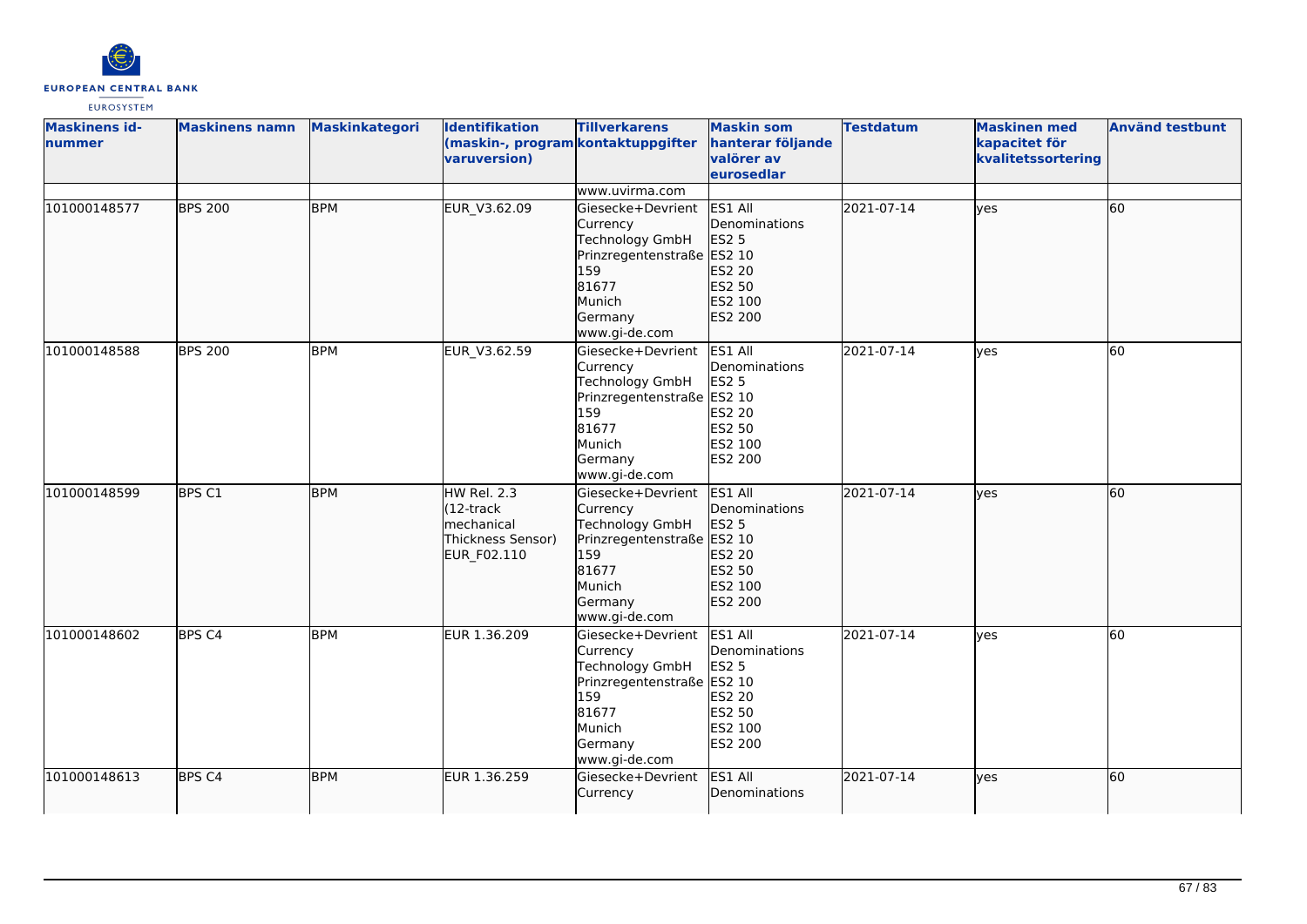| Maskinens id-nummer | Maskinens namn | Maskinkategori | Identifikation (maskin-, program varuversion) | Tillverkarens kontaktuppgifter | Maskin som hanterar följande valörer av eurosedlar | Testdatum | Maskinen med kapacitet för kvalitetssortering | Använd testbunt |
|---|---|---|---|---|---|---|---|---|
| | | | | www.uvirma.com | | | | |
| 101000148577 | BPS 200 | BPM | EUR_V3.62.09 | Giesecke+Devrient Currency Technology GmbH Prinzregentenstraße 159 81677 Munich Germany www.gi-de.com | ES1 All Denominations ES2 5 ES2 10 ES2 20 ES2 50 ES2 100 ES2 200 | 2021-07-14 | yes | 60 |
| 101000148588 | BPS 200 | BPM | EUR_V3.62.59 | Giesecke+Devrient Currency Technology GmbH Prinzregentenstraße 159 81677 Munich Germany www.gi-de.com | ES1 All Denominations ES2 5 ES2 10 ES2 20 ES2 50 ES2 100 ES2 200 | 2021-07-14 | yes | 60 |
| 101000148599 | BPS C1 | BPM | HW Rel. 2.3 (12-track mechanical Thickness Sensor) EUR_F02.110 | Giesecke+Devrient Currency Technology GmbH Prinzregentenstraße 159 81677 Munich Germany www.gi-de.com | ES1 All Denominations ES2 5 ES2 10 ES2 20 ES2 50 ES2 100 ES2 200 | 2021-07-14 | yes | 60 |
| 101000148602 | BPS C4 | BPM | EUR 1.36.209 | Giesecke+Devrient Currency Technology GmbH Prinzregentenstraße 159 81677 Munich Germany www.gi-de.com | ES1 All Denominations ES2 5 ES2 10 ES2 20 ES2 50 ES2 100 ES2 200 | 2021-07-14 | yes | 60 |
| 101000148613 | BPS C4 | BPM | EUR 1.36.259 | Giesecke+Devrient Currency | ES1 All Denominations | 2021-07-14 | yes | 60 |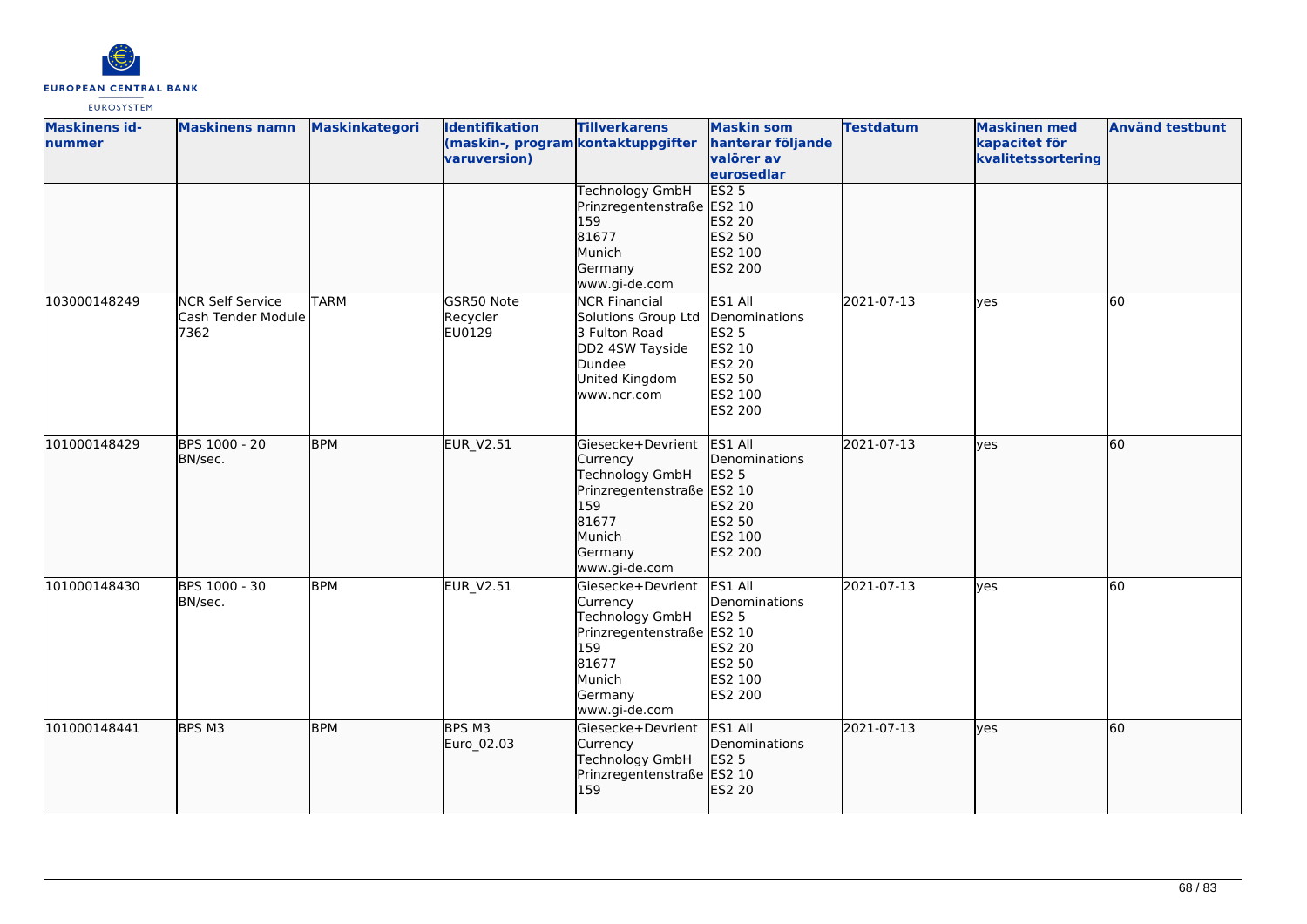| Maskinens id-nummer | Maskinens namn | Maskinkategori | Identifikation (maskin-, programvaruversion) | Tillverkarens kontaktuppgifter | Maskin som hanterar följande valörer av eurosedlar | Testdatum | Maskinen med kapacitet för kvalitetssortering | Använd testbunt |
|---|---|---|---|---|---|---|---|---|
| | | | | Technology GmbH Prinzregentenstraße 159 81677 Munich Germany www.gi-de.com | ES2 5 ES2 10 ES2 20 ES2 50 ES2 100 ES2 200 | | | |
| 103000148249 | NCR Self Service Cash Tender Module 7362 | TARM | GSR50 Note Recycler EU0129 | NCR Financial Solutions Group Ltd 3 Fulton Road DD2 4SW Tayside Dundee United Kingdom www.ncr.com | ES1 All Denominations ES2 5 ES2 10 ES2 20 ES2 50 ES2 100 ES2 200 | 2021-07-13 | yes | 60 |
| 101000148429 | BPS 1000 - 20 BN/sec. | BPM | EUR_V2.51 | Giesecke+Devrient Currency Technology GmbH Prinzregentenstraße 159 81677 Munich Germany www.gi-de.com | ES1 All Denominations ES2 5 ES2 10 ES2 20 ES2 50 ES2 100 ES2 200 | 2021-07-13 | yes | 60 |
| 101000148430 | BPS 1000 - 30 BN/sec. | BPM | EUR_V2.51 | Giesecke+Devrient Currency Technology GmbH Prinzregentenstraße 159 81677 Munich Germany www.gi-de.com | ES1 All Denominations ES2 5 ES2 10 ES2 20 ES2 50 ES2 100 ES2 200 | 2021-07-13 | yes | 60 |
| 101000148441 | BPS M3 | BPM | BPS M3 Euro_02.03 | Giesecke+Devrient Currency Technology GmbH Prinzregentenstraße 159 | ES1 All Denominations ES2 5 ES2 10 ES2 20 | 2021-07-13 | yes | 60 |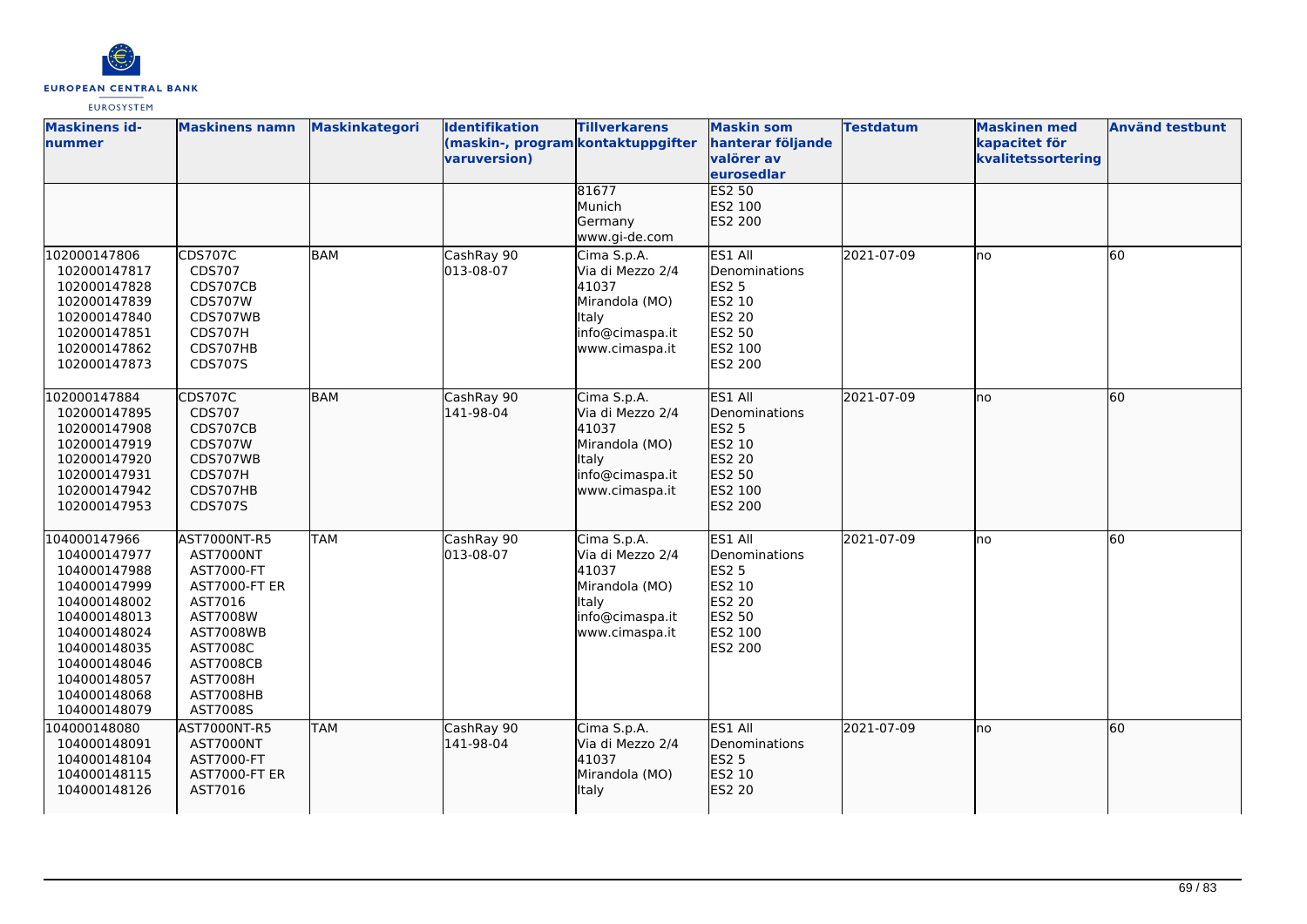| Maskinens id-nummer | Maskinens namn | Maskinkategori | Identifikation (maskin-, program varuversion) | Tillverkarens kontaktuppgifter | Maskin som hanterar följande valörer av eurosedlar | Testdatum | Maskinen med kapacitet för kvalitetssortering | Använd testbunt |
|---|---|---|---|---|---|---|---|---|
| | | | | 81677<br>Munich<br>Germany<br>www.gi-de.com | ES2 50<br>ES2 100<br>ES2 200 | | | |
| 102000147806<br>102000147817<br>102000147828<br>102000147839<br>102000147840<br>102000147851<br>102000147862<br>102000147873 | CDS707C<br>CDS707<br>CDS707CB<br>CDS707W<br>CDS707WB<br>CDS707H<br>CDS707HB<br>CDS707S | BAM | CashRay 90<br>013-08-07 | Cima S.p.A.<br>Via di Mezzo 2/4<br>41037<br>Mirandola (MO)<br>Italy<br>info@cimaspa.it<br>www.cimaspa.it | ES1 All Denominations<br>ES2 5<br>ES2 10<br>ES2 20<br>ES2 50<br>ES2 100<br>ES2 200 | 2021-07-09 | no | 60 |
| 102000147884<br>102000147895<br>102000147908<br>102000147919<br>102000147920<br>102000147931<br>102000147942<br>102000147953 | CDS707C<br>CDS707<br>CDS707CB<br>CDS707W<br>CDS707WB<br>CDS707H<br>CDS707HB<br>CDS707S | BAM | CashRay 90<br>141-98-04 | Cima S.p.A.<br>Via di Mezzo 2/4<br>41037<br>Mirandola (MO)<br>Italy<br>info@cimaspa.it<br>www.cimaspa.it | ES1 All Denominations<br>ES2 5<br>ES2 10<br>ES2 20<br>ES2 50<br>ES2 100<br>ES2 200 | 2021-07-09 | no | 60 |
| 104000147966<br>104000147977<br>104000147988<br>104000147999<br>104000148002<br>104000148013<br>104000148024<br>104000148035<br>104000148046<br>104000148057<br>104000148068<br>104000148079 | AST7000NT-R5<br>AST7000NT<br>AST7000-FT<br>AST7000-FT ER<br>AST7016<br>AST7008W<br>AST7008WB<br>AST7008C<br>AST7008CB<br>AST7008H<br>AST7008HB<br>AST7008S | TAM | CashRay 90<br>013-08-07 | Cima S.p.A.<br>Via di Mezzo 2/4<br>41037<br>Mirandola (MO)<br>Italy<br>info@cimaspa.it<br>www.cimaspa.it | ES1 All Denominations<br>ES2 5<br>ES2 10<br>ES2 20<br>ES2 50<br>ES2 100<br>ES2 200 | 2021-07-09 | no | 60 |
| 104000148080<br>104000148091<br>104000148104<br>104000148115<br>104000148126 | AST7000NT-R5<br>AST7000NT<br>AST7000-FT<br>AST7000-FT ER<br>AST7016 | TAM | CashRay 90<br>141-98-04 | Cima S.p.A.<br>Via di Mezzo 2/4<br>41037<br>Mirandola (MO)<br>Italy | ES1 All Denominations<br>ES2 5<br>ES2 10<br>ES2 20 | 2021-07-09 | no | 60 |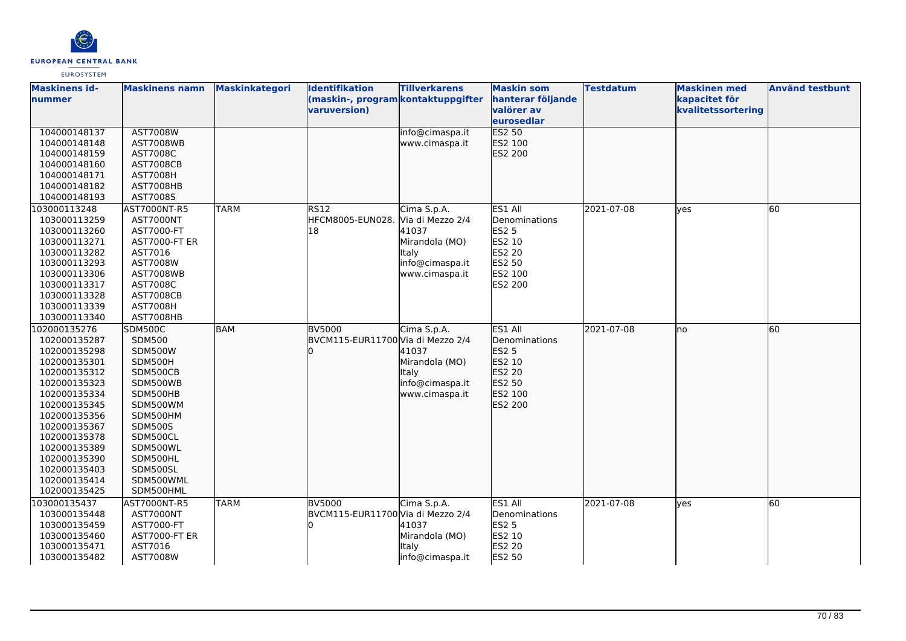| Maskinens id-nummer | Maskinens namn | Maskinkategori | Identifikation (maskin-, programvaruversion) | Tillverkarens kontaktuppgifter | Maskin som hanterar följande valörer av eurosedlar | Testdatum | Maskinen med kapacitet för kvalitetssortering | Använd testbunt |
|---|---|---|---|---|---|---|---|---|
| 104000148137<br>104000148148<br>104000148159<br>104000148160<br>104000148171<br>104000148182<br>104000148193 | AST7008W<br>AST7008WB<br>AST7008C<br>AST7008CB<br>AST7008H<br>AST7008HB<br>AST7008S | | | info@cimaspa.it<br>www.cimaspa.it | ES2 50<br>ES2 100<br>ES2 200 | | | |
| 103000113248<br>103000113259<br>103000113260<br>103000113271<br>103000113282<br>103000113293<br>103000113306<br>103000113317<br>103000113328<br>103000113339<br>103000113340 | AST7000NT-R5<br>AST7000NT<br>AST7000-FT<br>AST7000-FT ER<br>AST7016<br>AST7008W<br>AST7008WB<br>AST7008C<br>AST7008CB<br>AST7008H<br>AST7008HB | TARM | RS12<br>HFCM8005-EUN028.18 | Cima S.p.A.<br>Via di Mezzo 2/4<br>41037<br>Mirandola (MO)<br>Italy<br>info@cimaspa.it<br>www.cimaspa.it | ES1 All Denominations<br>ES2 5<br>ES2 10<br>ES2 20<br>ES2 50<br>ES2 100<br>ES2 200 | 2021-07-08 | yes | 60 |
| 102000135276<br>102000135287<br>102000135298<br>102000135301<br>102000135312<br>102000135323<br>102000135334<br>102000135345<br>102000135356<br>102000135367<br>102000135378<br>102000135389<br>102000135390<br>102000135403<br>102000135414<br>102000135425 | SDM500C<br>SDM500<br>SDM500W<br>SDM500H<br>SDM500CB<br>SDM500WB<br>SDM500HB<br>SDM500WM<br>SDM500HM<br>SDM500S<br>SDM500CL<br>SDM500WL<br>SDM500HL<br>SDM500SL<br>SDM500WML<br>SDM500HML | BAM | BV5000<br>BVCM115-EUR117000 | Cima S.p.A.<br>Via di Mezzo 2/4<br>41037<br>Mirandola (MO)<br>Italy<br>info@cimaspa.it<br>www.cimaspa.it | ES1 All Denominations<br>ES2 5<br>ES2 10<br>ES2 20<br>ES2 50<br>ES2 100<br>ES2 200 | 2021-07-08 | no | 60 |
| 103000135437<br>103000135448<br>103000135459<br>103000135460<br>103000135471<br>103000135482 | AST7000NT-R5<br>AST7000NT<br>AST7000-FT<br>AST7000-FT ER<br>AST7016<br>AST7008W | TARM | BV5000<br>BVCM115-EUR117000 | Cima S.p.A.<br>Via di Mezzo 2/4<br>41037<br>Mirandola (MO)<br>Italy<br>info@cimaspa.it | ES1 All Denominations<br>ES2 5<br>ES2 10<br>ES2 20<br>ES2 50 | 2021-07-08 | yes | 60 |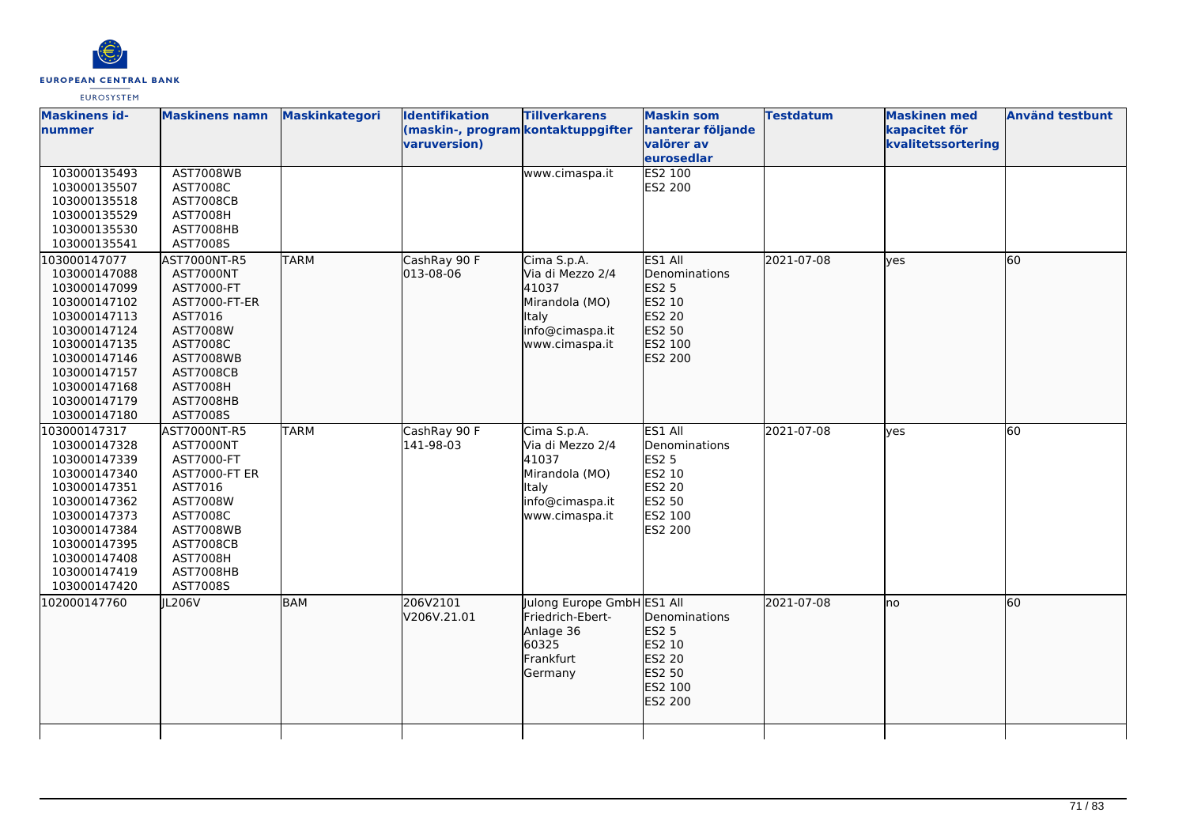| Maskinens id-nummer | Maskinens namn | Maskinkategori | Identifikation (maskin-, program varuversion) | Tillverkarens kontaktuppgifter | Maskin som hanterar följande valörer av eurosedlar | Testdatum | Maskinen med kapacitet för kvalitetssortering | Använd testbunt |
|---|---|---|---|---|---|---|---|---|
| 103000135493<br>103000135507<br>103000135518<br>103000135529<br>103000135530<br>103000135541 | AST7008WB<br>AST7008C<br>AST7008CB<br>AST7008H<br>AST7008HB<br>AST7008S | | | www.cimaspa.it | ES2 100<br>ES2 200 | | | |
| 103000147077<br>103000147088<br>103000147099<br>103000147102<br>103000147113<br>103000147124<br>103000147135<br>103000147146<br>103000147157<br>103000147168<br>103000147179<br>103000147180 | AST7000NT-R5<br>AST7000NT<br>AST7000-FT<br>AST7000-FT-ER<br>AST7016<br>AST7008W<br>AST7008C<br>AST7008WB<br>AST7008CB<br>AST7008H<br>AST7008HB<br>AST7008S | TARM | CashRay 90 F<br>013-08-06 | Cima S.p.A.<br>Via di Mezzo 2/4<br>41037<br>Mirandola (MO)<br>Italy<br>info@cimaspa.it<br>www.cimaspa.it | ES1 All Denominations<br>ES2 5<br>ES2 10<br>ES2 20<br>ES2 50<br>ES2 100<br>ES2 200 | 2021-07-08 | yes | 60 |
| 103000147317<br>103000147328<br>103000147339<br>103000147340<br>103000147351<br>103000147362<br>103000147373<br>103000147384<br>103000147395<br>103000147408<br>103000147419<br>103000147420 | AST7000NT-R5<br>AST7000NT<br>AST7000-FT<br>AST7000-FT ER<br>AST7016<br>AST7008W<br>AST7008C<br>AST7008WB<br>AST7008CB<br>AST7008H<br>AST7008HB<br>AST7008S | TARM | CashRay 90 F<br>141-98-03 | Cima S.p.A.<br>Via di Mezzo 2/4<br>41037<br>Mirandola (MO)<br>Italy<br>info@cimaspa.it<br>www.cimaspa.it | ES1 All Denominations<br>ES2 5<br>ES2 10<br>ES2 20<br>ES2 50<br>ES2 100<br>ES2 200 | 2021-07-08 | yes | 60 |
| 102000147760 | JL206V | BAM | 206V2101<br>V206V.21.01 | Julong Europe GmbH<br>Friedrich-Ebert-Anlage 36<br>60325<br>Frankfurt<br>Germany | ES1 All Denominations<br>ES2 5<br>ES2 10<br>ES2 20<br>ES2 50<br>ES2 100<br>ES2 200 | 2021-07-08 | no | 60 |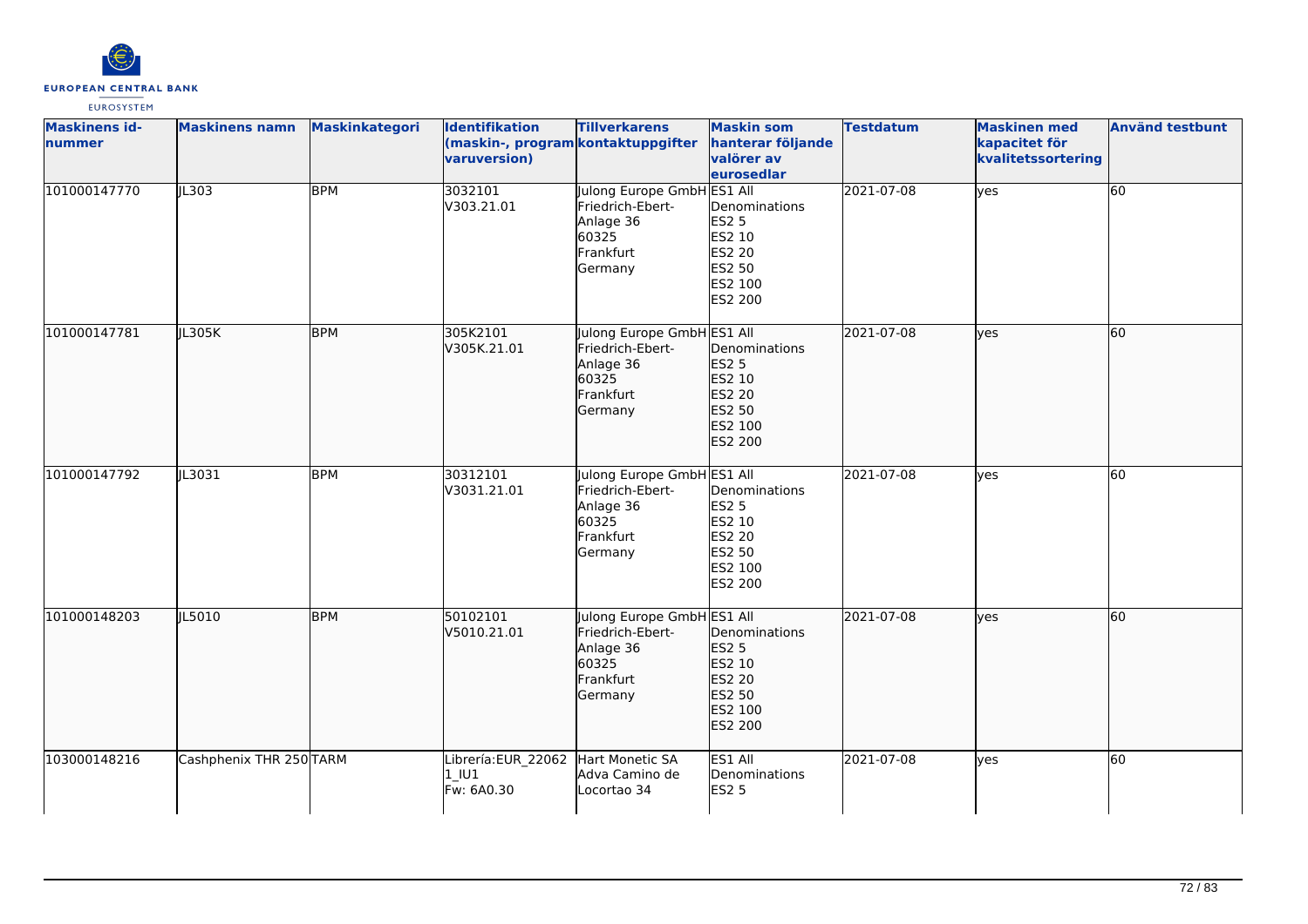| Maskinens id-nummer | Maskinens namn | Maskinkategori | Identifikation (maskin-, program varuversion) | Tillverkarens kontaktuppgifter | Maskin som hanterar följande valörer av eurosedlar | Testdatum | Maskinen med kapacitet för kvalitetssortering | Använd testbunt |
|---|---|---|---|---|---|---|---|---|
| 101000147770 | JL303 | BPM | 3032101 V303.21.01 | Julong Europe GmbH Friedrich-Ebert-Anlage 36 60325 Frankfurt Germany | ES1 All Denominations ES2 5 ES2 10 ES2 20 ES2 50 ES2 100 ES2 200 | 2021-07-08 | yes | 60 |
| 101000147781 | JL305K | BPM | 305K2101 V305K.21.01 | Julong Europe GmbH Friedrich-Ebert-Anlage 36 60325 Frankfurt Germany | ES1 All Denominations ES2 5 ES2 10 ES2 20 ES2 50 ES2 100 ES2 200 | 2021-07-08 | yes | 60 |
| 101000147792 | JL3031 | BPM | 30312101 V3031.21.01 | Julong Europe GmbH Friedrich-Ebert-Anlage 36 60325 Frankfurt Germany | ES1 All Denominations ES2 5 ES2 10 ES2 20 ES2 50 ES2 100 ES2 200 | 2021-07-08 | yes | 60 |
| 101000148203 | JL5010 | BPM | 50102101 V5010.21.01 | Julong Europe GmbH Friedrich-Ebert-Anlage 36 60325 Frankfurt Germany | ES1 All Denominations ES2 5 ES2 10 ES2 20 ES2 50 ES2 100 ES2 200 | 2021-07-08 | yes | 60 |
| 103000148216 | Cashphenix THR 250 | TARM | Librería:EUR_22062 1_IU1 Fw: 6A0.30 | Hart Monetic SA Adva Camino de Locortao 34 | ES1 All Denominations ES2 5 | 2021-07-08 | yes | 60 |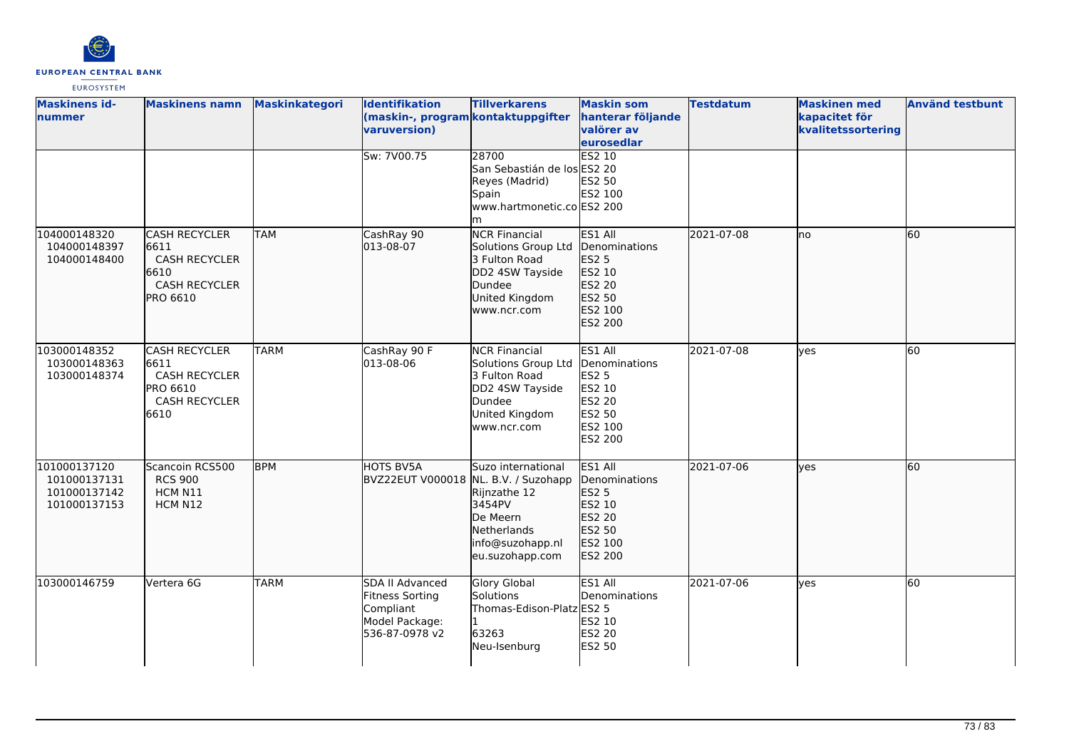| Maskinens id-nummer | Maskinens namn | Maskinkategori | Identifikation (maskin-, program varuversion) | Tillverkarens kontaktuppgifter | Maskin som hanterar följande valörer av eurosedlar | Testdatum | Maskinen med kapacitet för kvalitetssortering | Använd testbunt |
|---|---|---|---|---|---|---|---|---|
| | | | Sw: 7V00.75 | 28700<br>San Sebastián de los Reyes (Madrid)<br>Spain<br>www.hartmonetic.com | ES2 10<br>ES2 20<br>ES2 50<br>ES2 100<br>ES2 200 | | | |
| 104000148320<br>104000148397<br>104000148400 | CASH RECYCLER 6611<br>CASH RECYCLER 6610<br>CASH RECYCLER PRO 6610 | TAM | CashRay 90<br>013-08-07 | NCR Financial Solutions Group Ltd<br>3 Fulton Road<br>DD2 4SW Tayside<br>Dundee<br>United Kingdom<br>www.ncr.com | ES1 All Denominations<br>ES2 5<br>ES2 10<br>ES2 20<br>ES2 50<br>ES2 100<br>ES2 200 | 2021-07-08 | no | 60 |
| 103000148352<br>103000148363<br>103000148374 | CASH RECYCLER 6611<br>CASH RECYCLER PRO 6610<br>CASH RECYCLER 6610 | TARM | CashRay 90 F<br>013-08-06 | NCR Financial Solutions Group Ltd<br>3 Fulton Road<br>DD2 4SW Tayside<br>Dundee<br>United Kingdom<br>www.ncr.com | ES1 All Denominations<br>ES2 5<br>ES2 10<br>ES2 20<br>ES2 50<br>ES2 100<br>ES2 200 | 2021-07-08 | yes | 60 |
| 101000137120<br>101000137131<br>101000137142<br>101000137153 | Scancoin RCS500<br>RCS 900<br>HCM N11<br>HCM N12 | BPM | HOTS BV5A<br>BVZ22EUT V000018 | Suzo international NL. B.V. / Suzohapp<br>Rijnzathe 12<br>3454PV<br>De Meern<br>Netherlands<br>info@suzohapp.nl<br>eu.suzohapp.com | ES1 All Denominations<br>ES2 5<br>ES2 10<br>ES2 20<br>ES2 50<br>ES2 100<br>ES2 200 | 2021-07-06 | yes | 60 |
| 103000146759 | Vertera 6G | TARM | SDA II Advanced Fitness Sorting Compliant<br>Model Package: 536-87-0978 v2 | Glory Global Solutions<br>Thomas-Edison-Platz 1<br>63263<br>Neu-Isenburg | ES1 All Denominations<br>ES2 5<br>ES2 10<br>ES2 20<br>ES2 50 | 2021-07-06 | yes | 60 |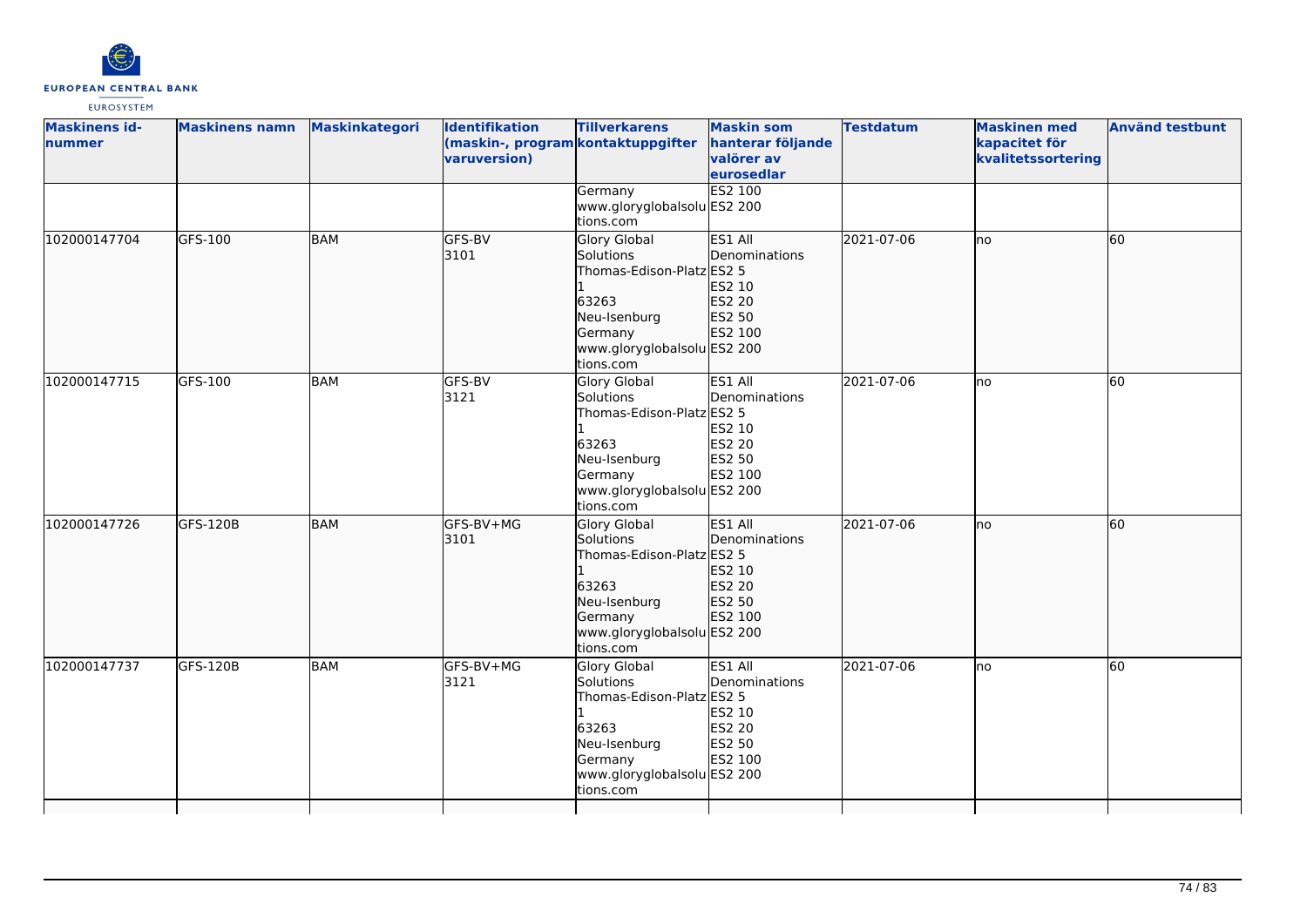| Maskinens id-nummer | Maskinens namn | Maskinkategori | Identifikation (maskin-, programvaruversion) | Tillverkarens kontaktuppgifter | Maskin som hanterar följande valörer av eurosedlar | Testdatum | Maskinen med kapacitet för kvalitetssortering | Använd testbunt |
|---|---|---|---|---|---|---|---|---|
| | | | | Germany www.gloryglobalsolutions.com | ES2 100 ES2 200 | | | |
| 102000147704 | GFS-100 | BAM | GFS-BV 3101 | Glory Global Solutions Thomas-Edison-Platz 1 63263 Neu-Isenburg Germany www.gloryglobalsolutions.com | ES1 All Denominations ES2 5 ES2 10 ES2 20 ES2 50 ES2 100 ES2 200 | 2021-07-06 | no | 60 |
| 102000147715 | GFS-100 | BAM | GFS-BV 3121 | Glory Global Solutions Thomas-Edison-Platz 1 63263 Neu-Isenburg Germany www.gloryglobalsolutions.com | ES1 All Denominations ES2 5 ES2 10 ES2 20 ES2 50 ES2 100 ES2 200 | 2021-07-06 | no | 60 |
| 102000147726 | GFS-120B | BAM | GFS-BV+MG 3101 | Glory Global Solutions Thomas-Edison-Platz 1 63263 Neu-Isenburg Germany www.gloryglobalsolutions.com | ES1 All Denominations ES2 5 ES2 10 ES2 20 ES2 50 ES2 100 ES2 200 | 2021-07-06 | no | 60 |
| 102000147737 | GFS-120B | BAM | GFS-BV+MG 3121 | Glory Global Solutions Thomas-Edison-Platz 1 63263 Neu-Isenburg Germany www.gloryglobalsolutions.com | ES1 All Denominations ES2 5 ES2 10 ES2 20 ES2 50 ES2 100 ES2 200 | 2021-07-06 | no | 60 |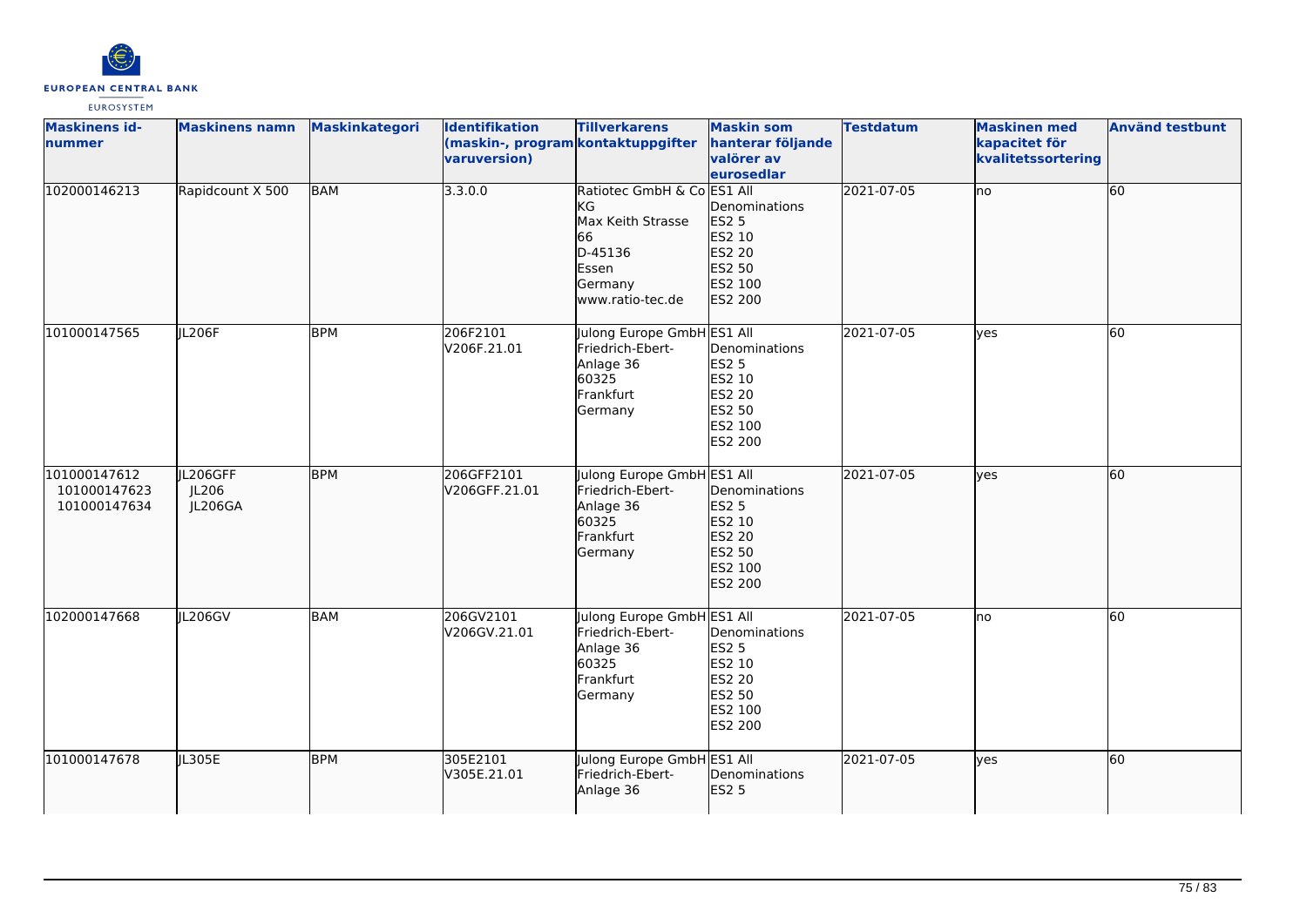| Maskinens id-nummer | Maskinens namn | Maskinkategori | Identifikation (maskin-, program varuversion) | Tillverkarens kontaktuppgifter | Maskin som hanterar följande valörer av eurosedlar | Testdatum | Maskinen med kapacitet för kvalitetssortering | Använd testbunt |
|---|---|---|---|---|---|---|---|---|
| 102000146213 | Rapidcount X 500 | BAM | 3.3.0.0 | Ratiotec GmbH & Co KG<br>Max Keith Strasse 66<br>D-45136<br>Essen<br>Germany<br>www.ratio-tec.de | ES1 All Denominations<br>ES2 5<br>ES2 10<br>ES2 20<br>ES2 50<br>ES2 100<br>ES2 200 | 2021-07-05 | no | 60 |
| 101000147565 | JL206F | BPM | 206F2101<br>V206F.21.01 | Julong Europe GmbH<br>Friedrich-Ebert-Anlage 36<br>60325<br>Frankfurt<br>Germany | ES1 All Denominations<br>ES2 5<br>ES2 10<br>ES2 20<br>ES2 50<br>ES2 100<br>ES2 200 | 2021-07-05 | yes | 60 |
| 101000147612<br>101000147623<br>101000147634 | JL206GFF<br>JL206<br>JL206GA | BPM | 206GFF2101<br>V206GFF.21.01 | Julong Europe GmbH<br>Friedrich-Ebert-Anlage 36<br>60325<br>Frankfurt<br>Germany | ES1 All Denominations<br>ES2 5<br>ES2 10<br>ES2 20<br>ES2 50<br>ES2 100<br>ES2 200 | 2021-07-05 | yes | 60 |
| 102000147668 | JL206GV | BAM | 206GV2101<br>V206GV.21.01 | Julong Europe GmbH<br>Friedrich-Ebert-Anlage 36<br>60325<br>Frankfurt<br>Germany | ES1 All Denominations<br>ES2 5<br>ES2 10<br>ES2 20<br>ES2 50<br>ES2 100<br>ES2 200 | 2021-07-05 | no | 60 |
| 101000147678 | JL305E | BPM | 305E2101<br>V305E.21.01 | Julong Europe GmbH<br>Friedrich-Ebert-Anlage 36 | ES1 All Denominations<br>ES2 5 | 2021-07-05 | yes | 60 |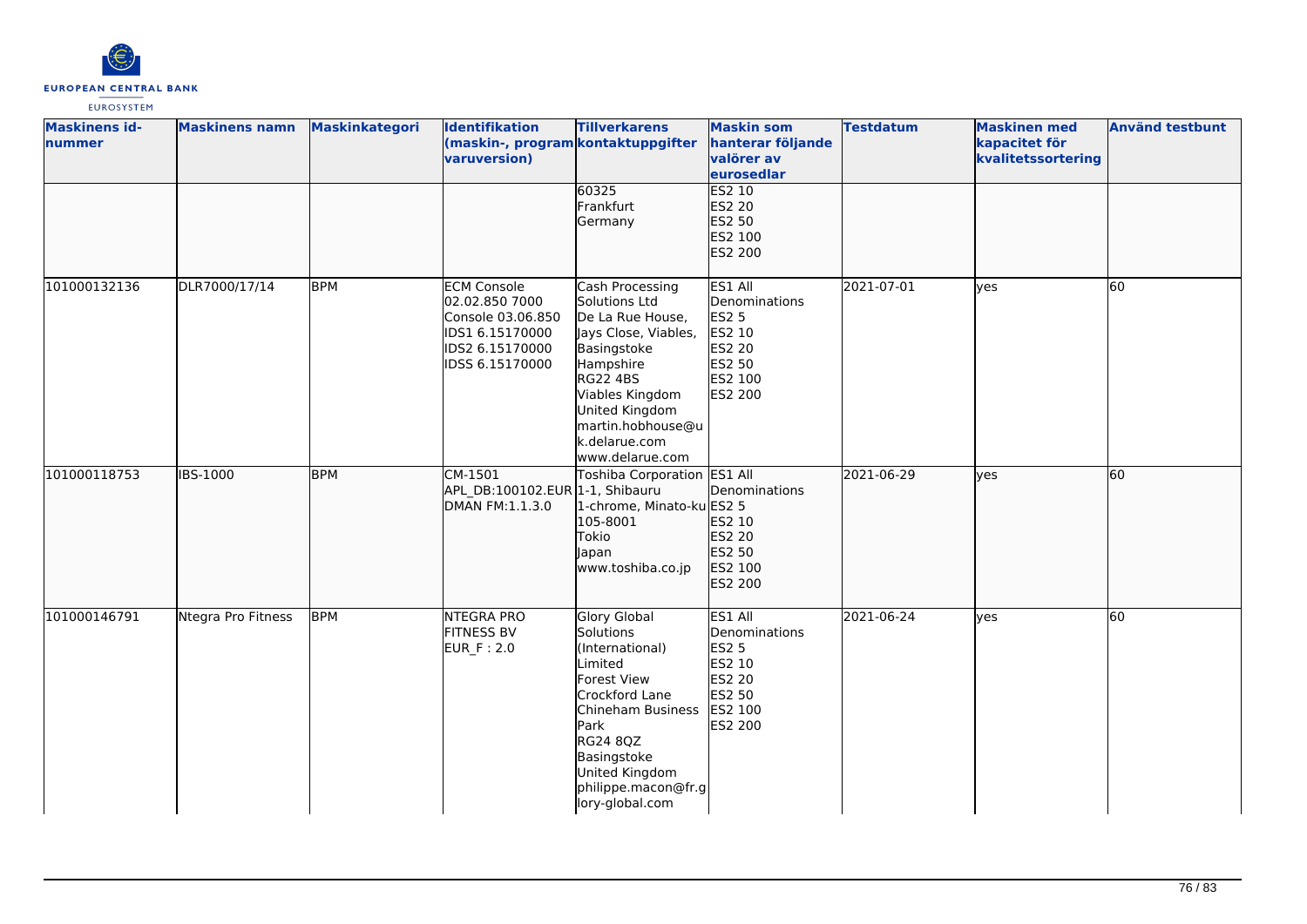| Maskinens id-nummer | Maskinens namn | Maskinkategori | Identifikation (maskin-, programvaruversion) | Tillverkarens kontaktuppgifter | Maskin som hanterar följande valörer av eurosedlar | Testdatum | Maskinen med kapacitet för kvalitetssortering | Använd testbunt |
|---|---|---|---|---|---|---|---|---|
| | | | | 60325<br>Frankfurt<br>Germany | ES2 10<br>ES2 20<br>ES2 50<br>ES2 100<br>ES2 200 | | | |
| 101000132136 | DLR7000/17/14 | BPM | ECM Console 02.02.850 7000 Console 03.06.850<br>IDS1 6.15170000<br>IDS2 6.15170000<br>IDSS 6.15170000 | Cash Processing Solutions Ltd<br>De La Rue House, Jays Close, Viables, Basingstoke<br>Hampshire<br>RG22 4BS<br>Viables Kingdom<br>United Kingdom<br>martin.hobhouse@uk.delarue.com<br>www.delarue.com | ES1 All Denominations<br>ES2 5<br>ES2 10<br>ES2 20<br>ES2 50<br>ES2 100<br>ES2 200 | 2021-07-01 | yes | 60 |
| 101000118753 | IBS-1000 | BPM | CM-1501<br>APL_DB:100102.EUR<br>DMAN FM:1.1.3.0 | Toshiba Corporation<br>1-1, Shibauru<br>1-chrome, Minato-ku<br>105-8001<br>Tokio<br>Japan<br>www.toshiba.co.jp | ES1 All Denominations<br>ES2 5<br>ES2 10<br>ES2 20<br>ES2 50<br>ES2 100<br>ES2 200 | 2021-06-29 | yes | 60 |
| 101000146791 | Ntegra Pro Fitness | BPM | NTEGRA PRO FITNESS BV<br>EUR_F : 2.0 | Glory Global Solutions (International) Limited<br>Forest View<br>Crockford Lane<br>Chineham Business Park<br>RG24 8QZ<br>Basingstoke<br>United Kingdom<br>philippe.macon@fr.glory-global.com | ES1 All Denominations<br>ES2 5<br>ES2 10<br>ES2 20<br>ES2 50<br>ES2 100<br>ES2 200 | 2021-06-24 | yes | 60 |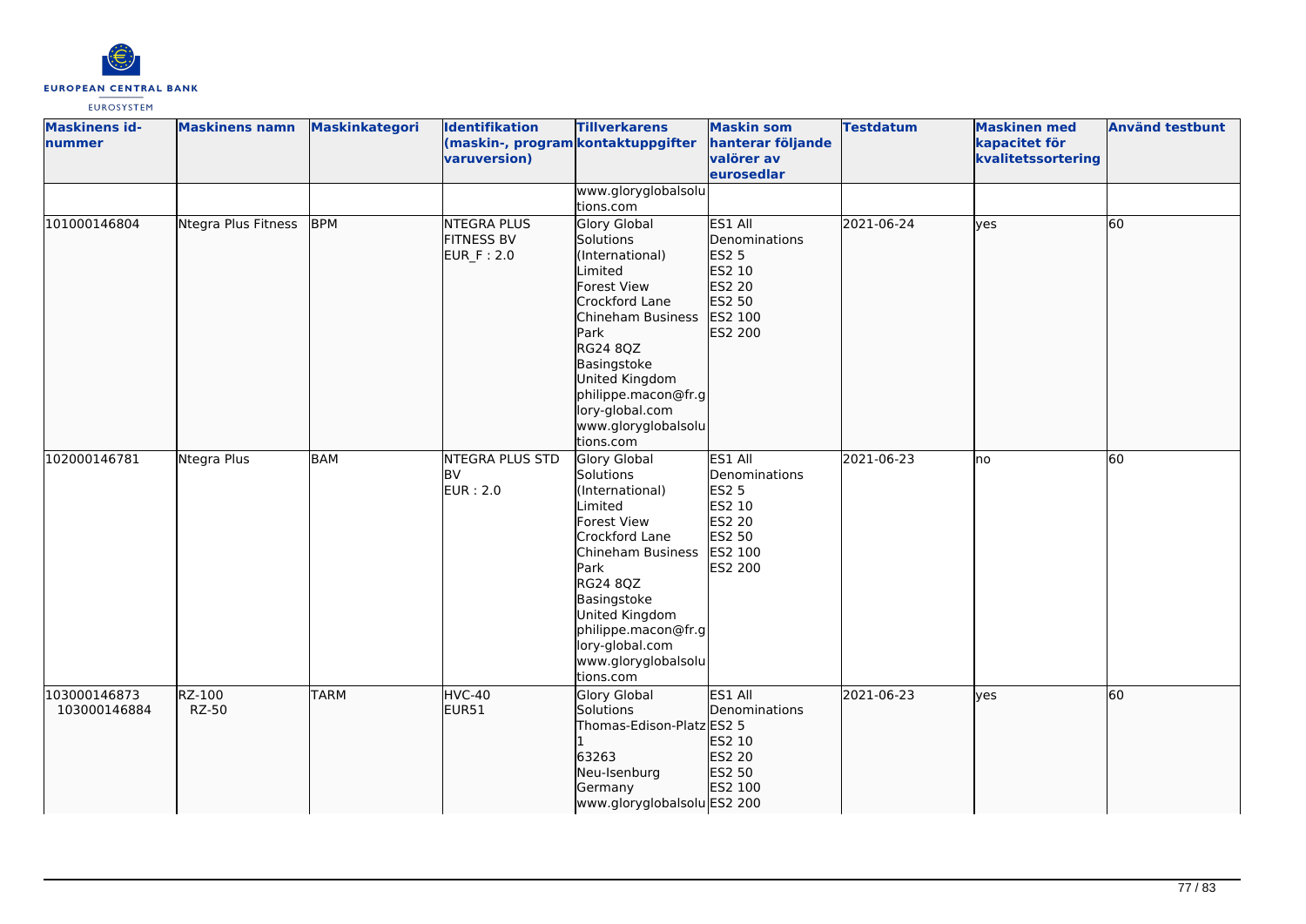| Maskinens id-nummer | Maskinens namn | Maskinkategori | Identifikation (maskin-, programvaruversion) | Tillverkarens kontaktuppgifter | Maskin som hanterar följande valörer av eurosedlar | Testdatum | Maskinen med kapacitet för kvalitetssortering | Använd testbunt |
|---|---|---|---|---|---|---|---|---|
| | | | | www.gloryglobalsolutions.com | | | | |
| 101000146804 | Ntegra Plus Fitness | BPM | NTEGRA PLUS FITNESS BV EUR_F : 2.0 | Glory Global Solutions (International) Limited Forest View Crockford Lane Chineham Business Park RG24 8QZ Basingstoke United Kingdom philippe.macon@fr.glory-global.com www.gloryglobalsolutions.com | ES1 All Denominations ES2 5 ES2 10 ES2 20 ES2 50 ES2 100 ES2 200 | 2021-06-24 | yes | 60 |
| 102000146781 | Ntegra Plus | BAM | NTEGRA PLUS STD BV EUR : 2.0 | Glory Global Solutions (International) Limited Forest View Crockford Lane Chineham Business Park RG24 8QZ Basingstoke United Kingdom philippe.macon@fr.glory-global.com www.gloryglobalsolutions.com | ES1 All Denominations ES2 5 ES2 10 ES2 20 ES2 50 ES2 100 ES2 200 | 2021-06-23 | no | 60 |
| 103000146873 103000146884 | RZ-100 RZ-50 | TARM | HVC-40 EUR51 | Glory Global Solutions Thomas-Edison-Platz 1 63263 Neu-Isenburg Germany www.gloryglobalsolu | ES1 All Denominations ES2 5 ES2 10 ES2 20 ES2 50 ES2 100 ES2 200 | 2021-06-23 | yes | 60 |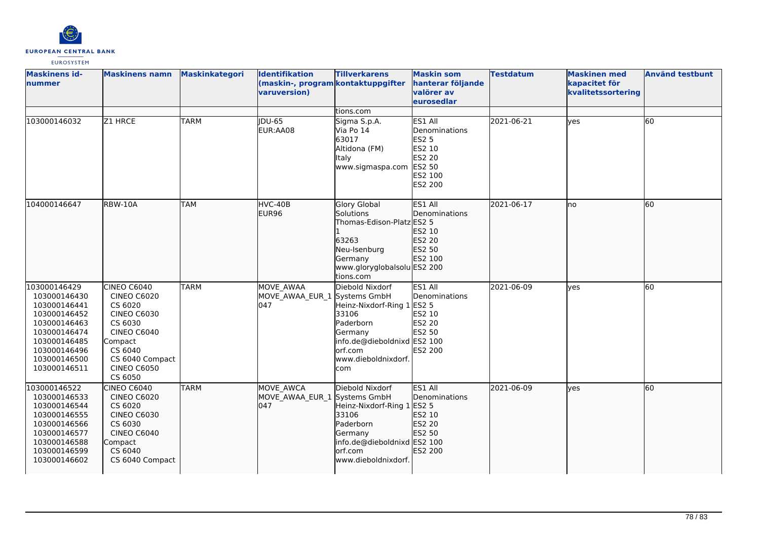| Maskinens id-nummer | Maskinens namn | Maskinkategori | Identifikation (maskin-, programvaruversion) | Tillverkarens kontaktuppgifter | Maskin som hanterar följande valörer av eurosedlar | Testdatum | Maskinen med kapacitet för kvalitetssortering | Använd testbunt |
|---|---|---|---|---|---|---|---|---|
| | | | | tions.com | | | | |
| 103000146032 | Z1 HRCE | TARM | JDU-65<br>EUR:AA08 | Sigma S.p.A.<br>Via Po 14<br>63017<br>Altidona (FM)<br>Italy<br>www.sigmaspa.com | ES1 All Denominations<br>ES2 5<br>ES2 10<br>ES2 20<br>ES2 50<br>ES2 100<br>ES2 200 | 2021-06-21 | yes | 60 |
| 104000146647 | RBW-10A | TAM | HVC-40B<br>EUR96 | Glory Global Solutions<br>Thomas-Edison-Platz 1<br>63263<br>Neu-Isenburg<br>Germany<br>www.gloryglobalsolutions.com | ES1 All Denominations<br>ES2 5<br>ES2 10<br>ES2 20<br>ES2 50<br>ES2 100<br>ES2 200 | 2021-06-17 | no | 60 |
| 103000146429<br>103000146430<br>103000146441<br>103000146452<br>103000146463<br>103000146474<br>103000146485<br>103000146496<br>103000146500<br>103000146511 | CINEO C6040<br>CINEO C6020<br>CS 6020<br>CINEO C6030<br>CS 6030<br>CINEO C6040 Compact<br>CS 6040<br>CS 6040 Compact<br>CINEO C6050<br>CS 6050 | TARM | MOVE_AWAA<br>MOVE_AWAA_EUR_1047 | Diebold Nixdorf Systems GmbH<br>Heinz-Nixdorf-Ring 1<br>33106<br>Paderborn<br>Germany<br>info.de@dieboldnixdorf.com<br>www.dieboldnixdorf.com | ES1 All Denominations<br>ES2 5<br>ES2 10<br>ES2 20<br>ES2 50<br>ES2 100<br>ES2 200 | 2021-06-09 | yes | 60 |
| 103000146522<br>103000146533<br>103000146544<br>103000146555<br>103000146566<br>103000146577<br>103000146588<br>103000146599<br>103000146602 | CINEO C6040<br>CINEO C6020<br>CS 6020<br>CINEO C6030<br>CS 6030<br>CINEO C6040 Compact<br>CS 6040<br>CS 6040 Compact | TARM | MOVE_AWCA<br>MOVE_AWAA_EUR_1047 | Diebold Nixdorf Systems GmbH<br>Heinz-Nixdorf-Ring 1<br>33106<br>Paderborn<br>Germany<br>info.de@dieboldnixdorf.com<br>www.dieboldnixdorf. | ES1 All Denominations<br>ES2 5<br>ES2 10<br>ES2 20<br>ES2 50<br>ES2 100<br>ES2 200 | 2021-06-09 | yes | 60 |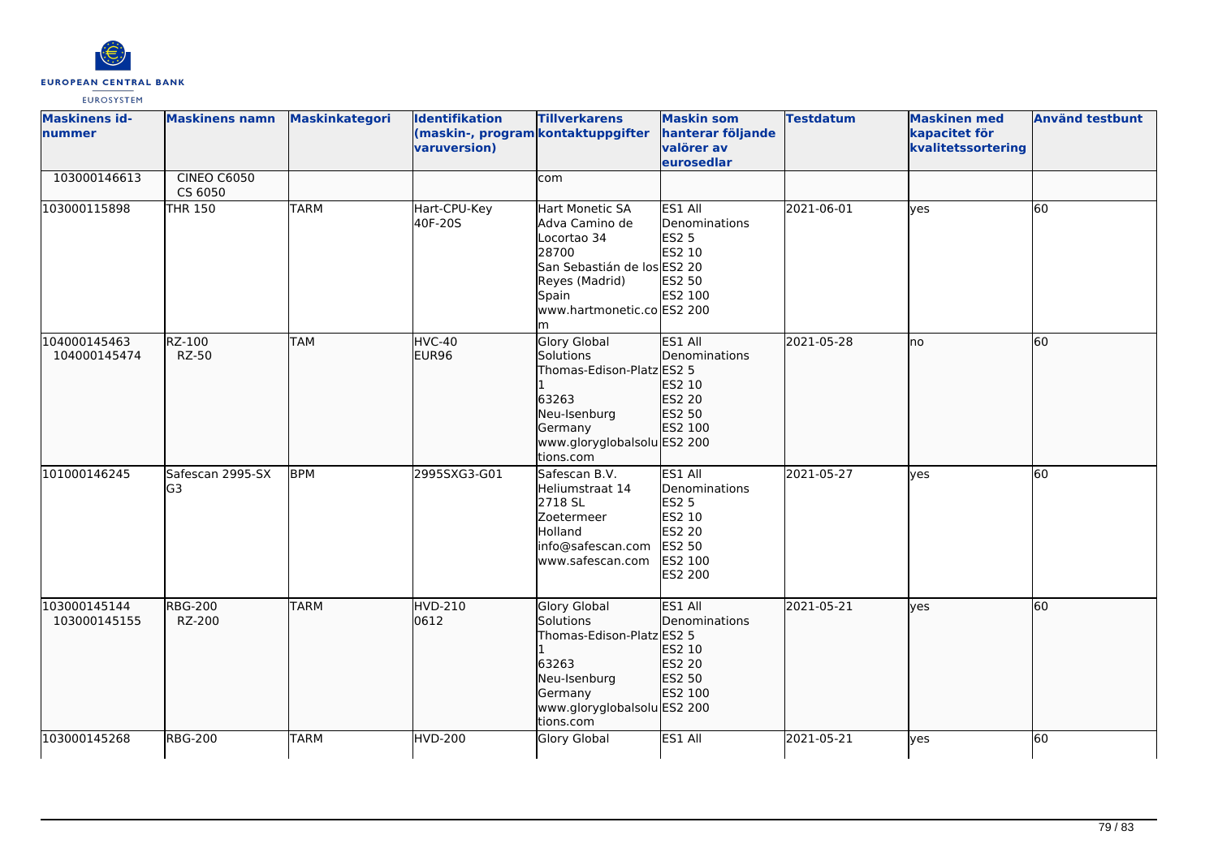| Maskinens id-nummer | Maskinens namn | Maskinkategori | Identifikation (maskin-, program varuversion) | Tillverkarens kontaktuppgifter | Maskin som hanterar följande valörer av eurosedlar | Testdatum | Maskinen med kapacitet för kvalitetssortering | Använd testbunt |
|---|---|---|---|---|---|---|---|---|
| 103000146613 | CINEO C6050 CS 6050 | | | com | | | | |
| 103000115898 | THR 150 | TARM | Hart-CPU-Key 40F-20S | Hart Monetic SA Adva Camino de Locortao 34 28700 San Sebastián de los Reyes (Madrid) Spain www.hartmonetic.com | ES1 All Denominations ES2 5 ES2 10 ES2 20 ES2 50 ES2 100 ES2 200 | 2021-06-01 | yes | 60 |
| 104000145463 104000145474 | RZ-100 RZ-50 | TAM | HVC-40 EUR96 | Glory Global Solutions Thomas-Edison-Platz 1 63263 Neu-Isenburg Germany www.gloryglobalsolutions.com | ES1 All Denominations ES2 5 ES2 10 ES2 20 ES2 50 ES2 100 ES2 200 | 2021-05-28 | no | 60 |
| 101000146245 | Safescan 2995-SX G3 | BPM | 2995SXG3-G01 | Safescan B.V. Heliumstraat 14 2718 SL Zoetermeer Holland info@safescan.com www.safescan.com | ES1 All Denominations ES2 5 ES2 10 ES2 20 ES2 50 ES2 100 ES2 200 | 2021-05-27 | yes | 60 |
| 103000145144 103000145155 | RBG-200 RZ-200 | TARM | HVD-210 0612 | Glory Global Solutions Thomas-Edison-Platz 1 63263 Neu-Isenburg Germany www.gloryglobalsolutions.com | ES1 All Denominations ES2 5 ES2 10 ES2 20 ES2 50 ES2 100 ES2 200 | 2021-05-21 | yes | 60 |
| 103000145268 | RBG-200 | TARM | HVD-200 | Glory Global | ES1 All | 2021-05-21 | yes | 60 |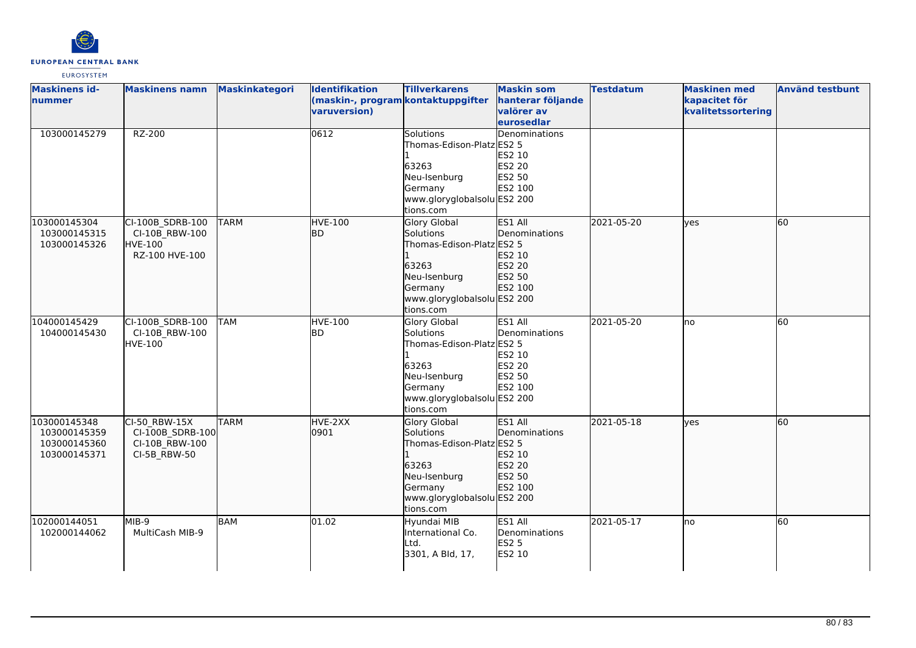| Maskinens id-nummer | Maskinens namn | Maskinkategori | Identifikation (maskin-, programvaruversion) | Tillverkarens kontaktuppgifter | Maskin som hanterar följande valörer av eurosedlar | Testdatum | Maskinen med kapacitet för kvalitetssortering | Använd testbunt |
|---|---|---|---|---|---|---|---|---|
| 103000145279 | RZ-200 | | 0612 | Solutions<br>Thomas-Edison-Platz 1<br>63263<br>Neu-Isenburg<br>Germany<br>www.gloryglobalsolutions.com | Denominations<br>ES2 5<br>ES2 10<br>ES2 20<br>ES2 50<br>ES2 100<br>ES2 200 | | | |
| 103000145304<br>103000145315<br>103000145326 | CI-100B_SDRB-100<br>CI-10B_RBW-100<br>HVE-100<br>RZ-100 HVE-100 | TARM | HVE-100<br>BD | Glory Global Solutions<br>Thomas-Edison-Platz 1<br>63263<br>Neu-Isenburg<br>Germany<br>www.gloryglobalsolutions.com | ES1 All Denominations<br>ES2 5<br>ES2 10<br>ES2 20<br>ES2 50<br>ES2 100<br>ES2 200 | 2021-05-20 | yes | 60 |
| 104000145429<br>104000145430 | CI-100B_SDRB-100<br>CI-10B_RBW-100<br>HVE-100 | TAM | HVE-100<br>BD | Glory Global Solutions<br>Thomas-Edison-Platz 1<br>63263<br>Neu-Isenburg<br>Germany<br>www.gloryglobalsolutions.com | ES1 All Denominations<br>ES2 5<br>ES2 10<br>ES2 20<br>ES2 50<br>ES2 100<br>ES2 200 | 2021-05-20 | no | 60 |
| 103000145348<br>103000145359<br>103000145360<br>103000145371 | CI-50_RBW-15X<br>CI-100B_SDRB-100<br>CI-10B_RBW-100<br>CI-5B_RBW-50 | TARM | HVE-2XX<br>0901 | Glory Global Solutions<br>Thomas-Edison-Platz 1<br>63263<br>Neu-Isenburg<br>Germany<br>www.gloryglobalsolutions.com | ES1 All Denominations<br>ES2 5<br>ES2 10<br>ES2 20<br>ES2 50<br>ES2 100<br>ES2 200 | 2021-05-18 | yes | 60 |
| 102000144051<br>102000144062 | MIB-9<br>MultiCash MIB-9 | BAM | 01.02 | Hyundai MIB International Co. Ltd.<br>3301, A Bld, 17, | ES1 All Denominations<br>ES2 5<br>ES2 10 | 2021-05-17 | no | 60 |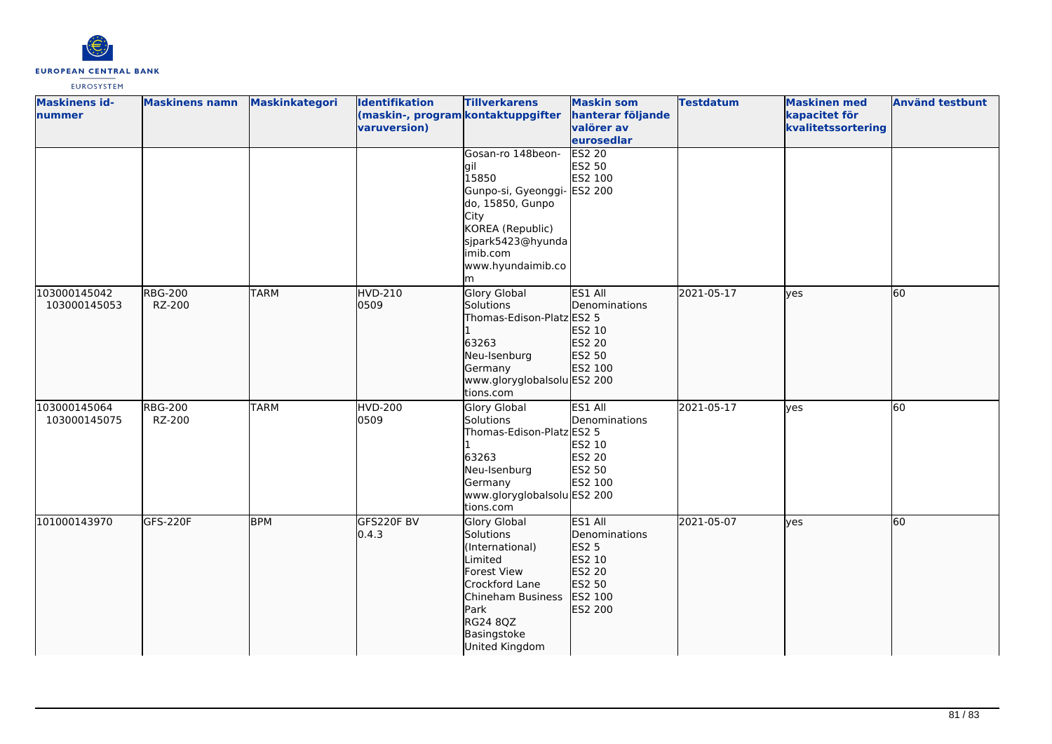| Maskinens id-nummer | Maskinens namn | Maskinkategori | Identifikation (maskin-, programvaruversion) | Tillverkarens kontaktuppgifter | Maskin som hanterar följande valörer av eurosedlar | Testdatum | Maskinen med kapacitet för kvalitetssortering | Använd testbunt |
|---|---|---|---|---|---|---|---|---|
| | | | | Gosan-ro 148beon-gil<br>15850<br>Gunpo-si, Gyeonggi-do, 15850, Gunpo City<br>KOREA (Republic)<br>sjpark5423@hyundaimib.com<br>www.hyundaimib.com | ES2 20<br>ES2 50<br>ES2 100<br>ES2 200 | | | |
| 103000145042<br>103000145053 | RBG-200<br>RZ-200 | TARM | HVD-210<br>0509 | Glory Global Solutions<br>Thomas-Edison-Platz 1<br>63263<br>Neu-Isenburg<br>Germany<br>www.gloryglobalsolutions.com | ES1 All Denominations<br>ES2 5<br>ES2 10<br>ES2 20<br>ES2 50<br>ES2 100<br>ES2 200 | 2021-05-17 | yes | 60 |
| 103000145064<br>103000145075 | RBG-200<br>RZ-200 | TARM | HVD-200<br>0509 | Glory Global Solutions<br>Thomas-Edison-Platz 1<br>63263<br>Neu-Isenburg<br>Germany<br>www.gloryglobalsolutions.com | ES1 All Denominations<br>ES2 5<br>ES2 10<br>ES2 20<br>ES2 50<br>ES2 100<br>ES2 200 | 2021-05-17 | yes | 60 |
| 101000143970 | GFS-220F | BPM | GFS220F BV<br>0.4.3 | Glory Global Solutions (International) Limited<br>Forest View<br>Crockford Lane<br>Chineham Business Park<br>RG24 8QZ<br>Basingstoke<br>United Kingdom | ES1 All Denominations<br>ES2 5<br>ES2 10<br>ES2 20<br>ES2 50<br>ES2 100<br>ES2 200 | 2021-05-07 | yes | 60 |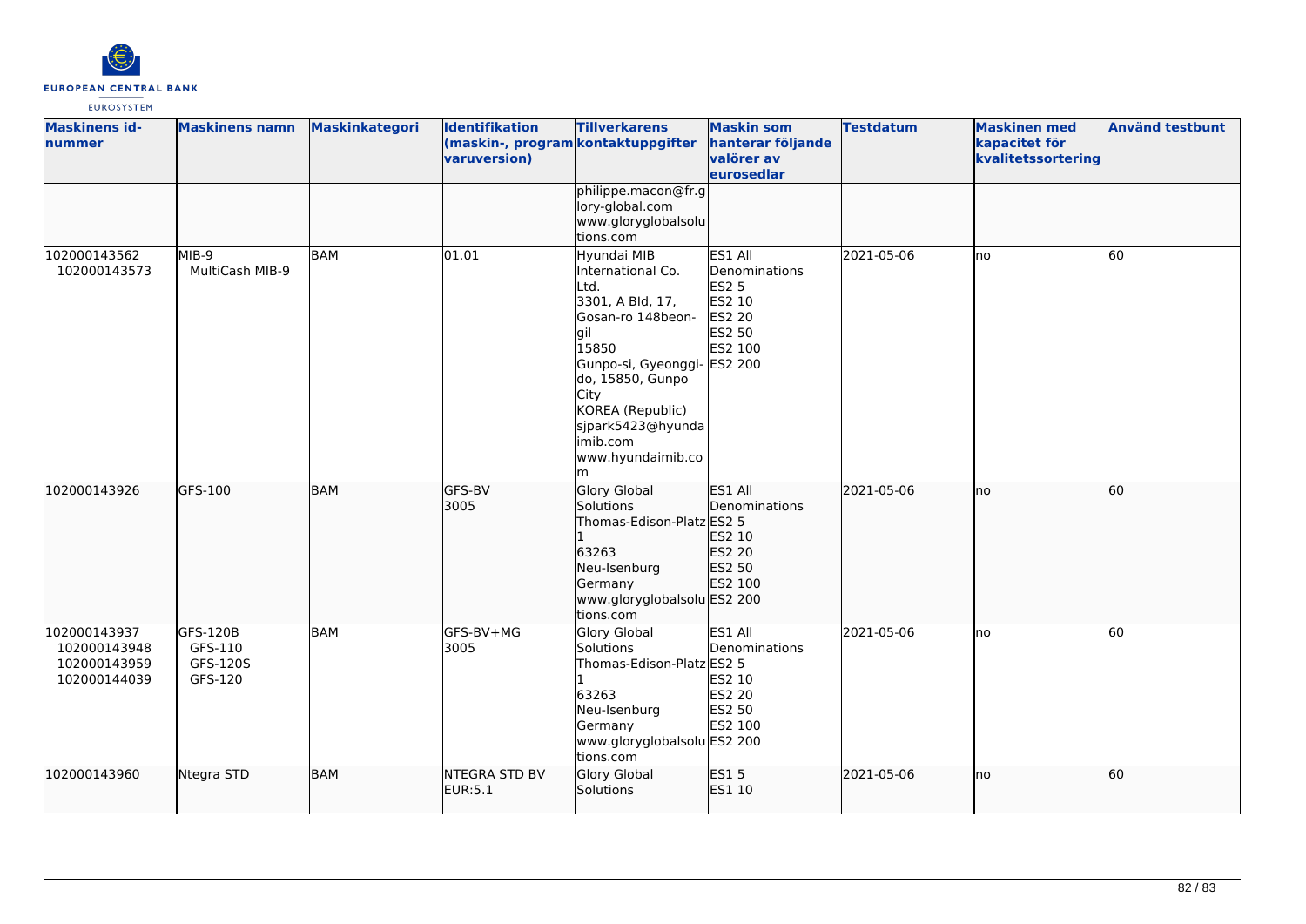| Maskinens id-nummer | Maskinens namn | Maskinkategori | Identifikation (maskin-, programvaruversion) | Tillverkarens kontaktuppgifter | Maskin som hanterar följande valörer av eurosedlar | Testdatum | Maskinen med kapacitet för kvalitetssortering | Använd testbunt |
|---|---|---|---|---|---|---|---|---|
| | | | | philippe.macon@fr.glory-global.com www.gloryglobalsolutions.com | | | | |
| 102000143562 102000143573 | MIB-9 MultiCash MIB-9 | BAM | 01.01 | Hyundai MIB International Co. Ltd. 3301, A Bld, 17, Gosan-ro 148beon-gil 15850 Gunpo-si, Gyeonggi-do, 15850, Gunpo City KOREA (Republic) sjpark5423@hyundaimib.com www.hyundaimib.com | ES1 All Denominations ES2 5 ES2 10 ES2 20 ES2 50 ES2 100 ES2 200 | 2021-05-06 | no | 60 |
| 102000143926 | GFS-100 | BAM | GFS-BV 3005 | Glory Global Solutions Thomas-Edison-Platz 1 63263 Neu-Isenburg Germany www.gloryglobalsolutions.com | ES1 All Denominations ES2 5 ES2 10 ES2 20 ES2 50 ES2 100 ES2 200 | 2021-05-06 | no | 60 |
| 102000143937 102000143948 102000143959 102000144039 | GFS-120B GFS-110 GFS-120S GFS-120 | BAM | GFS-BV+MG 3005 | Glory Global Solutions Thomas-Edison-Platz 1 63263 Neu-Isenburg Germany www.gloryglobalsolutions.com | ES1 All Denominations ES2 5 ES2 10 ES2 20 ES2 50 ES2 100 ES2 200 | 2021-05-06 | no | 60 |
| 102000143960 | Ntegra STD | BAM | NTEGRA STD BV EUR:5.1 | Glory Global Solutions | ES1 5 ES1 10 | 2021-05-06 | no | 60 |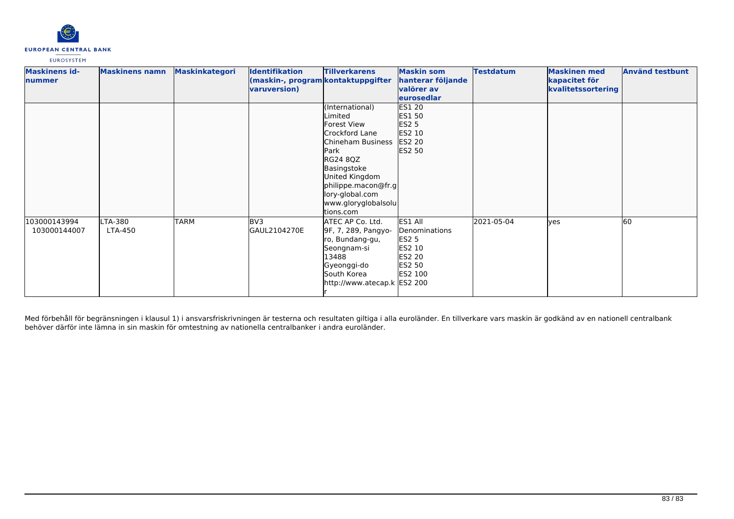| Maskinens id-nummer | Maskinens namn | Maskinkategori | Identifikation (maskin-, program varuversion) | Tillverkarens kontaktuppgifter | Maskin som hanterar följande valörer av eurosedlar | Testdatum | Maskinen med kapacitet för kvalitetssortering | Använd testbunt |
|---|---|---|---|---|---|---|---|---|
| | | | | (International) Limited<br>Forest View<br>Crockford Lane<br>Chineham Business Park<br>RG24 8QZ<br>Basingstoke<br>United Kingdom<br>philippe.macon@fr.glory-global.com<br>www.gloryglobalsolutions.com | ES1 20<br>ES1 50<br>ES2 5<br>ES2 10<br>ES2 20<br>ES2 50 | | | |
| 103000143994<br>103000144007 | LTA-380<br>LTA-450 | TARM | BV3<br>GAUL2104270E | ATEC AP Co. Ltd.<br>9F, 7, 289, Pangyo-ro, Bundang-gu,<br>Seongnam-si<br>13488<br>Gyeonggi-do<br>South Korea<br>http://www.atecap.kr | ES1 All Denominations<br>ES2 5<br>ES2 10<br>ES2 20<br>ES2 50<br>ES2 100<br>ES2 200 | 2021-05-04 | yes | 60 |

Med förbehåll för begränsningen i klausul 1) i ansvarsfriskrivningen är testerna och resultaten giltiga i alla euroländer. En tillverkare vars maskin är godkänd av en nationell centralbank behöver därför inte lämna in sin maskin för omtestning av nationella centralbanker i andra euroländer.